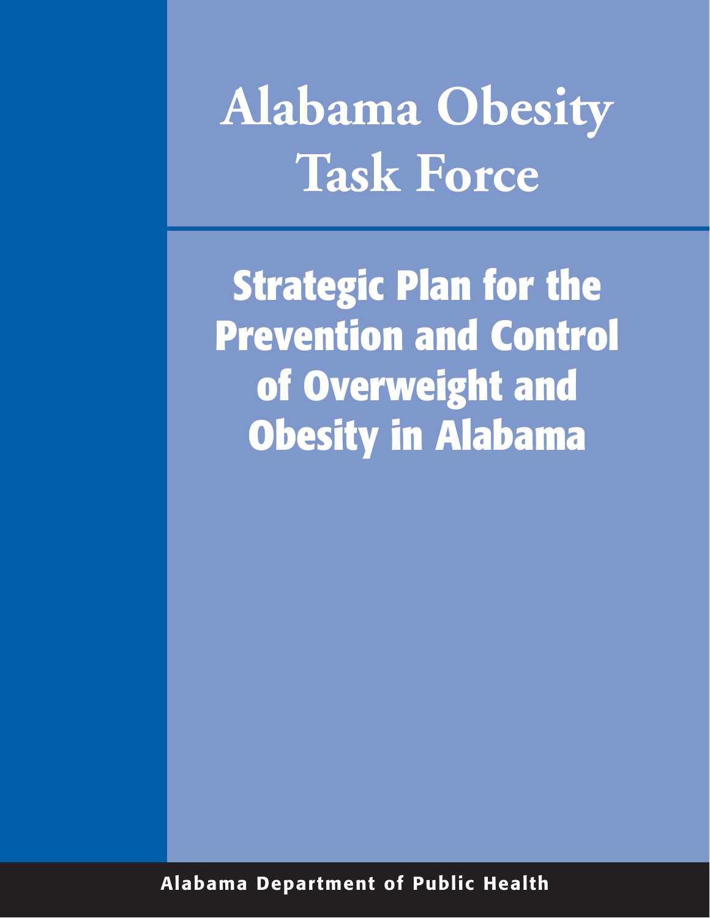# Alabama Obesity Task Force

## Strategic Plan for the Prevention and Control of Overweight and Obesity in Alabama

Alabama Department of Public Health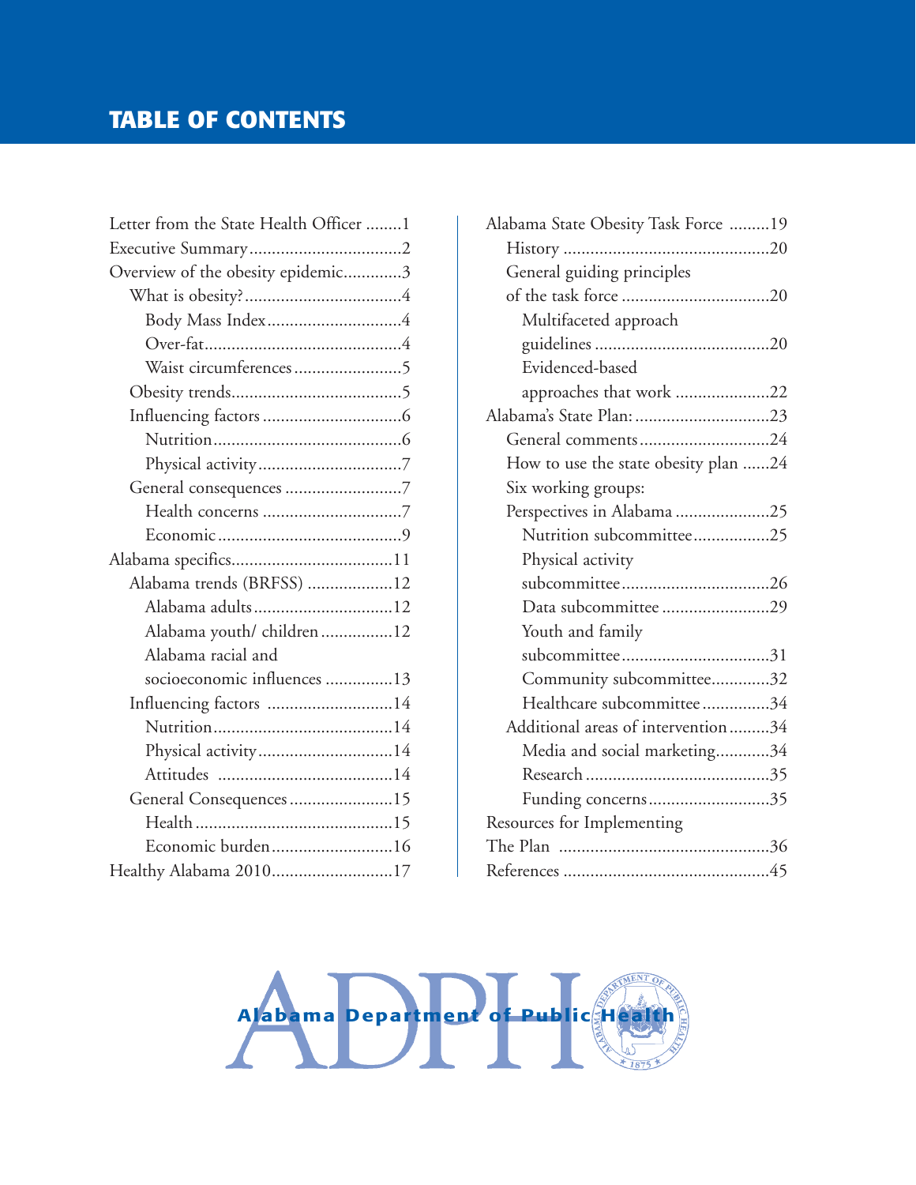# TABLE OF CONTENTS

- Letter from the State Health Officer ........1
- Executive Summary ..................................2
- Overview of the obesity epidemic.............3
  - What is obesity?...................................4
    - Body Mass Index..............................4
    - Over-fat............................................4
    - Waist circumferences........................5
  - Obesity trends......................................5
  - Influencing factors ...............................6
    - Nutrition..........................................6
    - Physical activity................................7
  - General consequences ..........................7
    - Health concerns ...............................7
    - Economic .........................................9
- Alabama specifics....................................11
  - Alabama trends (BRFSS) ...................12
    - Alabama adults...............................12
    - Alabama youth/ children ................12
    - Alabama racial and socioeconomic influences ...............13
  - Influencing factors ............................14
    - Nutrition........................................14
    - Physical activity..............................14
    - Attitudes .......................................14
  - General Consequences.......................15
    - Health ............................................15
    - Economic burden...........................16
- Healthy Alabama 2010...........................17
- Alabama State Obesity Task Force .........19
  - History .............................................20
  - General guiding principles of the task force .................................20
    - Multifaceted approach guidelines .......................................20
    - Evidenced-based approaches that work .....................22
- Alabama's State Plan: ..............................23
  - General comments.............................24
  - How to use the state obesity plan ......24
  - Six working groups: Perspectives in Alabama .....................25
    - Nutrition subcommittee.................25
    - Physical activity subcommittee.................................26
    - Data subcommittee ........................29
    - Youth and family subcommittee.................................31
    - Community subcommittee.............32
    - Healthcare subcommittee...............34
  - Additional areas of intervention.........34
    - Media and social marketing............34
    - Research .........................................35
    - Funding concerns...........................35
- Resources for Implementing The Plan ...............................................36
- References .............................................45

ADPH
Alabama Department of Public Health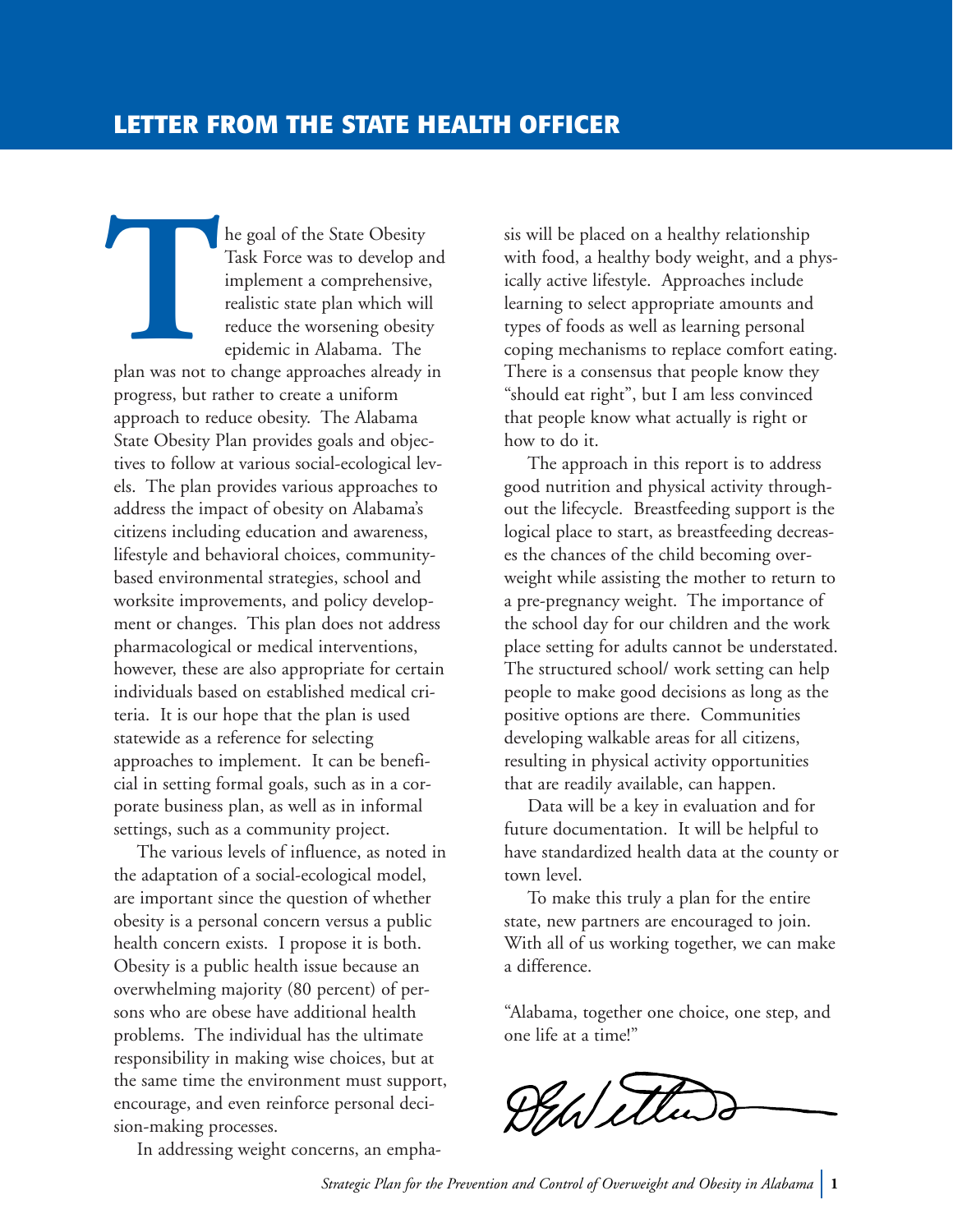## LETTER FROM THE STATE HEALTH OFFICER

The goal of the State Obesity Task Force was to develop and implement a comprehensive, realistic state plan which will reduce the worsening obesity epidemic in Alabama. The plan was not to change approaches already in progress, but rather to create a uniform approach to reduce obesity. The Alabama State Obesity Plan provides goals and objectives to follow at various social-ecological levels. The plan provides various approaches to address the impact of obesity on Alabama's citizens including education and awareness, lifestyle and behavioral choices, community-based environmental strategies, school and worksite improvements, and policy development or changes. This plan does not address pharmacological or medical interventions, however, these are also appropriate for certain individuals based on established medical criteria. It is our hope that the plan is used statewide as a reference for selecting approaches to implement. It can be beneficial in setting formal goals, such as in a corporate business plan, as well as in informal settings, such as a community project.

The various levels of influence, as noted in the adaptation of a social-ecological model, are important since the question of whether obesity is a personal concern versus a public health concern exists. I propose it is both. Obesity is a public health issue because an overwhelming majority (80 percent) of persons who are obese have additional health problems. The individual has the ultimate responsibility in making wise choices, but at the same time the environment must support, encourage, and even reinforce personal decision-making processes.

In addressing weight concerns, an emphasis will be placed on a healthy relationship with food, a healthy body weight, and a physically active lifestyle. Approaches include learning to select appropriate amounts and types of foods as well as learning personal coping mechanisms to replace comfort eating. There is a consensus that people know they "should eat right", but I am less convinced that people know what actually is right or how to do it.

The approach in this report is to address good nutrition and physical activity throughout the lifecycle. Breastfeeding support is the logical place to start, as breastfeeding decreases the chances of the child becoming overweight while assisting the mother to return to a pre-pregnancy weight. The importance of the school day for our children and the work place setting for adults cannot be understated. The structured school/ work setting can help people to make good decisions as long as the positive options are there. Communities developing walkable areas for all citizens, resulting in physical activity opportunities that are readily available, can happen.

Data will be a key in evaluation and for future documentation. It will be helpful to have standardized health data at the county or town level.

To make this truly a plan for the entire state, new partners are encouraged to join. With all of us working together, we can make a difference.

"Alabama, together one choice, one step, and one life at a time!"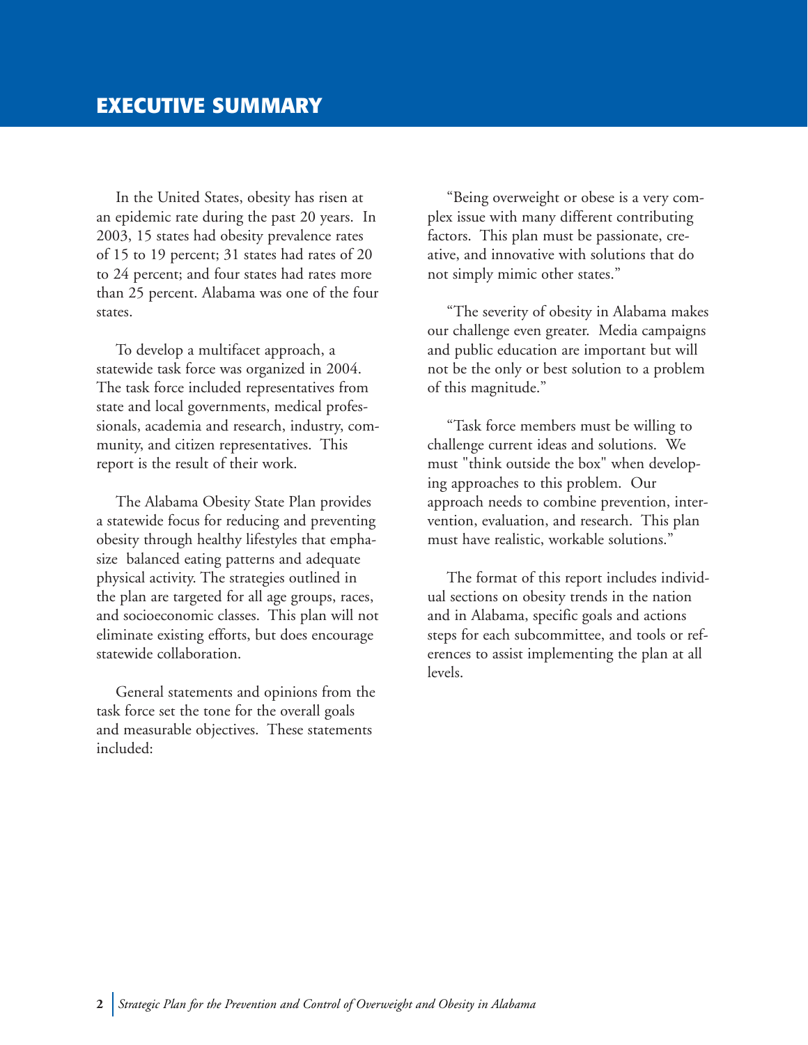# EXECUTIVE SUMMARY

In the United States, obesity has risen at an epidemic rate during the past 20 years. In 2003, 15 states had obesity prevalence rates of 15 to 19 percent; 31 states had rates of 20 to 24 percent; and four states had rates more than 25 percent. Alabama was one of the four states.

To develop a multifacet approach, a statewide task force was organized in 2004. The task force included representatives from state and local governments, medical professionals, academia and research, industry, community, and citizen representatives. This report is the result of their work.

The Alabama Obesity State Plan provides a statewide focus for reducing and preventing obesity through healthy lifestyles that emphasize balanced eating patterns and adequate physical activity. The strategies outlined in the plan are targeted for all age groups, races, and socioeconomic classes. This plan will not eliminate existing efforts, but does encourage statewide collaboration.

General statements and opinions from the task force set the tone for the overall goals and measurable objectives. These statements included:

"Being overweight or obese is a very complex issue with many different contributing factors. This plan must be passionate, creative, and innovative with solutions that do not simply mimic other states."

"The severity of obesity in Alabama makes our challenge even greater. Media campaigns and public education are important but will not be the only or best solution to a problem of this magnitude."

"Task force members must be willing to challenge current ideas and solutions. We must "think outside the box" when developing approaches to this problem. Our approach needs to combine prevention, intervention, evaluation, and research. This plan must have realistic, workable solutions."

The format of this report includes individual sections on obesity trends in the nation and in Alabama, specific goals and actions steps for each subcommittee, and tools or references to assist implementing the plan at all levels.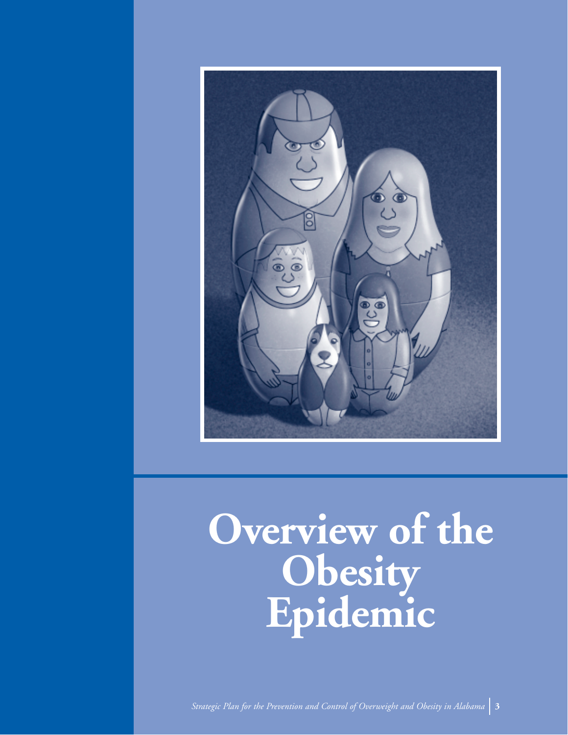# Overview of the Obesity Epidemic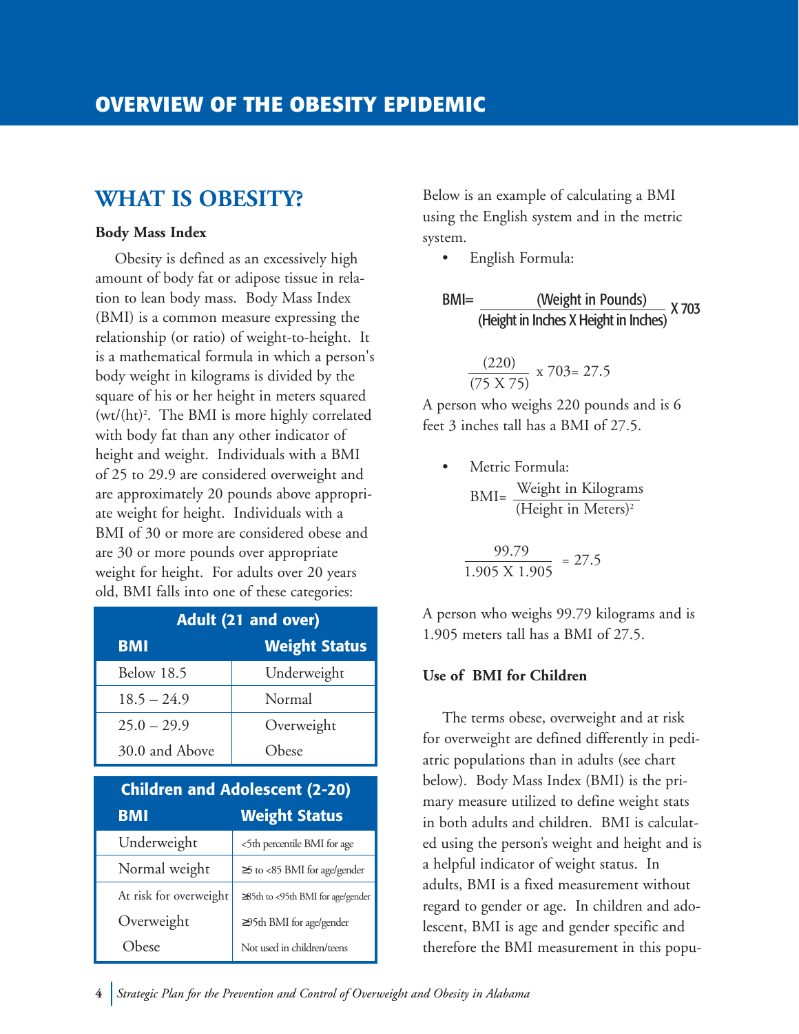# OVERVIEW OF THE OBESITY EPIDEMIC

## WHAT IS OBESITY?

### Body Mass Index

Obesity is defined as an excessively high amount of body fat or adipose tissue in relation to lean body mass. Body Mass Index (BMI) is a common measure expressing the relationship (or ratio) of weight-to-height. It is a mathematical formula in which a person's body weight in kilograms is divided by the square of his or her height in meters squared $(wt/(ht)^2$. The BMI is more highly correlated with body fat than any other indicator of height and weight. Individuals with a BMI of 25 to 29.9 are considered overweight and are approximately 20 pounds above appropriate weight for height. Individuals with a BMI of 30 or more are considered obese and are 30 or more pounds over appropriate weight for height. For adults over 20 years old, BMI falls into one of these categories:

| Adult (21 and over) | |
|---|---|
| **BMI** | **Weight Status** |
| Below 18.5 | Underweight |
| 18.5 – 24.9 | Normal |
| 25.0 – 29.9 | Overweight |
| 30.0 and Above | Obese |

| Children and Adolescent (2-20) | |
|---|---|
| **BMI** | **Weight Status** |
| Underweight | <5th percentile BMI for age |
| Normal weight | ≥5 to <85 BMI for age/gender |
| At risk for overweight | ≥85th to <95th BMI for age/gender |
| Overweight | ≥95th BMI for age/gender |
| Obese | Not used in children/teens |

Below is an example of calculating a BMI using the English system and in the metric system.

- English Formula:

$$\text{BMI} = \frac{(\text{Weight in Pounds})}{(\text{Height in Inches X Height in Inches})} \text{ X } 703$$

$$\frac{(220)}{(75 \text{ X } 75)} \text{ x } 703 = 27.5$$

A person who weighs 220 pounds and is 6 feet 3 inches tall has a BMI of 27.5.

- Metric Formula:

$$\text{BMI} = \frac{\text{Weight in Kilograms}}{(\text{Height in Meters})^2}$$

$$\frac{99.79}{1.905 \text{ X } 1.905} = 27.5$$

A person who weighs 99.79 kilograms and is 1.905 meters tall has a BMI of 27.5.

### Use of BMI for Children

The terms obese, overweight and at risk for overweight are defined differently in pediatric populations than in adults (see chart below). Body Mass Index (BMI) is the primary measure utilized to define weight stats in both adults and children. BMI is calculated using the person's weight and height and is a helpful indicator of weight status. In adults, BMI is a fixed measurement without regard to gender or age. In children and adolescent, BMI is age and gender specific and therefore the BMI measurement in this popu-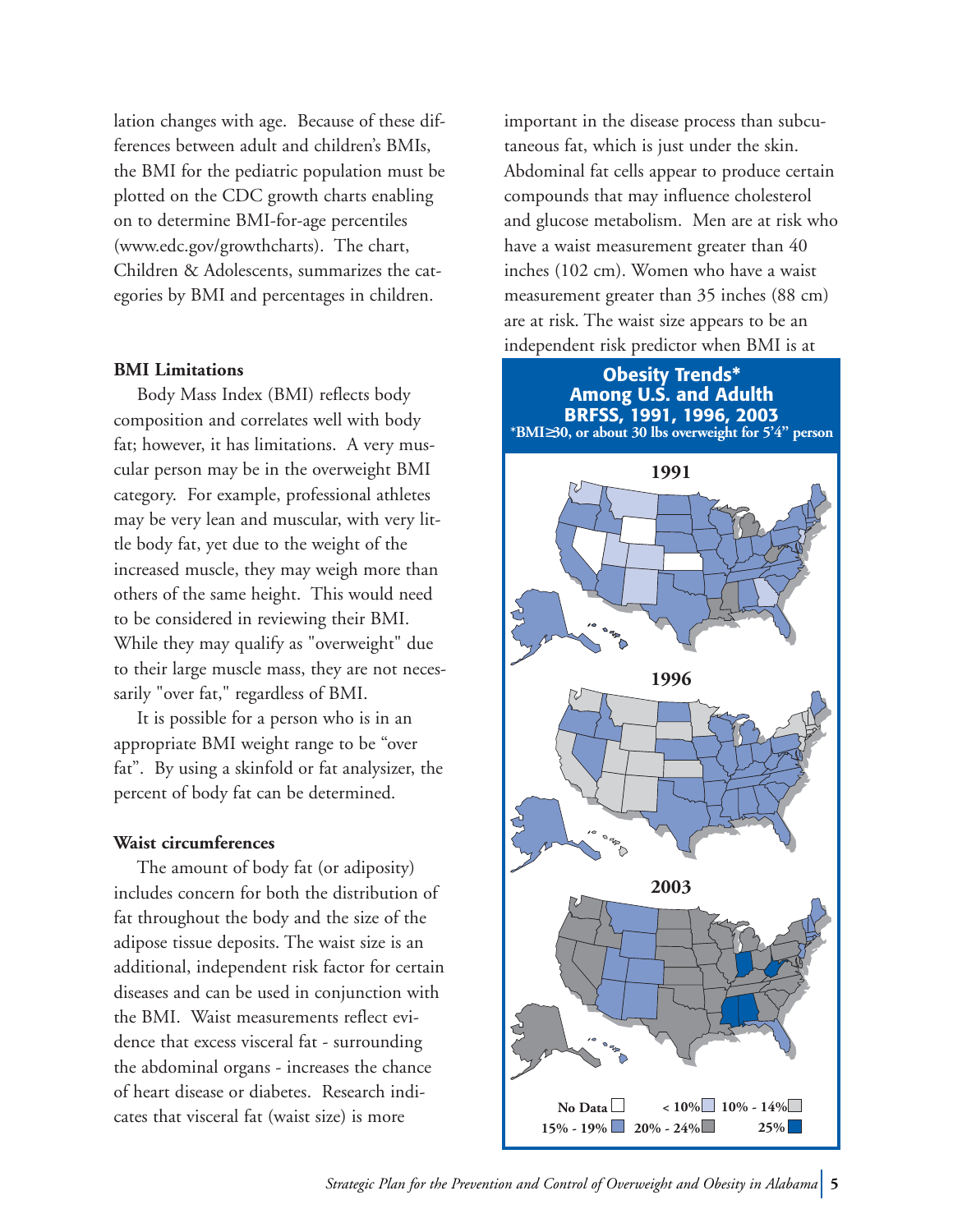lation changes with age. Because of these differences between adult and children's BMIs, the BMI for the pediatric population must be plotted on the CDC growth charts enabling on to determine BMI-for-age percentiles (www.edc.gov/growthcharts). The chart, Children & Adolescents, summarizes the categories by BMI and percentages in children.

### BMI Limitations

Body Mass Index (BMI) reflects body composition and correlates well with body fat; however, it has limitations. A very muscular person may be in the overweight BMI category. For example, professional athletes may be very lean and muscular, with very little body fat, yet due to the weight of the increased muscle, they may weigh more than others of the same height. This would need to be considered in reviewing their BMI. While they may qualify as "overweight" due to their large muscle mass, they are not necessarily "over fat," regardless of BMI.

It is possible for a person who is in an appropriate BMI weight range to be "over fat". By using a skinfold or fat analyzer, the percent of body fat can be determined.

### Waist circumferences

The amount of body fat (or adiposity) includes concern for both the distribution of fat throughout the body and the size of the adipose tissue deposits. The waist size is an additional, independent risk factor for certain diseases and can be used in conjunction with the BMI. Waist measurements reflect evidence that excess visceral fat - surrounding the abdominal organs - increases the chance of heart disease or diabetes. Research indicates that visceral fat (waist size) is more important in the disease process than subcutaneous fat, which is just under the skin. Abdominal fat cells appear to produce certain compounds that may influence cholesterol and glucose metabolism. Men are at risk who have a waist measurement greater than 40 inches (102 cm). Women who have a waist measurement greater than 35 inches (88 cm) are at risk. The waist size appears to be an independent risk predictor when BMI is at

**Obesity Trends* Among U.S. and Adult BRFSS, 1991, 1996, 2003**

***BMI≥30, or about 30 lbs overweight for 5'4" person**

**1991**

**1996**

**2003**

**No Data** | **< 10%** | **10% - 14%** | **15% - 19%** | **20% - 24%** | **25%**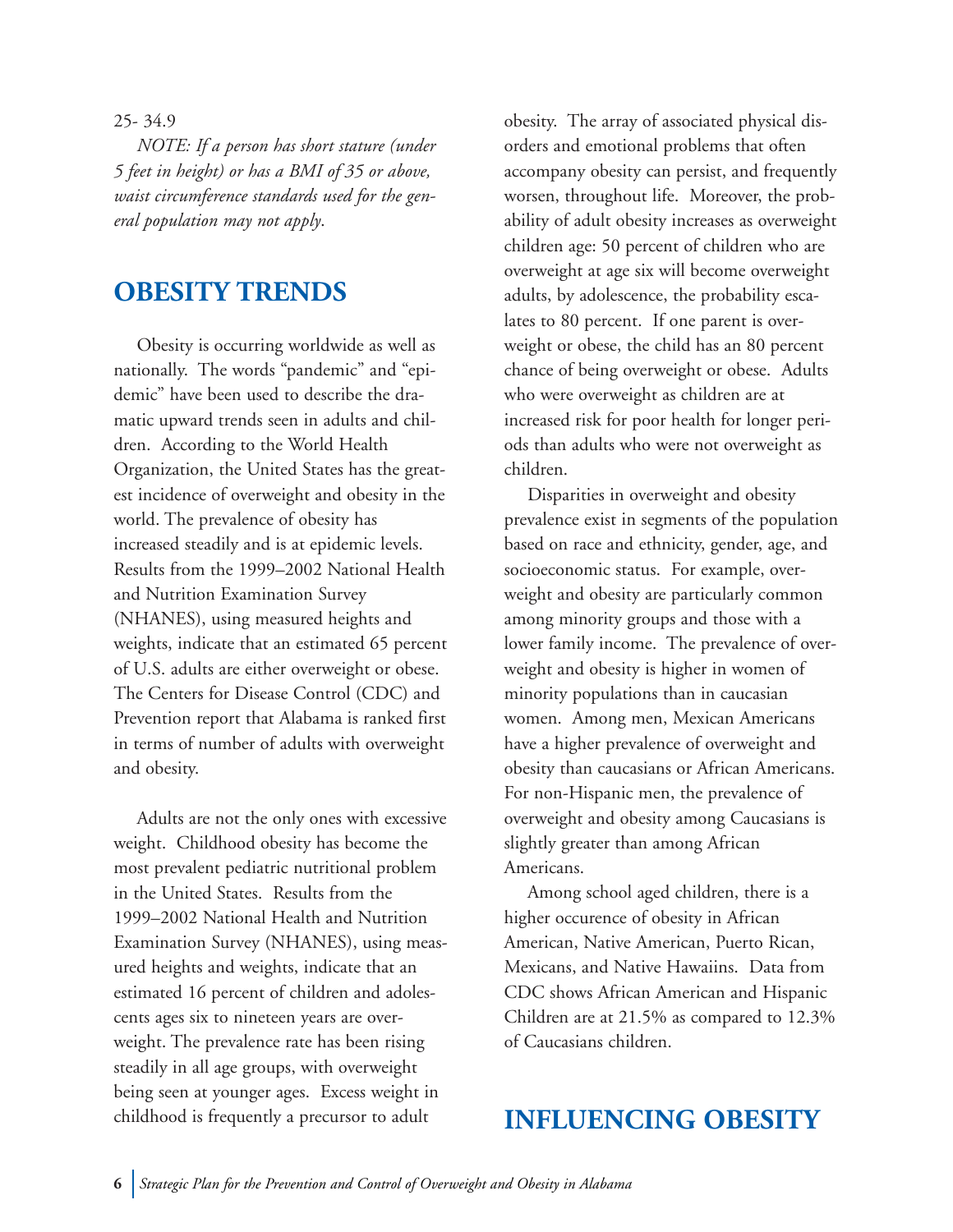25- 34.9

*NOTE: If a person has short stature (under 5 feet in height) or has a BMI of 35 or above, waist circumference standards used for the general population may not apply.*

## OBESITY TRENDS

Obesity is occurring worldwide as well as nationally. The words "pandemic" and "epidemic" have been used to describe the dramatic upward trends seen in adults and children. According to the World Health Organization, the United States has the greatest incidence of overweight and obesity in the world. The prevalence of obesity has increased steadily and is at epidemic levels. Results from the 1999–2002 National Health and Nutrition Examination Survey (NHANES), using measured heights and weights, indicate that an estimated 65 percent of U.S. adults are either overweight or obese. The Centers for Disease Control (CDC) and Prevention report that Alabama is ranked first in terms of number of adults with overweight and obesity.

Adults are not the only ones with excessive weight. Childhood obesity has become the most prevalent pediatric nutritional problem in the United States. Results from the 1999–2002 National Health and Nutrition Examination Survey (NHANES), using measured heights and weights, indicate that an estimated 16 percent of children and adolescents ages six to nineteen years are overweight. The prevalence rate has been rising steadily in all age groups, with overweight being seen at younger ages. Excess weight in childhood is frequently a precursor to adult obesity. The array of associated physical disorders and emotional problems that often accompany obesity can persist, and frequently worsen, throughout life. Moreover, the probability of adult obesity increases as overweight children age: 50 percent of children who are overweight at age six will become overweight adults, by adolescence, the probability escalates to 80 percent. If one parent is overweight or obese, the child has an 80 percent chance of being overweight or obese. Adults who were overweight as children are at increased risk for poor health for longer periods than adults who were not overweight as children.

Disparities in overweight and obesity prevalence exist in segments of the population based on race and ethnicity, gender, age, and socioeconomic status. For example, overweight and obesity are particularly common among minority groups and those with a lower family income. The prevalence of overweight and obesity is higher in women of minority populations than in caucasian women. Among men, Mexican Americans have a higher prevalence of overweight and obesity than caucasians or African Americans. For non-Hispanic men, the prevalence of overweight and obesity among Caucasians is slightly greater than among African Americans.

Among school aged children, there is a higher occurence of obesity in African American, Native American, Puerto Rican, Mexicans, and Native Hawaiins. Data from CDC shows African American and Hispanic Children are at 21.5% as compared to 12.3% of Caucasians children.

## INFLUENCING OBESITY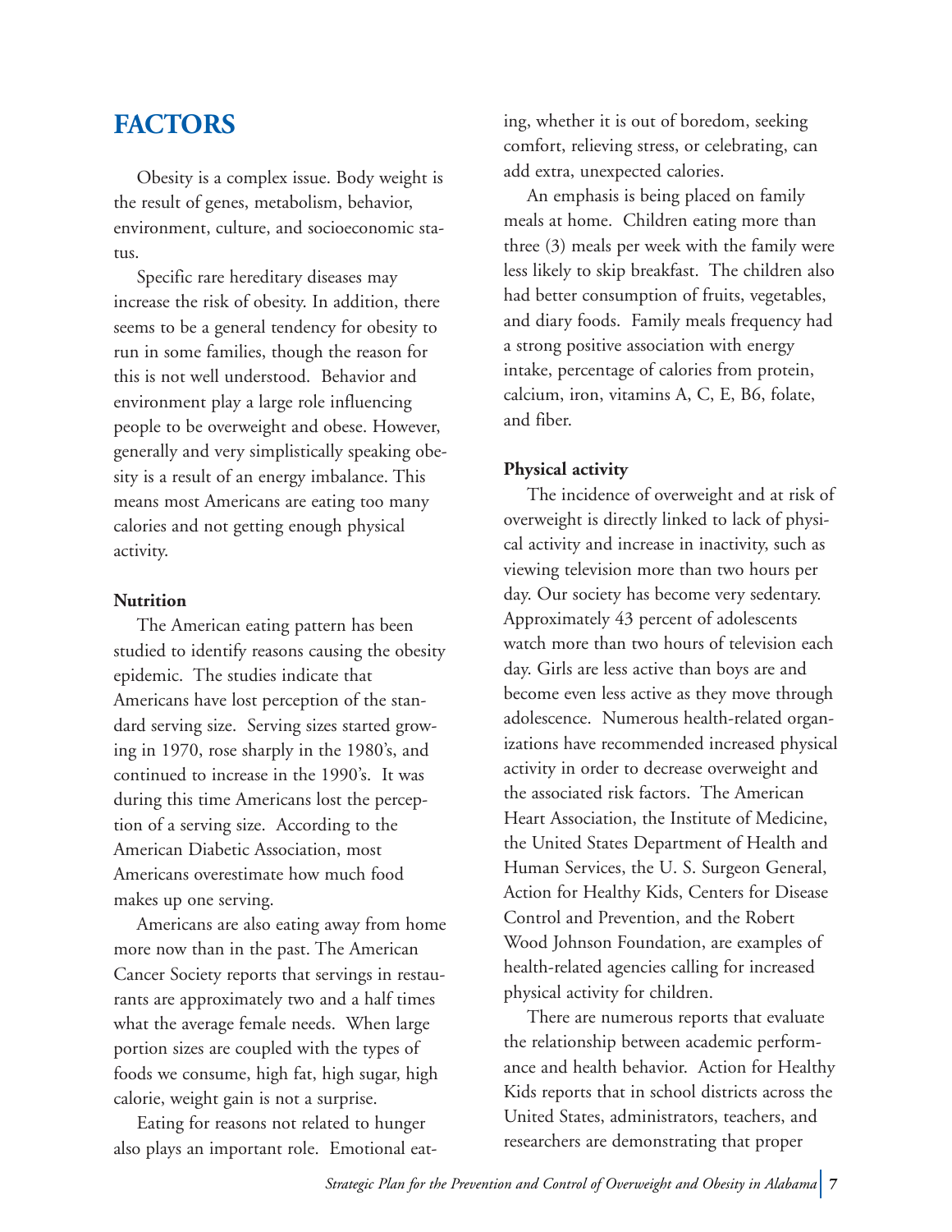## FACTORS

Obesity is a complex issue. Body weight is the result of genes, metabolism, behavior, environment, culture, and socioeconomic status.

Specific rare hereditary diseases may increase the risk of obesity. In addition, there seems to be a general tendency for obesity to run in some families, though the reason for this is not well understood. Behavior and environment play a large role influencing people to be overweight and obese. However, generally and very simplistically speaking obesity is a result of an energy imbalance. This means most Americans are eating too many calories and not getting enough physical activity.

**Nutrition**

The American eating pattern has been studied to identify reasons causing the obesity epidemic. The studies indicate that Americans have lost perception of the standard serving size. Serving sizes started growing in 1970, rose sharply in the 1980's, and continued to increase in the 1990's. It was during this time Americans lost the perception of a serving size. According to the American Diabetic Association, most Americans overestimate how much food makes up one serving.

Americans are also eating away from home more now than in the past. The American Cancer Society reports that servings in restaurants are approximately two and a half times what the average female needs. When large portion sizes are coupled with the types of foods we consume, high fat, high sugar, high calorie, weight gain is not a surprise.

Eating for reasons not related to hunger also plays an important role. Emotional eating, whether it is out of boredom, seeking comfort, relieving stress, or celebrating, can add extra, unexpected calories.

An emphasis is being placed on family meals at home. Children eating more than three (3) meals per week with the family were less likely to skip breakfast. The children also had better consumption of fruits, vegetables, and diary foods. Family meals frequency had a strong positive association with energy intake, percentage of calories from protein, calcium, iron, vitamins A, C, E, B6, folate, and fiber.

**Physical activity**

The incidence of overweight and at risk of overweight is directly linked to lack of physical activity and increase in inactivity, such as viewing television more than two hours per day. Our society has become very sedentary. Approximately 43 percent of adolescents watch more than two hours of television each day. Girls are less active than boys are and become even less active as they move through adolescence. Numerous health-related organizations have recommended increased physical activity in order to decrease overweight and the associated risk factors. The American Heart Association, the Institute of Medicine, the United States Department of Health and Human Services, the U. S. Surgeon General, Action for Healthy Kids, Centers for Disease Control and Prevention, and the Robert Wood Johnson Foundation, are examples of health-related agencies calling for increased physical activity for children.

There are numerous reports that evaluate the relationship between academic performance and health behavior. Action for Healthy Kids reports that in school districts across the United States, administrators, teachers, and researchers are demonstrating that proper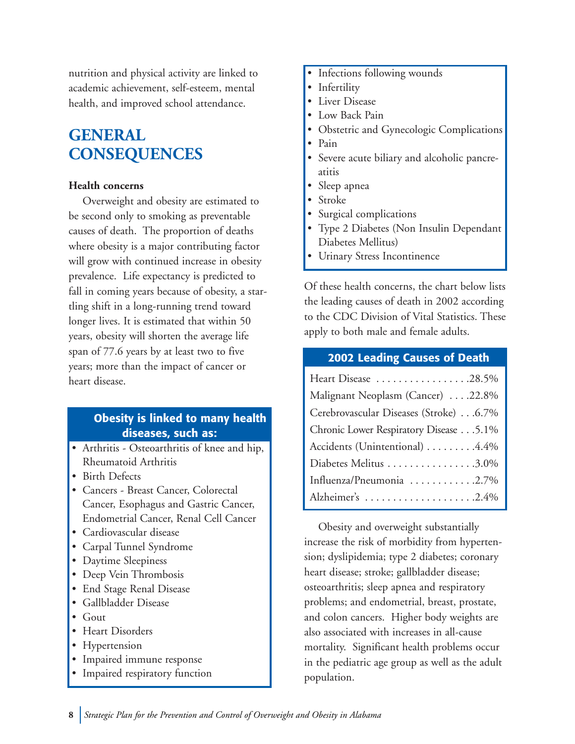nutrition and physical activity are linked to academic achievement, self-esteem, mental health, and improved school attendance.

## GENERAL CONSEQUENCES

**Health concerns**

Overweight and obesity are estimated to be second only to smoking as preventable causes of death. The proportion of deaths where obesity is a major contributing factor will grow with continued increase in obesity prevalence. Life expectancy is predicted to fall in coming years because of obesity, a startling shift in a long-running trend toward longer lives. It is estimated that within 50 years, obesity will shorten the average life span of 77.6 years by at least two to five years; more than the impact of cancer or heart disease.

**Obesity is linked to many health diseases, such as:**

- Arthritis - Osteoarthritis of knee and hip, Rheumatoid Arthritis
- Birth Defects
- Cancers - Breast Cancer, Colorectal Cancer, Esophagus and Gastric Cancer, Endometrial Cancer, Renal Cell Cancer
- Cardiovascular disease
- Carpal Tunnel Syndrome
- Daytime Sleepiness
- Deep Vein Thrombosis
- End Stage Renal Disease
- Gallbladder Disease
- Gout
- Heart Disorders
- Hypertension
- Impaired immune response
- Impaired respiratory function
- Infections following wounds
- Infertility
- Liver Disease
- Low Back Pain
- Obstetric and Gynecologic Complications
- Pain
- Severe acute biliary and alcoholic pancreatitis
- Sleep apnea
- Stroke
- Surgical complications
- Type 2 Diabetes (Non Insulin Dependant Diabetes Mellitus)
- Urinary Stress Incontinence

Of these health concerns, the chart below lists the leading causes of death in 2002 according to the CDC Division of Vital Statistics. These apply to both male and female adults.

| 2002 Leading Causes of Death | |
|---|---|
| Heart Disease | 28.5% |
| Malignant Neoplasm (Cancer) | 22.8% |
| Cerebrovascular Diseases (Stroke) | 6.7% |
| Chronic Lower Respiratory Disease | 5.1% |
| Accidents (Unintentional) | 4.4% |
| Diabetes Melitus | 3.0% |
| Influenza/Pneumonia | 2.7% |
| Alzheimer's | 2.4% |

Obesity and overweight substantially increase the risk of morbidity from hypertension; dyslipidemia; type 2 diabetes; coronary heart disease; stroke; gallbladder disease; osteoarthritis; sleep apnea and respiratory problems; and endometrial, breast, prostate, and colon cancers. Higher body weights are also associated with increases in all-cause mortality. Significant health problems occur in the pediatric age group as well as the adult population.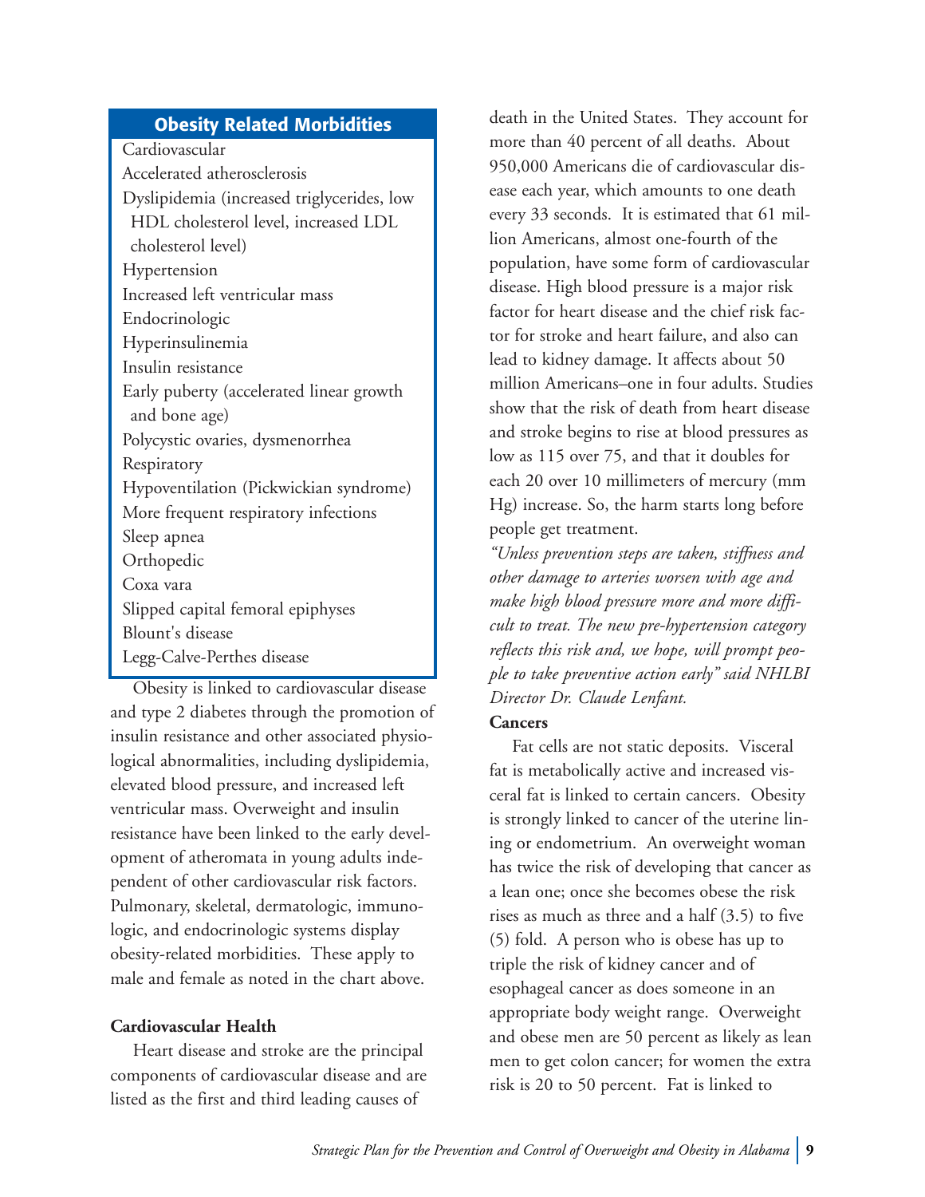### Obesity Related Morbidities

Cardiovascular
Accelerated atherosclerosis
Dyslipidemia (increased triglycerides, low HDL cholesterol level, increased LDL cholesterol level)
Hypertension
Increased left ventricular mass
Endocrinologic
Hyperinsulinemia
Insulin resistance
Early puberty (accelerated linear growth and bone age)
Polycystic ovaries, dysmenorrhea
Respiratory
Hypoventilation (Pickwickian syndrome)
More frequent respiratory infections
Sleep apnea
Orthopedic
Coxa vara
Slipped capital femoral epiphyses
Blount's disease
Legg-Calve-Perthes disease

Obesity is linked to cardiovascular disease and type 2 diabetes through the promotion of insulin resistance and other associated physiological abnormalities, including dyslipidemia, elevated blood pressure, and increased left ventricular mass. Overweight and insulin resistance have been linked to the early development of atheromata in young adults independent of other cardiovascular risk factors. Pulmonary, skeletal, dermatologic, immunologic, and endocrinologic systems display obesity-related morbidities. These apply to male and female as noted in the chart above.

**Cardiovascular Health**

Heart disease and stroke are the principal components of cardiovascular disease and are listed as the first and third leading causes of death in the United States. They account for more than 40 percent of all deaths. About 950,000 Americans die of cardiovascular disease each year, which amounts to one death every 33 seconds. It is estimated that 61 million Americans, almost one-fourth of the population, have some form of cardiovascular disease. High blood pressure is a major risk factor for heart disease and the chief risk factor for stroke and heart failure, and also can lead to kidney damage. It affects about 50 million Americans–one in four adults. Studies show that the risk of death from heart disease and stroke begins to rise at blood pressures as low as 115 over 75, and that it doubles for each 20 over 10 millimeters of mercury (mm Hg) increase. So, the harm starts long before people get treatment.

*"Unless prevention steps are taken, stiffness and other damage to arteries worsen with age and make high blood pressure more and more difficult to treat. The new pre-hypertension category reflects this risk and, we hope, will prompt people to take preventive action early" said NHLBI Director Dr. Claude Lenfant.*

**Cancers**

Fat cells are not static deposits. Visceral fat is metabolically active and increased visceral fat is linked to certain cancers. Obesity is strongly linked to cancer of the uterine lining or endometrium. An overweight woman has twice the risk of developing that cancer as a lean one; once she becomes obese the risk rises as much as three and a half (3.5) to five (5) fold. A person who is obese has up to triple the risk of kidney cancer and of esophageal cancer as does someone in an appropriate body weight range. Overweight and obese men are 50 percent as likely as lean men to get colon cancer; for women the extra risk is 20 to 50 percent. Fat is linked to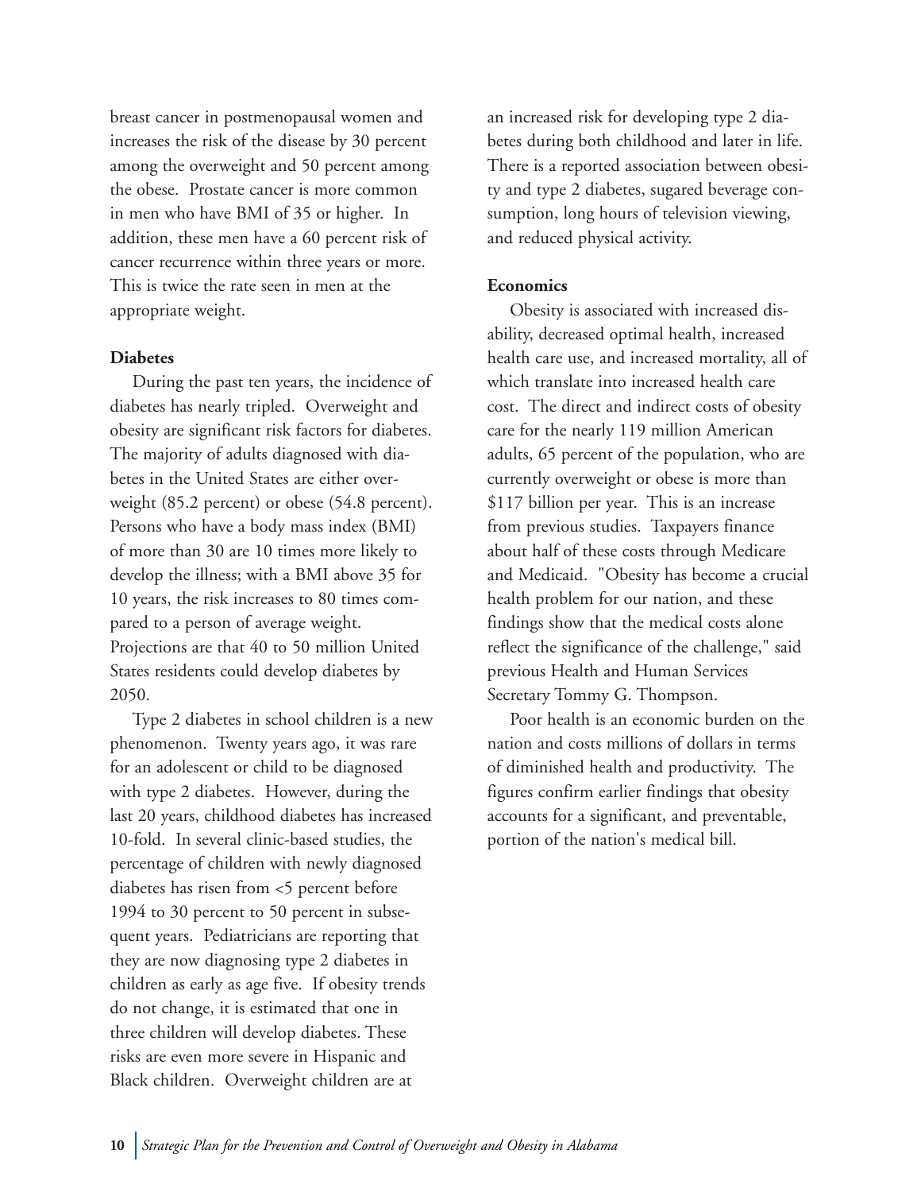breast cancer in postmenopausal women and increases the risk of the disease by 30 percent among the overweight and 50 percent among the obese. Prostate cancer is more common in men who have BMI of 35 or higher. In addition, these men have a 60 percent risk of cancer recurrence within three years or more. This is twice the rate seen in men at the appropriate weight.

**Diabetes**

During the past ten years, the incidence of diabetes has nearly tripled. Overweight and obesity are significant risk factors for diabetes. The majority of adults diagnosed with diabetes in the United States are either overweight (85.2 percent) or obese (54.8 percent). Persons who have a body mass index (BMI) of more than 30 are 10 times more likely to develop the illness; with a BMI above 35 for 10 years, the risk increases to 80 times compared to a person of average weight. Projections are that 40 to 50 million United States residents could develop diabetes by 2050.

Type 2 diabetes in school children is a new phenomenon. Twenty years ago, it was rare for an adolescent or child to be diagnosed with type 2 diabetes. However, during the last 20 years, childhood diabetes has increased 10-fold. In several clinic-based studies, the percentage of children with newly diagnosed diabetes has risen from <5 percent before 1994 to 30 percent to 50 percent in subsequent years. Pediatricians are reporting that they are now diagnosing type 2 diabetes in children as early as age five. If obesity trends do not change, it is estimated that one in three children will develop diabetes. These risks are even more severe in Hispanic and Black children. Overweight children are at an increased risk for developing type 2 diabetes during both childhood and later in life. There is a reported association between obesity and type 2 diabetes, sugared beverage consumption, long hours of television viewing, and reduced physical activity.

**Economics**

Obesity is associated with increased disability, decreased optimal health, increased health care use, and increased mortality, all of which translate into increased health care cost. The direct and indirect costs of obesity care for the nearly 119 million American adults, 65 percent of the population, who are currently overweight or obese is more than $117 billion per year. This is an increase from previous studies. Taxpayers finance about half of these costs through Medicare and Medicaid. "Obesity has become a crucial health problem for our nation, and these findings show that the medical costs alone reflect the significance of the challenge," said previous Health and Human Services Secretary Tommy G. Thompson.

Poor health is an economic burden on the nation and costs millions of dollars in terms of diminished health and productivity. The figures confirm earlier findings that obesity accounts for a significant, and preventable, portion of the nation's medical bill.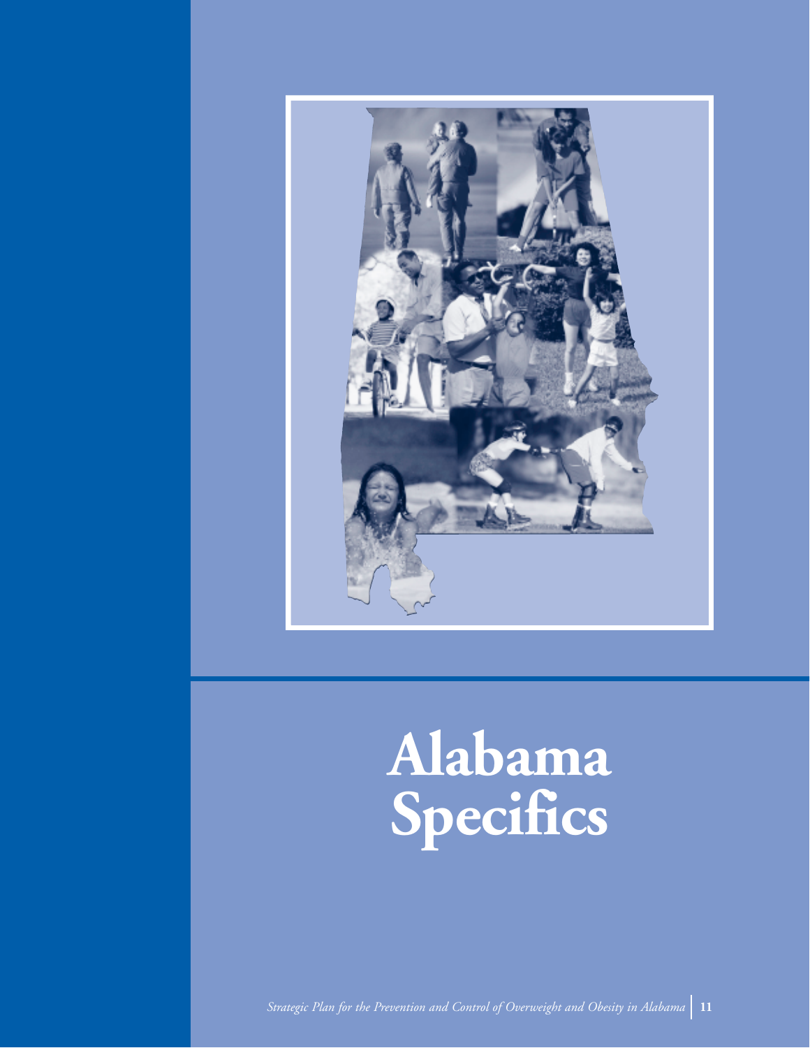# Alabama Specifics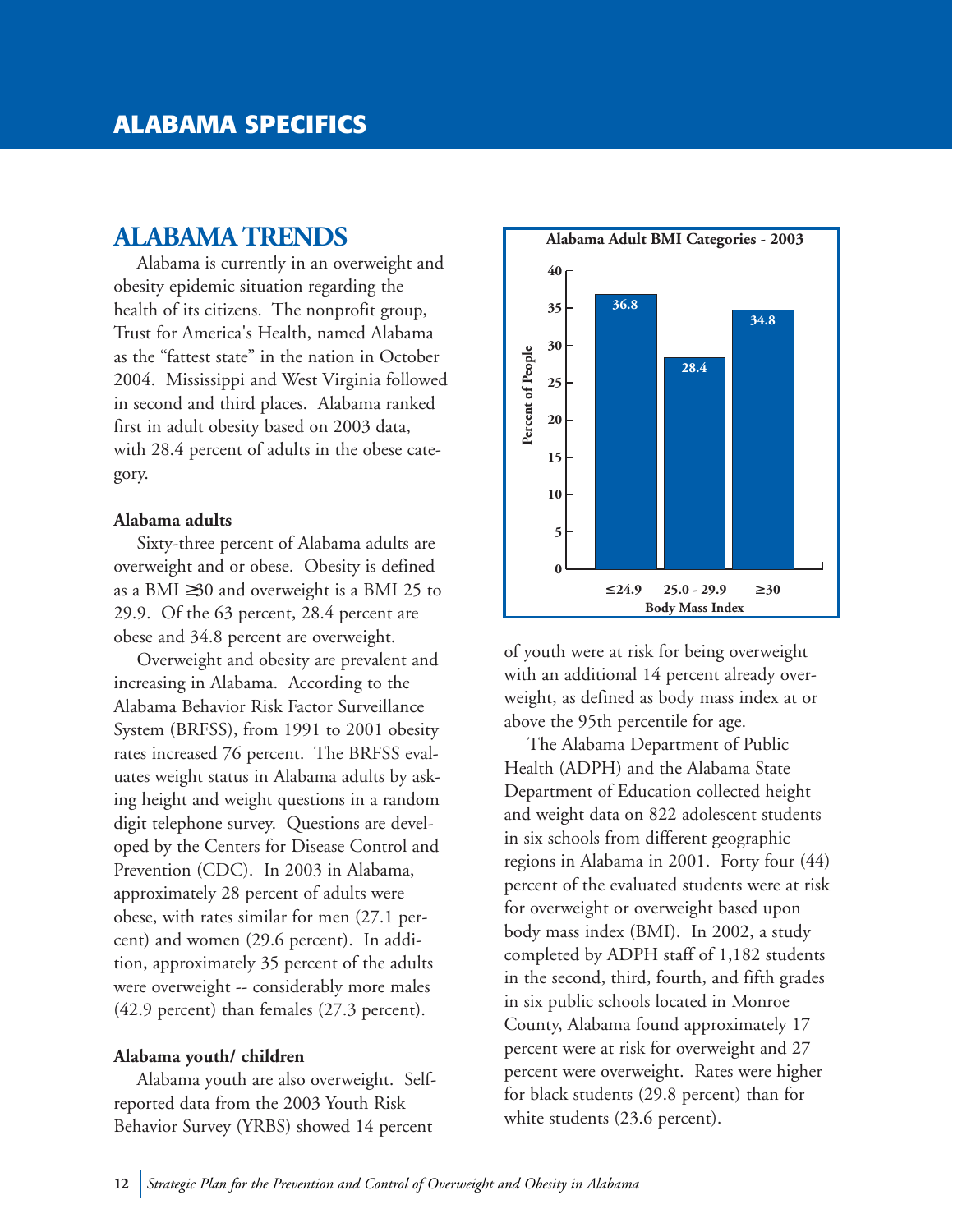# ALABAMA SPECIFICS

## ALABAMA TRENDS

Alabama is currently in an overweight and obesity epidemic situation regarding the health of its citizens. The nonprofit group, Trust for America's Health, named Alabama as the "fattest state" in the nation in October 2004. Mississippi and West Virginia followed in second and third places. Alabama ranked first in adult obesity based on 2003 data, with 28.4 percent of adults in the obese category.

**Alabama adults**

Sixty-three percent of Alabama adults are overweight and or obese. Obesity is defined as a BMI ≥30 and overweight is a BMI 25 to 29.9. Of the 63 percent, 28.4 percent are obese and 34.8 percent are overweight.

Overweight and obesity are prevalent and increasing in Alabama. According to the Alabama Behavior Risk Factor Surveillance System (BRFSS), from 1991 to 2001 obesity rates increased 76 percent. The BRFSS evaluates weight status in Alabama adults by asking height and weight questions in a random digit telephone survey. Questions are developed by the Centers for Disease Control and Prevention (CDC). In 2003 in Alabama, approximately 28 percent of adults were obese, with rates similar for men (27.1 percent) and women (29.6 percent). In addition, approximately 35 percent of the adults were overweight -- considerably more males (42.9 percent) than females (27.3 percent).

**Alabama youth/ children**

Alabama youth are also overweight. Self-reported data from the 2003 Youth Risk Behavior Survey (YRBS) showed 14 percent of youth were at risk for being overweight with an additional 14 percent already overweight, as defined as body mass index at or above the 95th percentile for age.

The Alabama Department of Public Health (ADPH) and the Alabama State Department of Education collected height and weight data on 822 adolescent students in six schools from different geographic regions in Alabama in 2001. Forty four (44) percent of the evaluated students were at risk for overweight or overweight based upon body mass index (BMI). In 2002, a study completed by ADPH staff of 1,182 students in the second, third, fourth, and fifth grades in six public schools located in Monroe County, Alabama found approximately 17 percent were at risk for overweight and 27 percent were overweight. Rates were higher for black students (29.8 percent) than for white students (23.6 percent).

**Alabama Adult BMI Categories - 2003**

| Body Mass Index | Percent of People |
|---|---|
| ≤24.9 | 36.8 |
| 25.0 - 29.9 | 28.4 |
| ≥30 | 34.8 |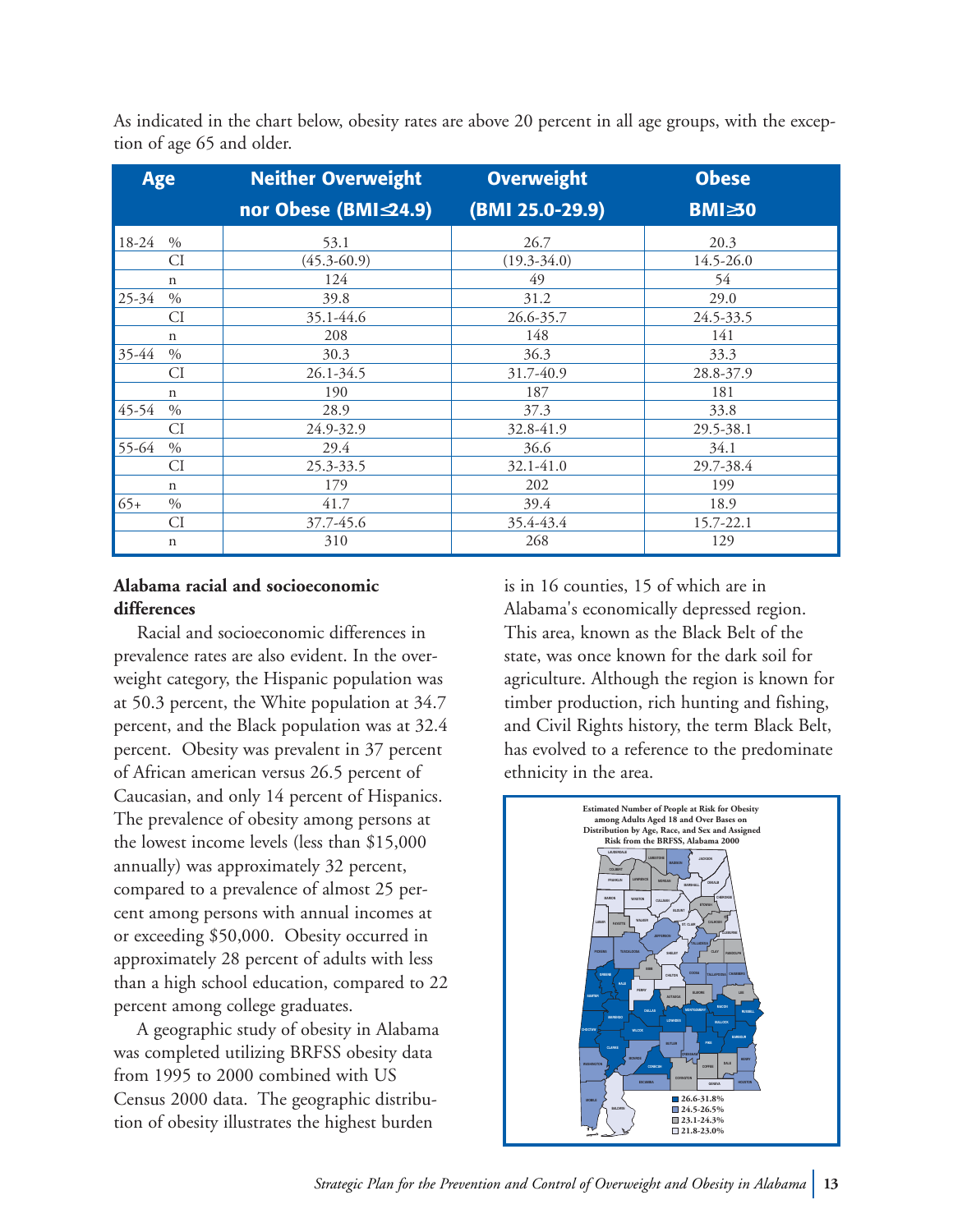As indicated in the chart below, obesity rates are above 20 percent in all age groups, with the exception of age 65 and older.

| Age | | Neither Overweight nor Obese (BMI≤24.9) | Overweight (BMI 25.0-29.9) | Obese BMI≥30 |
|---|---|---|---|---|
| 18-24 | % | 53.1 | 26.7 | 20.3 |
| | CI | (45.3-60.9) | (19.3-34.0) | 14.5-26.0 |
| | n | 124 | 49 | 54 |
| 25-34 | % | 39.8 | 31.2 | 29.0 |
| | CI | 35.1-44.6 | 26.6-35.7 | 24.5-33.5 |
| | n | 208 | 148 | 141 |
| 35-44 | % | 30.3 | 36.3 | 33.3 |
| | CI | 26.1-34.5 | 31.7-40.9 | 28.8-37.9 |
| | n | 190 | 187 | 181 |
| 45-54 | % | 28.9 | 37.3 | 33.8 |
| | CI | 24.9-32.9 | 32.8-41.9 | 29.5-38.1 |
| 55-64 | % | 29.4 | 36.6 | 34.1 |
| | CI | 25.3-33.5 | 32.1-41.0 | 29.7-38.4 |
| | n | 179 | 202 | 199 |
| 65+ | % | 41.7 | 39.4 | 18.9 |
| | CI | 37.7-45.6 | 35.4-43.4 | 15.7-22.1 |
| | n | 310 | 268 | 129 |

**Alabama racial and socioeconomic differences**

Racial and socioeconomic differences in prevalence rates are also evident. In the overweight category, the Hispanic population was at 50.3 percent, the White population at 34.7 percent, and the Black population was at 32.4 percent. Obesity was prevalent in 37 percent of African american versus 26.5 percent of Caucasian, and only 14 percent of Hispanics. The prevalence of obesity among persons at the lowest income levels (less than $15,000 annually) was approximately 32 percent, compared to a prevalence of almost 25 percent among persons with annual incomes at or exceeding $50,000. Obesity occurred in approximately 28 percent of adults with less than a high school education, compared to 22 percent among college graduates.

A geographic study of obesity in Alabama was completed utilizing BRFSS obesity data from 1995 to 2000 combined with US Census 2000 data. The geographic distribution of obesity illustrates the highest burden is in 16 counties, 15 of which are in Alabama's economically depressed region. This area, known as the Black Belt of the state, was once known for the dark soil for agriculture. Although the region is known for timber production, rich hunting and fishing, and Civil Rights history, the term Black Belt, has evolved to a reference to the predominate ethnicity in the area.

Estimated Number of People at Risk for Obesity among Adults Aged 18 and Over Bases on Distribution by Age, Race, and Sex and Assigned Risk from the BRFSS, Alabama 2000

- 26.6-31.8%
- 24.5-26.5%
- 23.1-24.3%
- 21.8-23.0%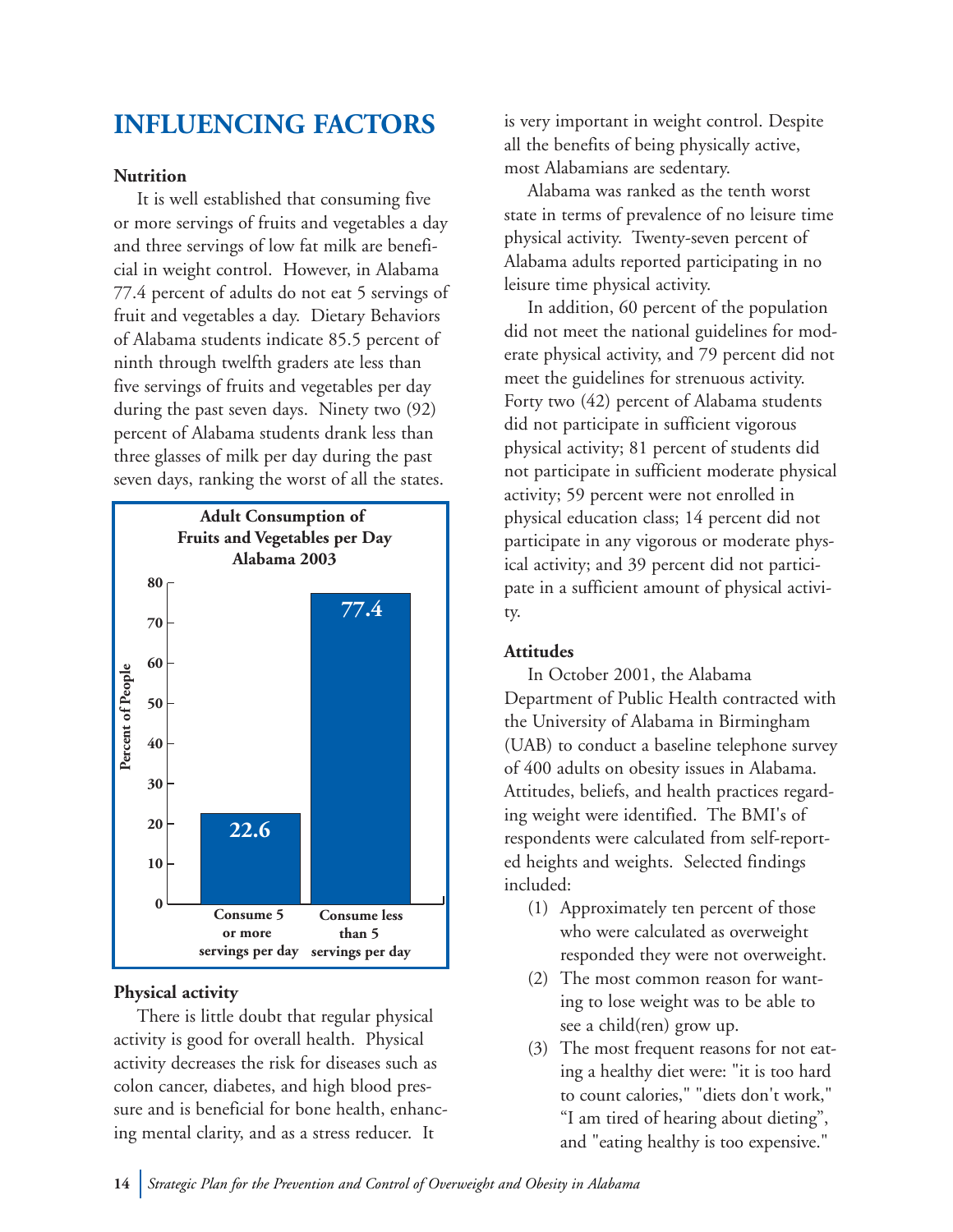# INFLUENCING FACTORS

**Nutrition**

It is well established that consuming five or more servings of fruits and vegetables a day and three servings of low fat milk are beneficial in weight control. However, in Alabama 77.4 percent of adults do not eat 5 servings of fruit and vegetables a day. Dietary Behaviors of Alabama students indicate 85.5 percent of ninth through twelfth graders ate less than five servings of fruits and vegetables per day during the past seven days. Ninety two (92) percent of Alabama students drank less than three glasses of milk per day during the past seven days, ranking the worst of all the states.

**Adult Consumption of Fruits and Vegetables per Day Alabama 2003**

| | Percent of People |
|---|---|
| Consume 5 or more servings per day | 22.6 |
| Consume less than 5 servings per day | 77.4 |

**Physical activity**

There is little doubt that regular physical activity is good for overall health. Physical activity decreases the risk for diseases such as colon cancer, diabetes, and high blood pressure and is beneficial for bone health, enhancing mental clarity, and as a stress reducer. It is very important in weight control. Despite all the benefits of being physically active, most Alabamians are sedentary.

Alabama was ranked as the tenth worst state in terms of prevalence of no leisure time physical activity. Twenty-seven percent of Alabama adults reported participating in no leisure time physical activity.

In addition, 60 percent of the population did not meet the national guidelines for moderate physical activity, and 79 percent did not meet the guidelines for strenuous activity. Forty two (42) percent of Alabama students did not participate in sufficient vigorous physical activity; 81 percent of students did not participate in sufficient moderate physical activity; 59 percent were not enrolled in physical education class; 14 percent did not participate in any vigorous or moderate physical activity; and 39 percent did not participate in a sufficient amount of physical activity.

**Attitudes**

In October 2001, the Alabama Department of Public Health contracted with the University of Alabama in Birmingham (UAB) to conduct a baseline telephone survey of 400 adults on obesity issues in Alabama. Attitudes, beliefs, and health practices regarding weight were identified. The BMI's of respondents were calculated from self-reported heights and weights. Selected findings included:

(1) Approximately ten percent of those who were calculated as overweight responded they were not overweight.

(2) The most common reason for wanting to lose weight was to be able to see a child(ren) grow up.

(3) The most frequent reasons for not eating a healthy diet were: "it is too hard to count calories," "diets don't work," "I am tired of hearing about dieting", and "eating healthy is too expensive."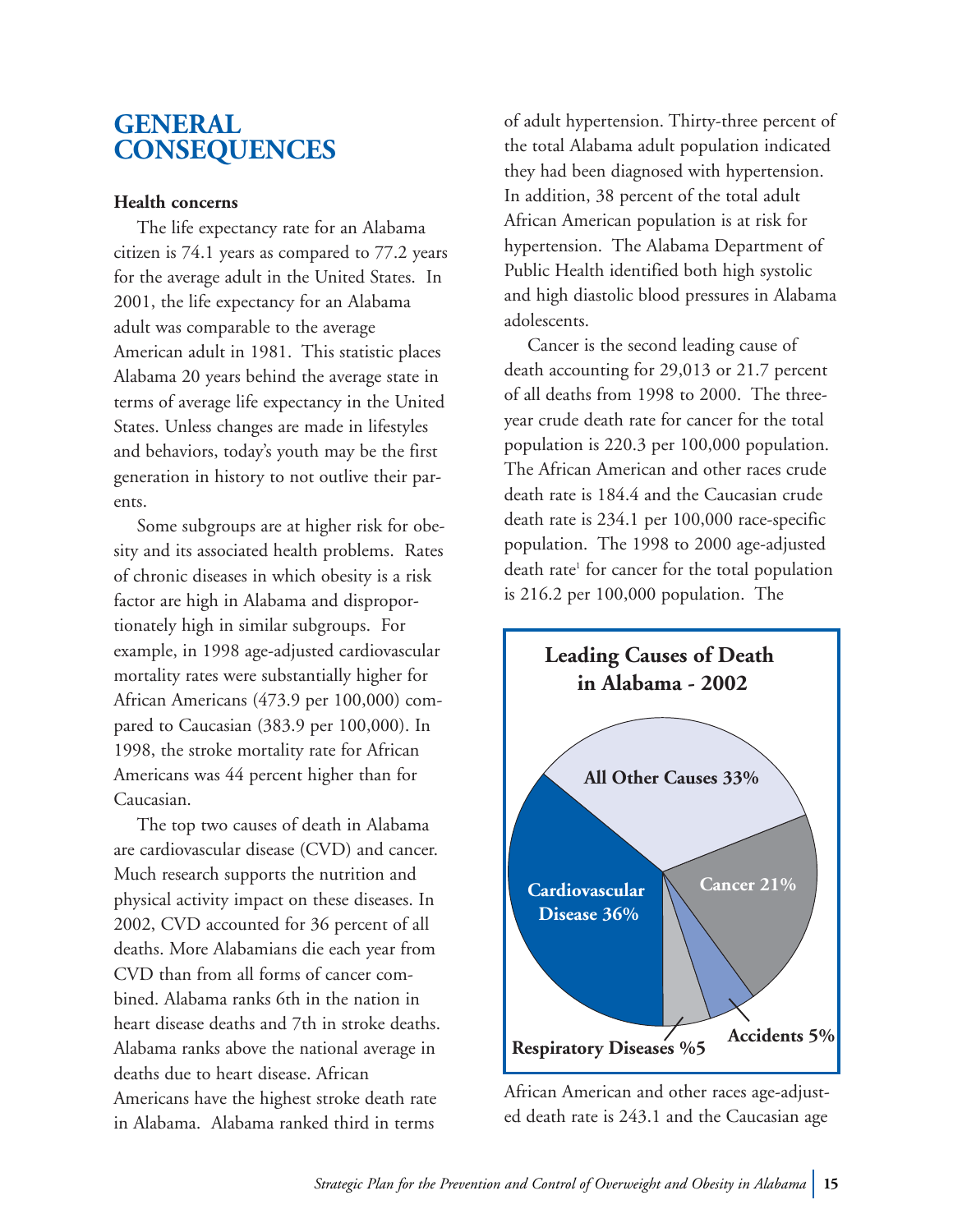# GENERAL CONSEQUENCES

**Health concerns**

The life expectancy rate for an Alabama citizen is 74.1 years as compared to 77.2 years for the average adult in the United States. In 2001, the life expectancy for an Alabama adult was comparable to the average American adult in 1981. This statistic places Alabama 20 years behind the average state in terms of average life expectancy in the United States. Unless changes are made in lifestyles and behaviors, today's youth may be the first generation in history to not outlive their parents.

Some subgroups are at higher risk for obesity and its associated health problems. Rates of chronic diseases in which obesity is a risk factor are high in Alabama and disproportionately high in similar subgroups. For example, in 1998 age-adjusted cardiovascular mortality rates were substantially higher for African Americans (473.9 per 100,000) compared to Caucasian (383.9 per 100,000). In 1998, the stroke mortality rate for African Americans was 44 percent higher than for Caucasian.

The top two causes of death in Alabama are cardiovascular disease (CVD) and cancer. Much research supports the nutrition and physical activity impact on these diseases. In 2002, CVD accounted for 36 percent of all deaths. More Alabamians die each year from CVD than from all forms of cancer combined. Alabama ranks 6th in the nation in heart disease deaths and 7th in stroke deaths. Alabama ranks above the national average in deaths due to heart disease. African Americans have the highest stroke death rate in Alabama. Alabama ranked third in terms of adult hypertension. Thirty-three percent of the total Alabama adult population indicated they had been diagnosed with hypertension. In addition, 38 percent of the total adult African American population is at risk for hypertension. The Alabama Department of Public Health identified both high systolic and high diastolic blood pressures in Alabama adolescents.

Cancer is the second leading cause of death accounting for 29,013 or 21.7 percent of all deaths from 1998 to 2000. The three-year crude death rate for cancer for the total population is 220.3 per 100,000 population. The African American and other races crude death rate is 184.4 and the Caucasian crude death rate is 234.1 per 100,000 race-specific population. The 1998 to 2000 age-adjusted death rate[1] for cancer for the total population is 216.2 per 100,000 population. The African American and other races age-adjusted death rate is 243.1 and the Caucasian age

**Leading Causes of Death in Alabama - 2002**

| Cause | Percent |
|---|---|
| Cardiovascular Disease | 36% |
| All Other Causes | 33% |
| Cancer | 21% |
| Accidents | 5% |
| Respiratory Diseases | %5 |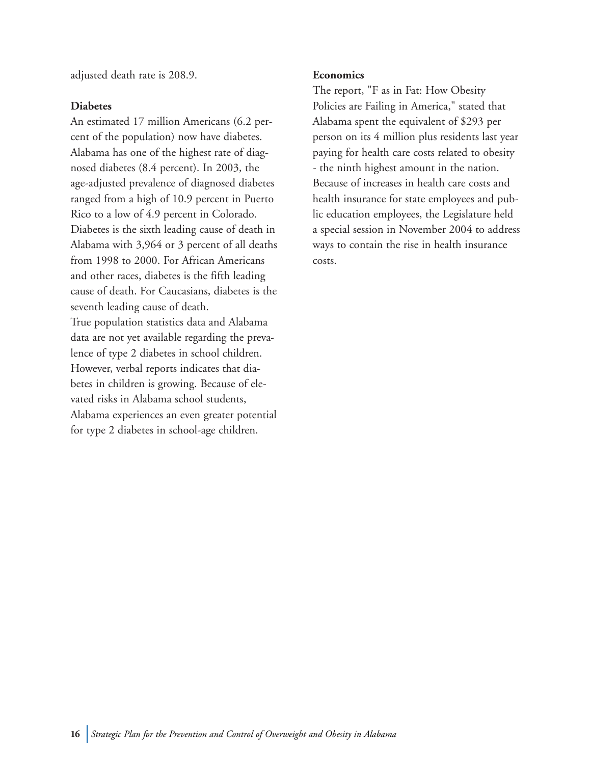adjusted death rate is 208.9.

**Diabetes**

An estimated 17 million Americans (6.2 percent of the population) now have diabetes. Alabama has one of the highest rate of diagnosed diabetes (8.4 percent). In 2003, the age-adjusted prevalence of diagnosed diabetes ranged from a high of 10.9 percent in Puerto Rico to a low of 4.9 percent in Colorado. Diabetes is the sixth leading cause of death in Alabama with 3,964 or 3 percent of all deaths from 1998 to 2000. For African Americans and other races, diabetes is the fifth leading cause of death. For Caucasians, diabetes is the seventh leading cause of death.

True population statistics data and Alabama data are not yet available regarding the prevalence of type 2 diabetes in school children. However, verbal reports indicates that diabetes in children is growing. Because of elevated risks in Alabama school students, Alabama experiences an even greater potential for type 2 diabetes in school-age children.

**Economics**

The report, "F as in Fat: How Obesity Policies are Failing in America," stated that Alabama spent the equivalent of $293 per person on its 4 million plus residents last year paying for health care costs related to obesity - the ninth highest amount in the nation. Because of increases in health care costs and health insurance for state employees and public education employees, the Legislature held a special session in November 2004 to address ways to contain the rise in health insurance costs.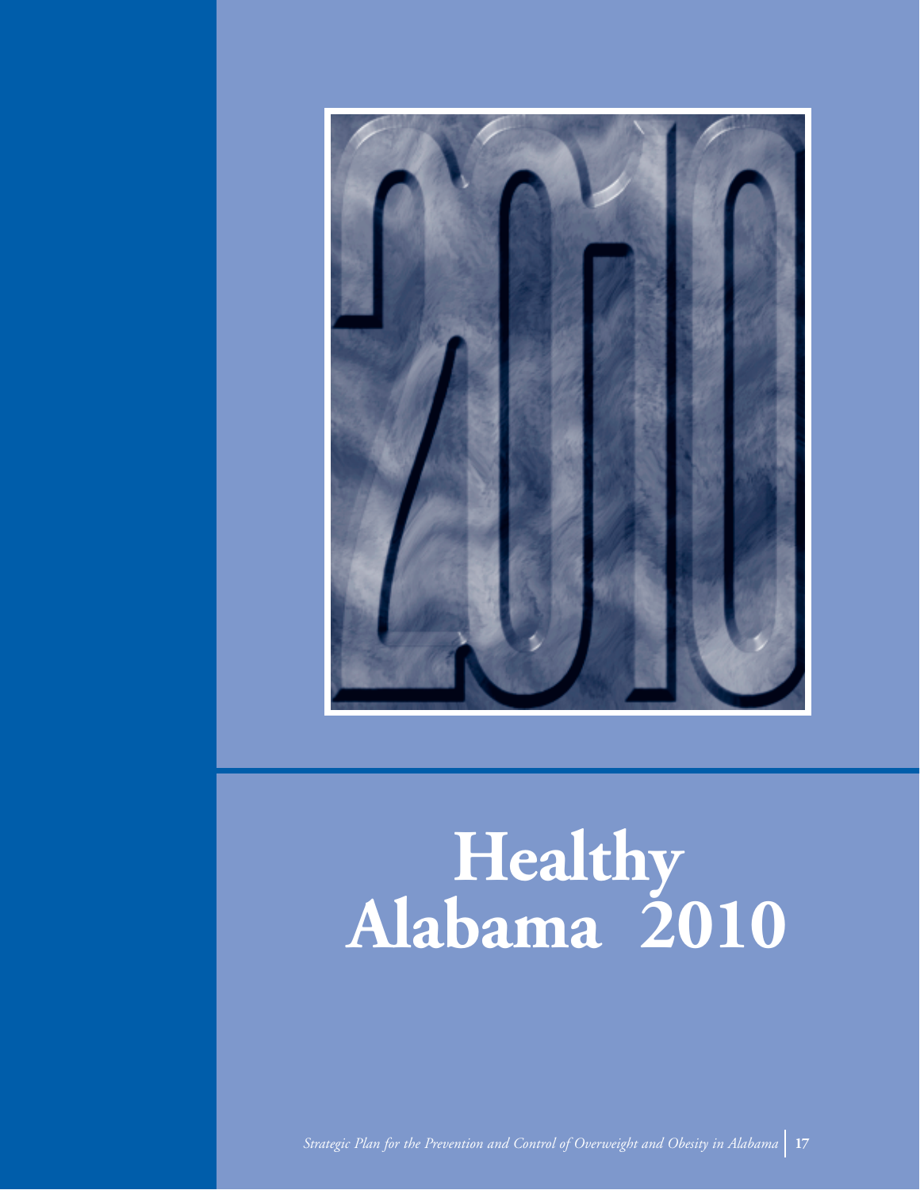# Healthy Alabama 2010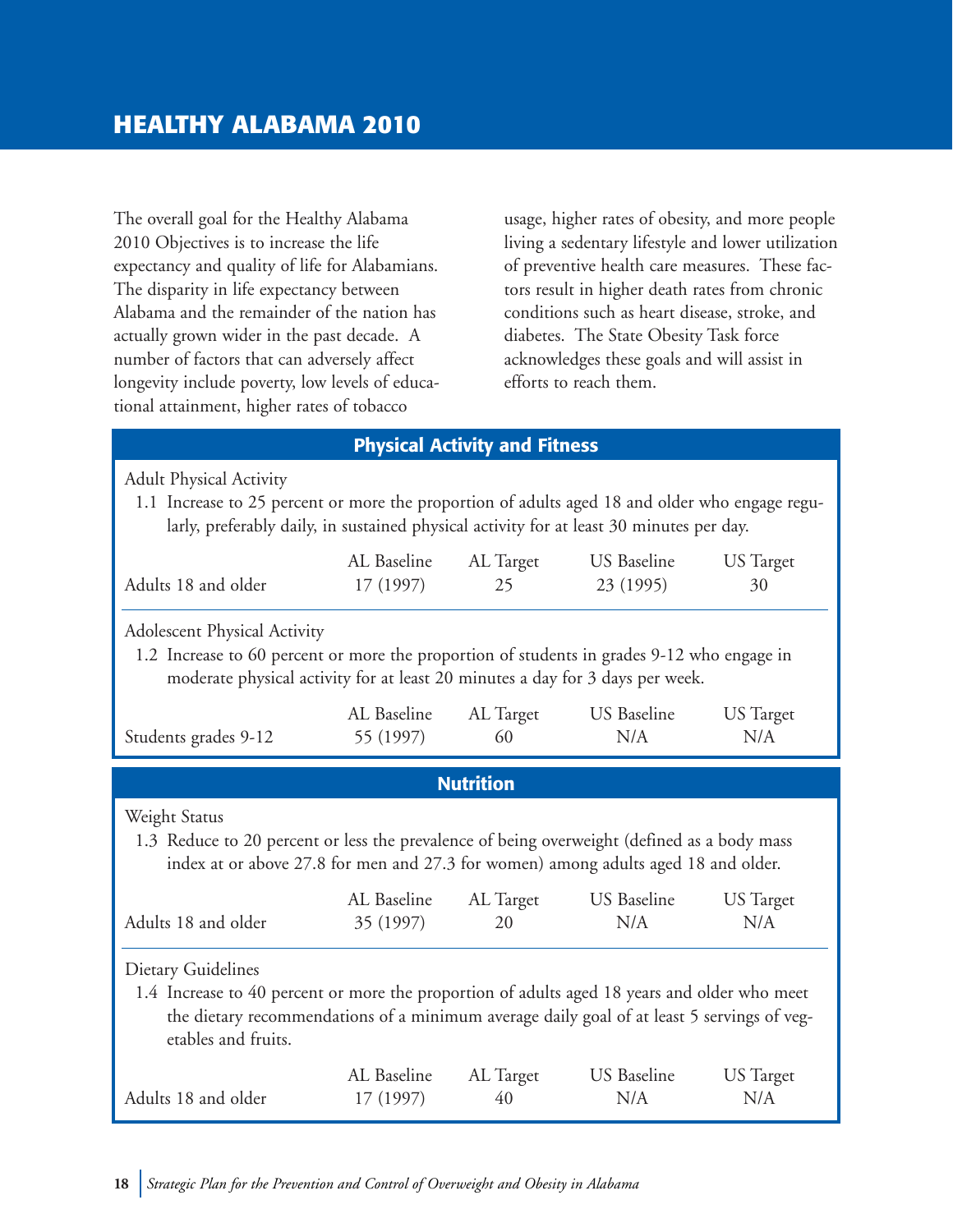# HEALTHY ALABAMA 2010

The overall goal for the Healthy Alabama 2010 Objectives is to increase the life expectancy and quality of life for Alabamians. The disparity in life expectancy between Alabama and the remainder of the nation has actually grown wider in the past decade. A number of factors that can adversely affect longevity include poverty, low levels of educational attainment, higher rates of tobacco usage, higher rates of obesity, and more people living a sedentary lifestyle and lower utilization of preventive health care measures. These factors result in higher death rates from chronic conditions such as heart disease, stroke, and diabetes. The State Obesity Task force acknowledges these goals and will assist in efforts to reach them.

## Physical Activity and Fitness

Adult Physical Activity

1.1 Increase to 25 percent or more the proportion of adults aged 18 and older who engage regularly, preferably daily, in sustained physical activity for at least 30 minutes per day.

| | AL Baseline | AL Target | US Baseline | US Target |
|---|---|---|---|---|
| Adults 18 and older | 17 (1997) | 25 | 23 (1995) | 30 |

Adolescent Physical Activity

1.2 Increase to 60 percent or more the proportion of students in grades 9-12 who engage in moderate physical activity for at least 20 minutes a day for 3 days per week.

| | AL Baseline | AL Target | US Baseline | US Target |
|---|---|---|---|---|
| Students grades 9-12 | 55 (1997) | 60 | N/A | N/A |

## Nutrition

Weight Status

1.3 Reduce to 20 percent or less the prevalence of being overweight (defined as a body mass index at or above 27.8 for men and 27.3 for women) among adults aged 18 and older.

| | AL Baseline | AL Target | US Baseline | US Target |
|---|---|---|---|---|
| Adults 18 and older | 35 (1997) | 20 | N/A | N/A |

Dietary Guidelines

1.4 Increase to 40 percent or more the proportion of adults aged 18 years and older who meet the dietary recommendations of a minimum average daily goal of at least 5 servings of vegetables and fruits.

| | AL Baseline | AL Target | US Baseline | US Target |
|---|---|---|---|---|
| Adults 18 and older | 17 (1997) | 40 | N/A | N/A |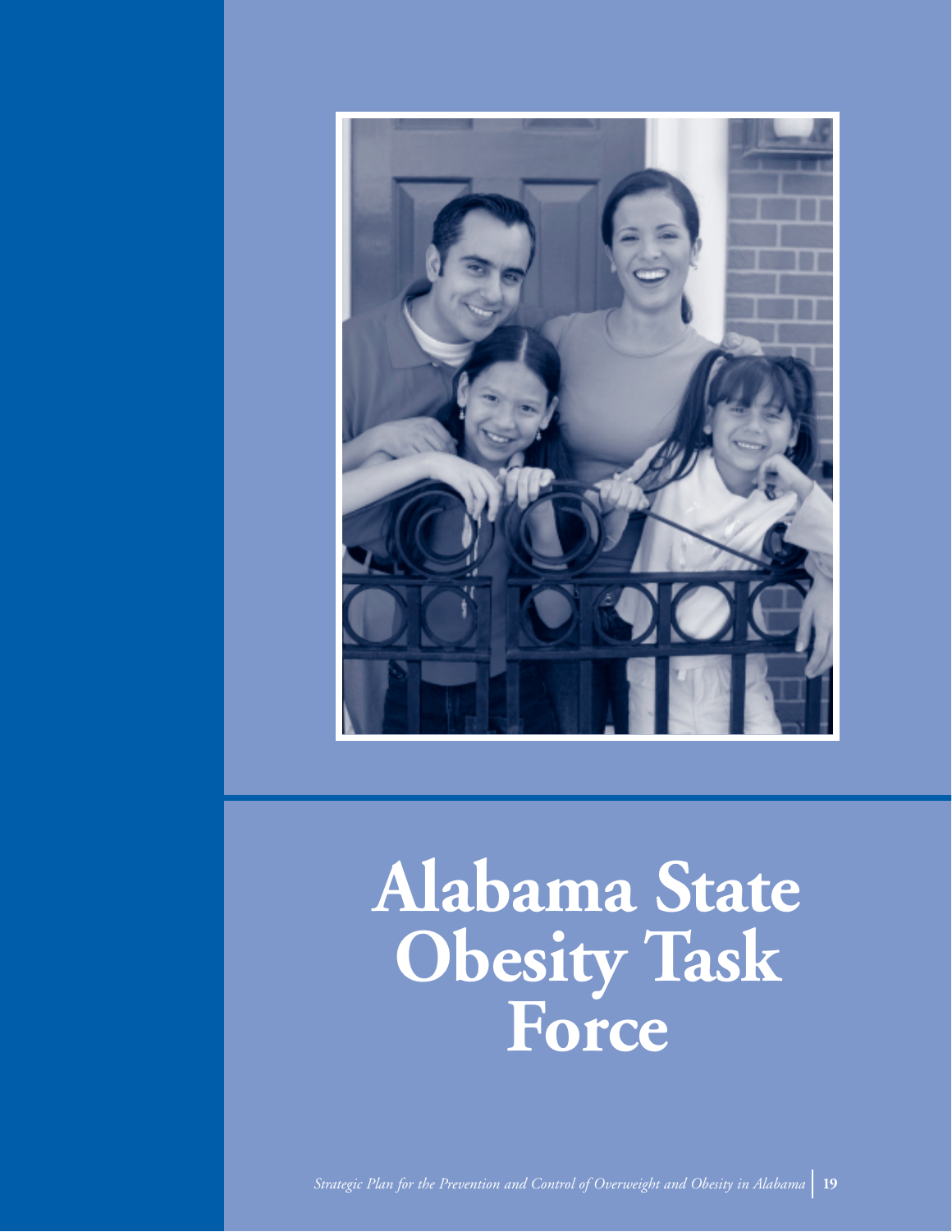# Alabama State Obesity Task Force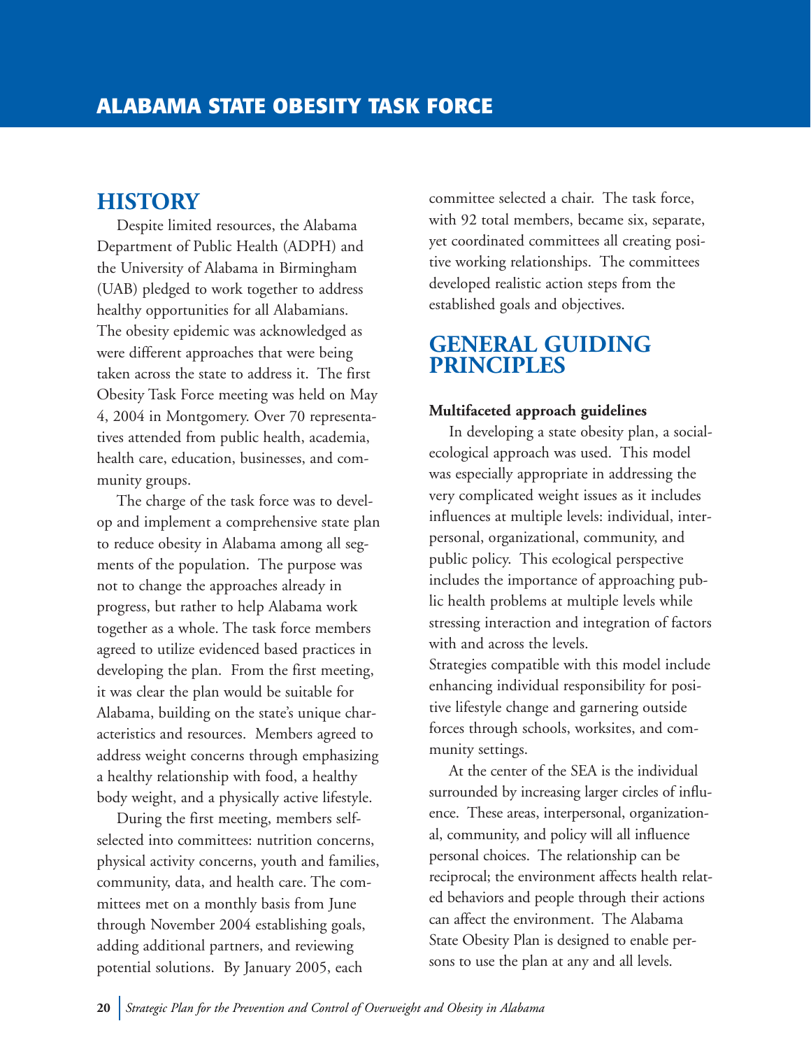# ALABAMA STATE OBESITY TASK FORCE

## HISTORY

Despite limited resources, the Alabama Department of Public Health (ADPH) and the University of Alabama in Birmingham (UAB) pledged to work together to address healthy opportunities for all Alabamians. The obesity epidemic was acknowledged as were different approaches that were being taken across the state to address it. The first Obesity Task Force meeting was held on May 4, 2004 in Montgomery. Over 70 representatives attended from public health, academia, health care, education, businesses, and community groups.

The charge of the task force was to develop and implement a comprehensive state plan to reduce obesity in Alabama among all segments of the population. The purpose was not to change the approaches already in progress, but rather to help Alabama work together as a whole. The task force members agreed to utilize evidenced based practices in developing the plan. From the first meeting, it was clear the plan would be suitable for Alabama, building on the state's unique characteristics and resources. Members agreed to address weight concerns through emphasizing a healthy relationship with food, a healthy body weight, and a physically active lifestyle.

During the first meeting, members self-selected into committees: nutrition concerns, physical activity concerns, youth and families, community, data, and health care. The committees met on a monthly basis from June through November 2004 establishing goals, adding additional partners, and reviewing potential solutions. By January 2005, each committee selected a chair. The task force, with 92 total members, became six, separate, yet coordinated committees all creating positive working relationships. The committees developed realistic action steps from the established goals and objectives.

## GENERAL GUIDING PRINCIPLES

**Multifaceted approach guidelines**

In developing a state obesity plan, a social-ecological approach was used. This model was especially appropriate in addressing the very complicated weight issues as it includes influences at multiple levels: individual, interpersonal, organizational, community, and public policy. This ecological perspective includes the importance of approaching public health problems at multiple levels while stressing interaction and integration of factors with and across the levels.
Strategies compatible with this model include enhancing individual responsibility for positive lifestyle change and garnering outside forces through schools, worksites, and community settings.

At the center of the SEA is the individual surrounded by increasing larger circles of influence. These areas, interpersonal, organizational, community, and policy will all influence personal choices. The relationship can be reciprocal; the environment affects health related behaviors and people through their actions can affect the environment. The Alabama State Obesity Plan is designed to enable persons to use the plan at any and all levels.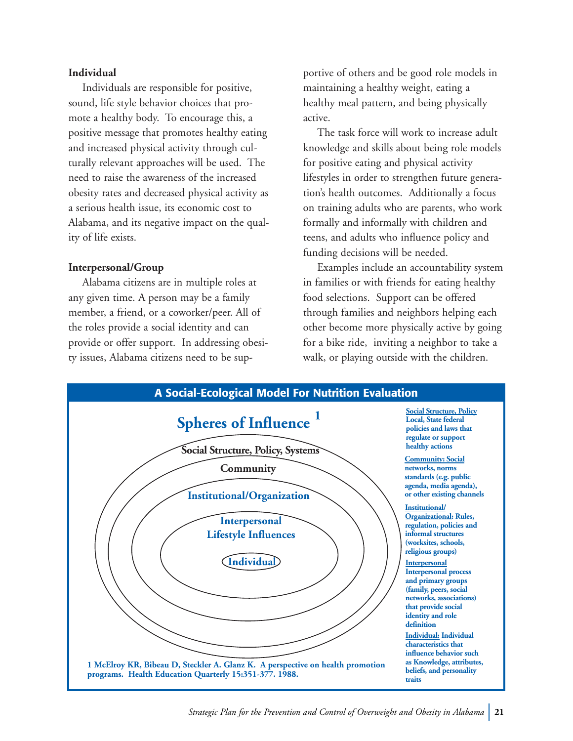### Individual

Individuals are responsible for positive, sound, life style behavior choices that promote a healthy body. To encourage this, a positive message that promotes healthy eating and increased physical activity through culturally relevant approaches will be used. The need to raise the awareness of the increased obesity rates and decreased physical activity as a serious health issue, its economic cost to Alabama, and its negative impact on the quality of life exists.

### Interpersonal/Group

Alabama citizens are in multiple roles at any given time. A person may be a family member, a friend, or a coworker/peer. All of the roles provide a social identity and can provide or offer support. In addressing obesity issues, Alabama citizens need to be supportive of others and be good role models in maintaining a healthy weight, eating a healthy meal pattern, and being physically active.

The task force will work to increase adult knowledge and skills about being role models for positive eating and physical activity lifestyles in order to strengthen future generation's health outcomes. Additionally a focus on training adults who are parents, who work formally and informally with children and teens, and adults who influence policy and funding decisions will be needed.

Examples include an accountability system in families or with friends for eating healthy food selections. Support can be offered through families and neighbors helping each other become more physically active by going for a bike ride, inviting a neighbor to take a walk, or playing outside with the children.

## A Social-Ecological Model For Nutrition Evaluation

### Spheres of Influence [1]

- Social Structure, Policy, Systems
- Community
- Institutional/Organization
- Interpersonal Lifestyle Influences
- Individual

**Social Structure, Policy** Local, State federal policies and laws that regulate or support healthy actions

**Community: Social** networks, norms standards (e.g. public agenda, media agenda), or other existing channels

**Institutional/ Organizational:** Rules, regulation, policies and informal structures (worksites, schools, religious groups)

**Interpersonal** Interpersonal process and primary groups (family, peers, social networks, associations) that provide social identity and role definition

**Individual:** Individual characteristics that influence behavior such as Knowledge, attributes, beliefs, and personality traits

1 McElroy KR, Bibeau D, Steckler A. Glanz K. A perspective on health promotion programs. Health Education Quarterly 15:351-377. 1988.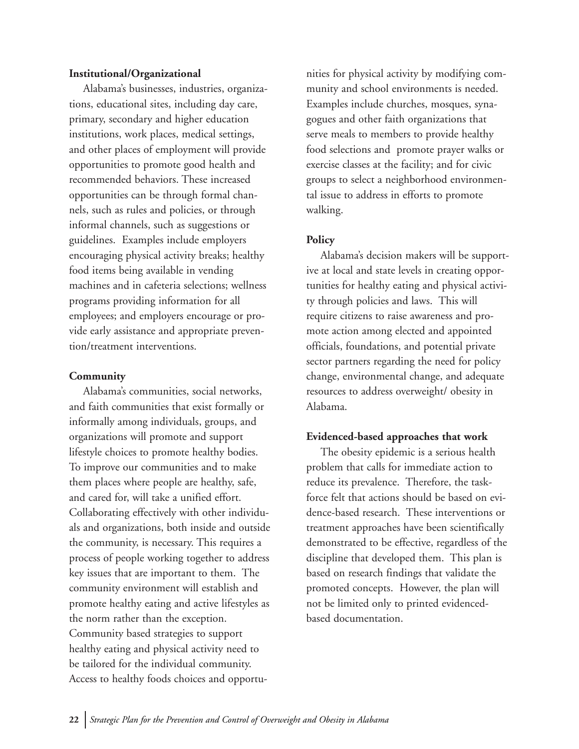**Institutional/Organizational**

Alabama's businesses, industries, organizations, educational sites, including day care, primary, secondary and higher education institutions, work places, medical settings, and other places of employment will provide opportunities to promote good health and recommended behaviors. These increased opportunities can be through formal channels, such as rules and policies, or through informal channels, such as suggestions or guidelines. Examples include employers encouraging physical activity breaks; healthy food items being available in vending machines and in cafeteria selections; wellness programs providing information for all employees; and employers encourage or provide early assistance and appropriate prevention/treatment interventions.

**Community**

Alabama's communities, social networks, and faith communities that exist formally or informally among individuals, groups, and organizations will promote and support lifestyle choices to promote healthy bodies. To improve our communities and to make them places where people are healthy, safe, and cared for, will take a unified effort. Collaborating effectively with other individuals and organizations, both inside and outside the community, is necessary. This requires a process of people working together to address key issues that are important to them. The community environment will establish and promote healthy eating and active lifestyles as the norm rather than the exception. Community based strategies to support healthy eating and physical activity need to be tailored for the individual community. Access to healthy foods choices and opportunities for physical activity by modifying community and school environments is needed. Examples include churches, mosques, synagogues and other faith organizations that serve meals to members to provide healthy food selections and promote prayer walks or exercise classes at the facility; and for civic groups to select a neighborhood environmental issue to address in efforts to promote walking.

**Policy**

Alabama's decision makers will be supportive at local and state levels in creating opportunities for healthy eating and physical activity through policies and laws. This will require citizens to raise awareness and promote action among elected and appointed officials, foundations, and potential private sector partners regarding the need for policy change, environmental change, and adequate resources to address overweight/ obesity in Alabama.

**Evidenced-based approaches that work**

The obesity epidemic is a serious health problem that calls for immediate action to reduce its prevalence. Therefore, the taskforce felt that actions should be based on evidence-based research. These interventions or treatment approaches have been scientifically demonstrated to be effective, regardless of the discipline that developed them. This plan is based on research findings that validate the promoted concepts. However, the plan will not be limited only to printed evidenced-based documentation.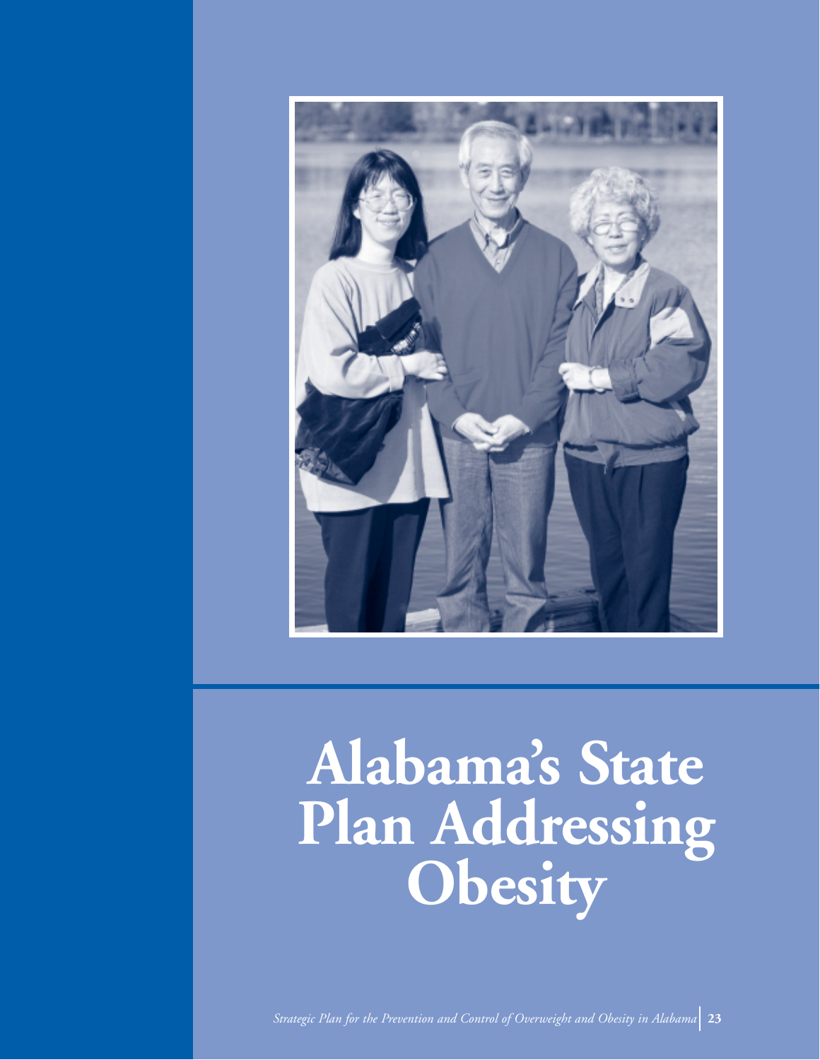# Alabama's State Plan Addressing Obesity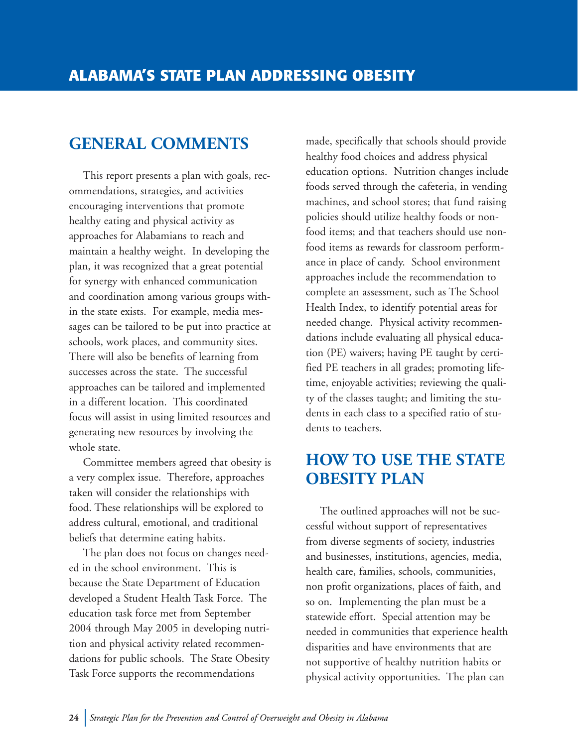# ALABAMA'S STATE PLAN ADDRESSING OBESITY

## GENERAL COMMENTS

This report presents a plan with goals, recommendations, strategies, and activities encouraging interventions that promote healthy eating and physical activity as approaches for Alabamians to reach and maintain a healthy weight. In developing the plan, it was recognized that a great potential for synergy with enhanced communication and coordination among various groups within the state exists. For example, media messages can be tailored to be put into practice at schools, work places, and community sites. There will also be benefits of learning from successes across the state. The successful approaches can be tailored and implemented in a different location. This coordinated focus will assist in using limited resources and generating new resources by involving the whole state.

Committee members agreed that obesity is a very complex issue. Therefore, approaches taken will consider the relationships with food. These relationships will be explored to address cultural, emotional, and traditional beliefs that determine eating habits.

The plan does not focus on changes needed in the school environment. This is because the State Department of Education developed a Student Health Task Force. The education task force met from September 2004 through May 2005 in developing nutrition and physical activity related recommendations for public schools. The State Obesity Task Force supports the recommendations made, specifically that schools should provide healthy food choices and address physical education options. Nutrition changes include foods served through the cafeteria, in vending machines, and school stores; that fund raising policies should utilize healthy foods or non-food items; and that teachers should use non-food items as rewards for classroom performance in place of candy. School environment approaches include the recommendation to complete an assessment, such as The School Health Index, to identify potential areas for needed change. Physical activity recommendations include evaluating all physical education (PE) waivers; having PE taught by certified PE teachers in all grades; promoting lifetime, enjoyable activities; reviewing the quality of the classes taught; and limiting the students in each class to a specified ratio of students to teachers.

## HOW TO USE THE STATE OBESITY PLAN

The outlined approaches will not be successful without support of representatives from diverse segments of society, industries and businesses, institutions, agencies, media, health care, families, schools, communities, non profit organizations, places of faith, and so on. Implementing the plan must be a statewide effort. Special attention may be needed in communities that experience health disparities and have environments that are not supportive of healthy nutrition habits or physical activity opportunities. The plan can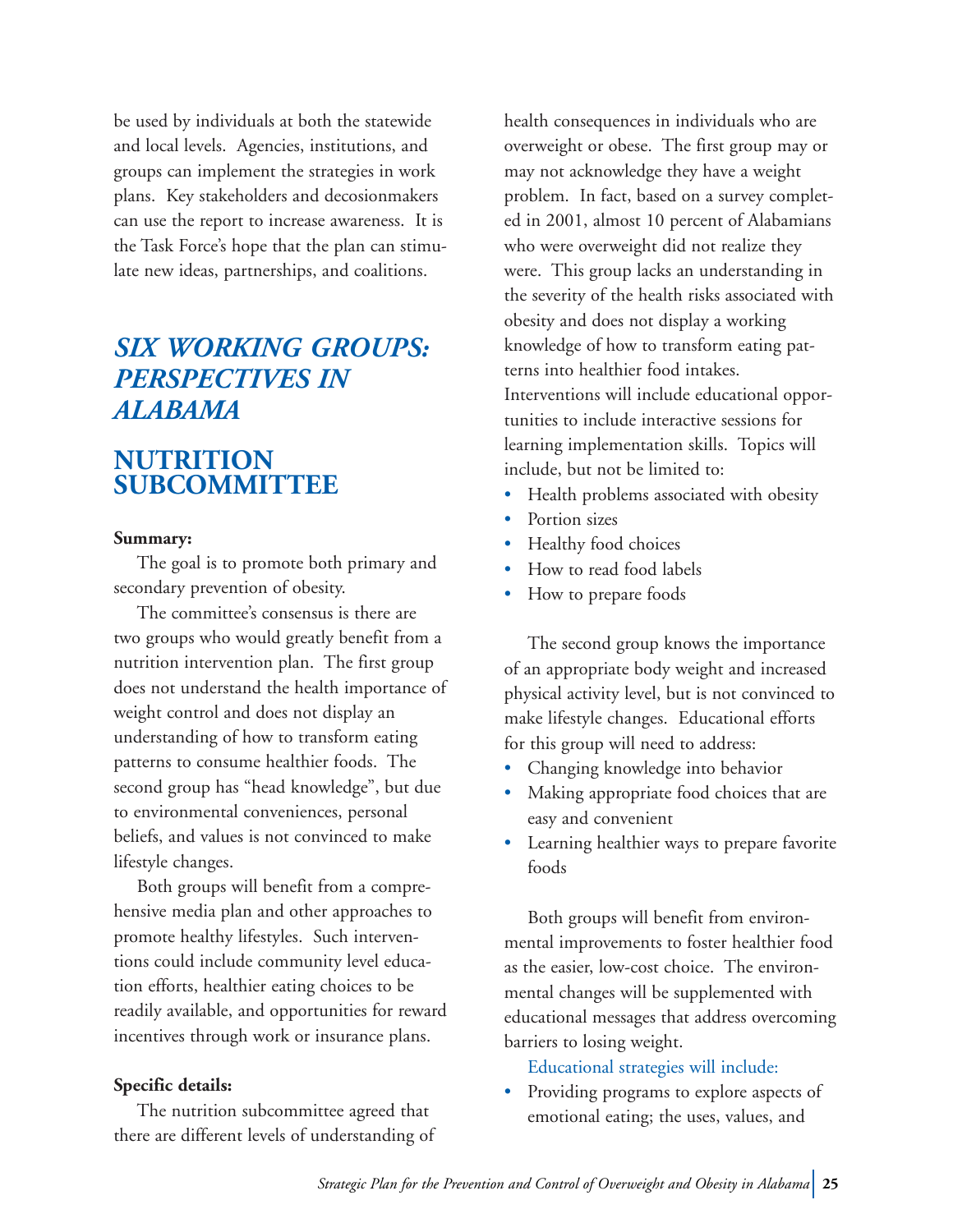be used by individuals at both the statewide and local levels. Agencies, institutions, and groups can implement the strategies in work plans. Key stakeholders and decosionmakers can use the report to increase awareness. It is the Task Force's hope that the plan can stimulate new ideas, partnerships, and coalitions.

# *SIX WORKING GROUPS: PERSPECTIVES IN ALABAMA*

## NUTRITION SUBCOMMITTEE

**Summary:**

The goal is to promote both primary and secondary prevention of obesity.

The committee's consensus is there are two groups who would greatly benefit from a nutrition intervention plan. The first group does not understand the health importance of weight control and does not display an understanding of how to transform eating patterns to consume healthier foods. The second group has "head knowledge", but due to environmental conveniences, personal beliefs, and values is not convinced to make lifestyle changes.

Both groups will benefit from a comprehensive media plan and other approaches to promote healthy lifestyles. Such interventions could include community level education efforts, healthier eating choices to be readily available, and opportunities for reward incentives through work or insurance plans.

**Specific details:**

The nutrition subcommittee agreed that there are different levels of understanding of health consequences in individuals who are overweight or obese. The first group may or may not acknowledge they have a weight problem. In fact, based on a survey completed in 2001, almost 10 percent of Alabamians who were overweight did not realize they were. This group lacks an understanding in the severity of the health risks associated with obesity and does not display a working knowledge of how to transform eating patterns into healthier food intakes. Interventions will include educational opportunities to include interactive sessions for learning implementation skills. Topics will include, but not be limited to:

- Health problems associated with obesity
- Portion sizes
- Healthy food choices
- How to read food labels
- How to prepare foods

The second group knows the importance of an appropriate body weight and increased physical activity level, but is not convinced to make lifestyle changes. Educational efforts for this group will need to address:

- Changing knowledge into behavior
- Making appropriate food choices that are easy and convenient
- Learning healthier ways to prepare favorite foods

Both groups will benefit from environmental improvements to foster healthier food as the easier, low-cost choice. The environmental changes will be supplemented with educational messages that address overcoming barriers to losing weight.

Educational strategies will include:

- Providing programs to explore aspects of emotional eating; the uses, values, and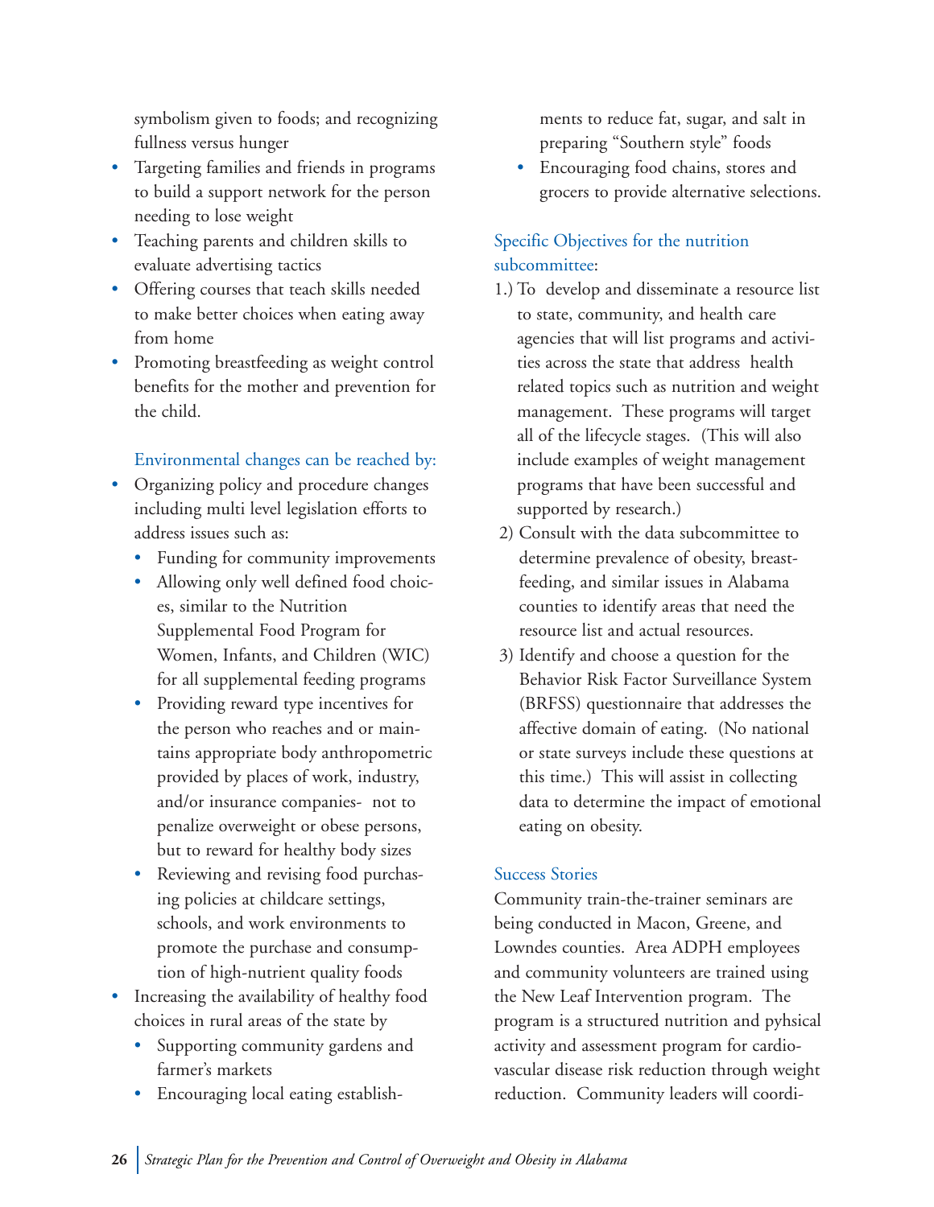symbolism given to foods; and recognizing fullness versus hunger

- Targeting families and friends in programs to build a support network for the person needing to lose weight
- Teaching parents and children skills to evaluate advertising tactics
- Offering courses that teach skills needed to make better choices when eating away from home
- Promoting breastfeeding as weight control benefits for the mother and prevention for the child.

Environmental changes can be reached by:

- Organizing policy and procedure changes including multi level legislation efforts to address issues such as:
  - Funding for community improvements
  - Allowing only well defined food choices, similar to the Nutrition Supplemental Food Program for Women, Infants, and Children (WIC) for all supplemental feeding programs
  - Providing reward type incentives for the person who reaches and or maintains appropriate body anthropometric provided by places of work, industry, and/or insurance companies- not to penalize overweight or obese persons, but to reward for healthy body sizes
  - Reviewing and revising food purchasing policies at childcare settings, schools, and work environments to promote the purchase and consumption of high-nutrient quality foods
- Increasing the availability of healthy food choices in rural areas of the state by
  - Supporting community gardens and farmer's markets
  - Encouraging local eating establishments to reduce fat, sugar, and salt in preparing "Southern style" foods
  - Encouraging food chains, stores and grocers to provide alternative selections.

Specific Objectives for the nutrition subcommittee:

1.) To develop and disseminate a resource list to state, community, and health care agencies that will list programs and activities across the state that address health related topics such as nutrition and weight management. These programs will target all of the lifecycle stages. (This will also include examples of weight management programs that have been successful and supported by research.)

2) Consult with the data subcommittee to determine prevalence of obesity, breastfeeding, and similar issues in Alabama counties to identify areas that need the resource list and actual resources.

3) Identify and choose a question for the Behavior Risk Factor Surveillance System (BRFSS) questionnaire that addresses the affective domain of eating. (No national or state surveys include these questions at this time.) This will assist in collecting data to determine the impact of emotional eating on obesity.

Success Stories

Community train-the-trainer seminars are being conducted in Macon, Greene, and Lowndes counties. Area ADPH employees and community volunteers are trained using the New Leaf Intervention program. The program is a structured nutrition and pyhsical activity and assessment program for cardiovascular disease risk reduction through weight reduction. Community leaders will coordi-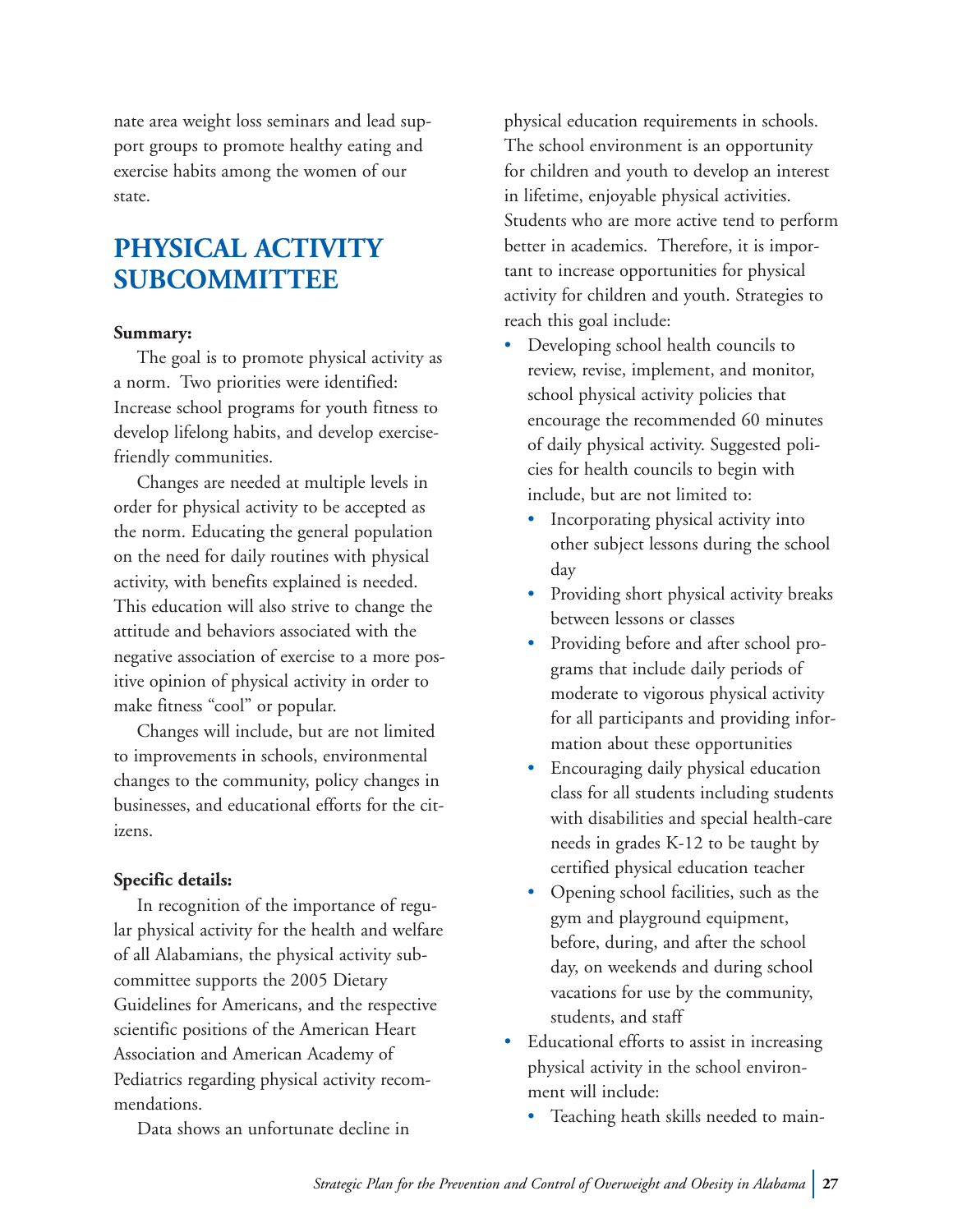nate area weight loss seminars and lead support groups to promote healthy eating and exercise habits among the women of our state.

## PHYSICAL ACTIVITY SUBCOMMITTEE

**Summary:**

The goal is to promote physical activity as a norm. Two priorities were identified: Increase school programs for youth fitness to develop lifelong habits, and develop exercise-friendly communities.

Changes are needed at multiple levels in order for physical activity to be accepted as the norm. Educating the general population on the need for daily routines with physical activity, with benefits explained is needed. This education will also strive to change the attitude and behaviors associated with the negative association of exercise to a more positive opinion of physical activity in order to make fitness "cool" or popular.

Changes will include, but are not limited to improvements in schools, environmental changes to the community, policy changes in businesses, and educational efforts for the citizens.

**Specific details:**

In recognition of the importance of regular physical activity for the health and welfare of all Alabamians, the physical activity subcommittee supports the 2005 Dietary Guidelines for Americans, and the respective scientific positions of the American Heart Association and American Academy of Pediatrics regarding physical activity recommendations.

Data shows an unfortunate decline in physical education requirements in schools. The school environment is an opportunity for children and youth to develop an interest in lifetime, enjoyable physical activities. Students who are more active tend to perform better in academics. Therefore, it is important to increase opportunities for physical activity for children and youth. Strategies to reach this goal include:

- Developing school health councils to review, revise, implement, and monitor, school physical activity policies that encourage the recommended 60 minutes of daily physical activity. Suggested policies for health councils to begin with include, but are not limited to:
  - Incorporating physical activity into other subject lessons during the school day
  - Providing short physical activity breaks between lessons or classes
  - Providing before and after school programs that include daily periods of moderate to vigorous physical activity for all participants and providing information about these opportunities
  - Encouraging daily physical education class for all students including students with disabilities and special health-care needs in grades K-12 to be taught by certified physical education teacher
  - Opening school facilities, such as the gym and playground equipment, before, during, and after the school day, on weekends and during school vacations for use by the community, students, and staff
- Educational efforts to assist in increasing physical activity in the school environment will include:
  - Teaching heath skills needed to main-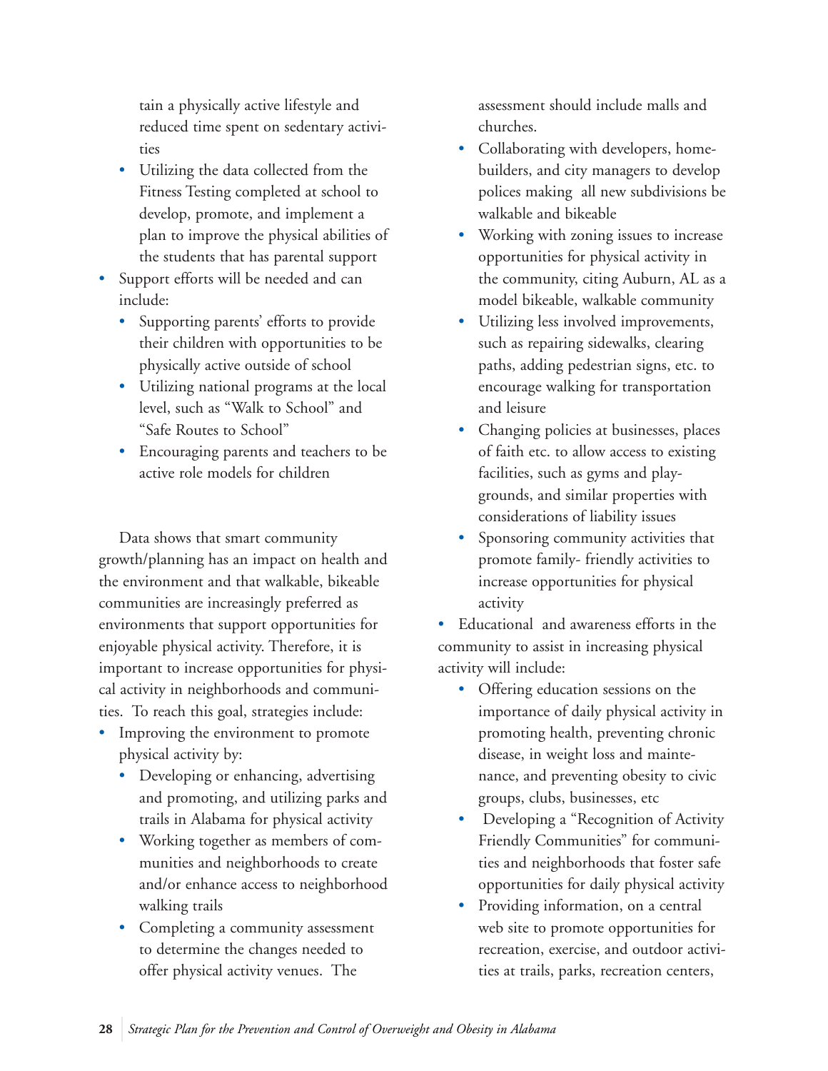tain a physically active lifestyle and reduced time spent on sedentary activities

  - Utilizing the data collected from the Fitness Testing completed at school to develop, promote, and implement a plan to improve the physical abilities of the students that has parental support
- Support efforts will be needed and can include:
  - Supporting parents' efforts to provide their children with opportunities to be physically active outside of school
  - Utilizing national programs at the local level, such as "Walk to School" and "Safe Routes to School"
  - Encouraging parents and teachers to be active role models for children

Data shows that smart community growth/planning has an impact on health and the environment and that walkable, bikeable communities are increasingly preferred as environments that support opportunities for enjoyable physical activity. Therefore, it is important to increase opportunities for physical activity in neighborhoods and communities. To reach this goal, strategies include:

- Improving the environment to promote physical activity by:
  - Developing or enhancing, advertising and promoting, and utilizing parks and trails in Alabama for physical activity
  - Working together as members of communities and neighborhoods to create and/or enhance access to neighborhood walking trails
  - Completing a community assessment to determine the changes needed to offer physical activity venues. The assessment should include malls and churches.
  - Collaborating with developers, homebuilders, and city managers to develop polices making all new subdivisions be walkable and bikeable
  - Working with zoning issues to increase opportunities for physical activity in the community, citing Auburn, AL as a model bikeable, walkable community
  - Utilizing less involved improvements, such as repairing sidewalks, clearing paths, adding pedestrian signs, etc. to encourage walking for transportation and leisure
  - Changing policies at businesses, places of faith etc. to allow access to existing facilities, such as gyms and playgrounds, and similar properties with considerations of liability issues
  - Sponsoring community activities that promote family- friendly activities to increase opportunities for physical activity
- Educational and awareness efforts in the community to assist in increasing physical activity will include:
  - Offering education sessions on the importance of daily physical activity in promoting health, preventing chronic disease, in weight loss and maintenance, and preventing obesity to civic groups, clubs, businesses, etc
  - Developing a "Recognition of Activity Friendly Communities" for communities and neighborhoods that foster safe opportunities for daily physical activity
  - Providing information, on a central web site to promote opportunities for recreation, exercise, and outdoor activities at trails, parks, recreation centers,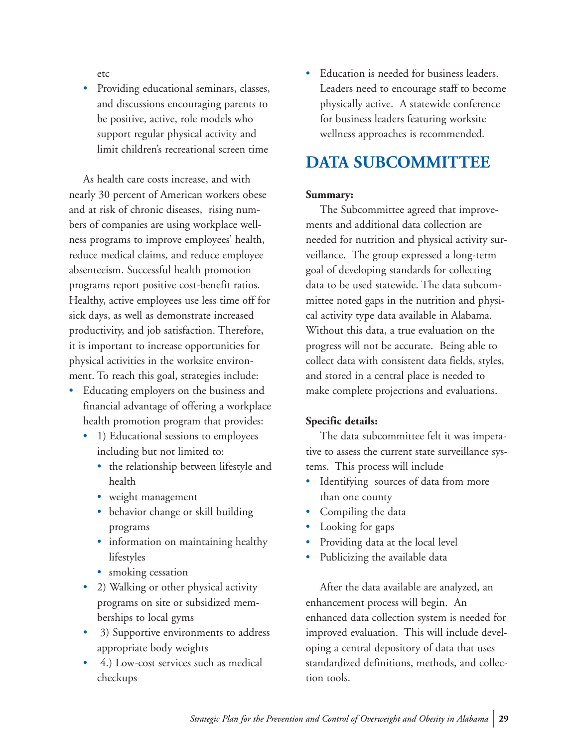etc

- Providing educational seminars, classes, and discussions encouraging parents to be positive, active, role models who support regular physical activity and limit children's recreational screen time

As health care costs increase, and with nearly 30 percent of American workers obese and at risk of chronic diseases, rising numbers of companies are using workplace wellness programs to improve employees' health, reduce medical claims, and reduce employee absenteeism. Successful health promotion programs report positive cost-benefit ratios. Healthy, active employees use less time off for sick days, as well as demonstrate increased productivity, and job satisfaction. Therefore, it is important to increase opportunities for physical activities in the worksite environment. To reach this goal, strategies include:

- Educating employers on the business and financial advantage of offering a workplace health promotion program that provides:
  - 1) Educational sessions to employees including but not limited to:
    - the relationship between lifestyle and health
    - weight management
    - behavior change or skill building programs
    - information on maintaining healthy lifestyles
    - smoking cessation
  - 2) Walking or other physical activity programs on site or subsidized memberships to local gyms
  - 3) Supportive environments to address appropriate body weights
  - 4.) Low-cost services such as medical checkups
- Education is needed for business leaders. Leaders need to encourage staff to become physically active. A statewide conference for business leaders featuring worksite wellness approaches is recommended.

## DATA SUBCOMMITTEE

**Summary:**

The Subcommittee agreed that improvements and additional data collection are needed for nutrition and physical activity surveillance. The group expressed a long-term goal of developing standards for collecting data to be used statewide. The data subcommittee noted gaps in the nutrition and physical activity type data available in Alabama. Without this data, a true evaluation on the progress will not be accurate. Being able to collect data with consistent data fields, styles, and stored in a central place is needed to make complete projections and evaluations.

**Specific details:**

The data subcommittee felt it was imperative to assess the current state surveillance systems. This process will include

- Identifying sources of data from more than one county
- Compiling the data
- Looking for gaps
- Providing data at the local level
- Publicizing the available data

After the data available are analyzed, an enhancement process will begin. An enhanced data collection system is needed for improved evaluation. This will include developing a central depository of data that uses standardized definitions, methods, and collection tools.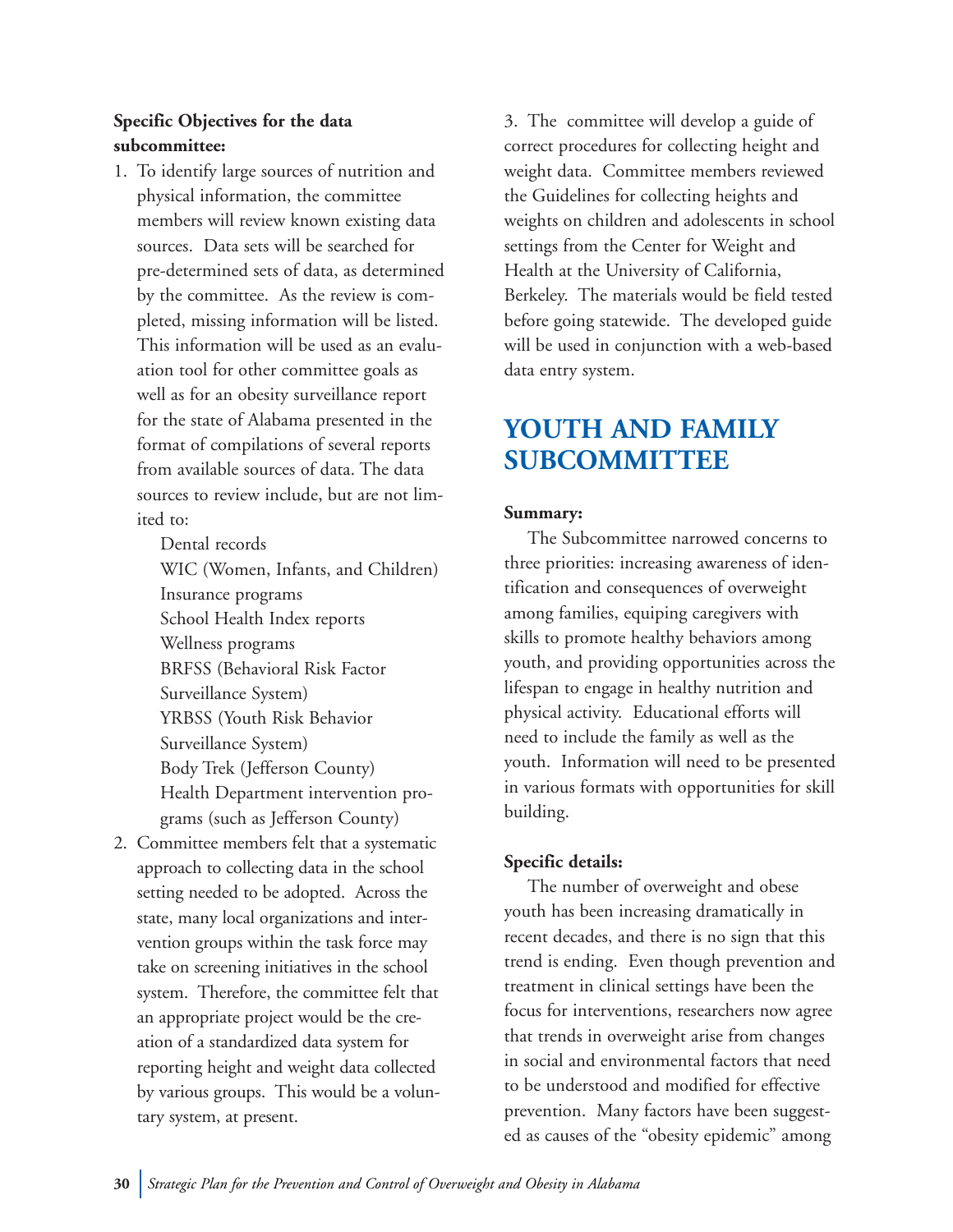**Specific Objectives for the data subcommittee:**

1. To identify large sources of nutrition and physical information, the committee members will review known existing data sources. Data sets will be searched for pre-determined sets of data, as determined by the committee. As the review is completed, missing information will be listed. This information will be used as an evaluation tool for other committee goals as well as for an obesity surveillance report for the state of Alabama presented in the format of compilations of several reports from available sources of data. The data sources to review include, but are not limited to:

   Dental records
   WIC (Women, Infants, and Children)
   Insurance programs
   School Health Index reports
   Wellness programs
   BRFSS (Behavioral Risk Factor Surveillance System)
   YRBSS (Youth Risk Behavior Surveillance System)
   Body Trek (Jefferson County)
   Health Department intervention programs (such as Jefferson County)

2. Committee members felt that a systematic approach to collecting data in the school setting needed to be adopted. Across the state, many local organizations and intervention groups within the task force may take on screening initiatives in the school system. Therefore, the committee felt that an appropriate project would be the creation of a standardized data system for reporting height and weight data collected by various groups. This would be a voluntary system, at present.

3. The committee will develop a guide of correct procedures for collecting height and weight data. Committee members reviewed the Guidelines for collecting heights and weights on children and adolescents in school settings from the Center for Weight and Health at the University of California, Berkeley. The materials would be field tested before going statewide. The developed guide will be used in conjunction with a web-based data entry system.

## YOUTH AND FAMILY SUBCOMMITTEE

**Summary:**

The Subcommittee narrowed concerns to three priorities: increasing awareness of identification and consequences of overweight among families, equiping caregivers with skills to promote healthy behaviors among youth, and providing opportunities across the lifespan to engage in healthy nutrition and physical activity. Educational efforts will need to include the family as well as the youth. Information will need to be presented in various formats with opportunities for skill building.

**Specific details:**

The number of overweight and obese youth has been increasing dramatically in recent decades, and there is no sign that this trend is ending. Even though prevention and treatment in clinical settings have been the focus for interventions, researchers now agree that trends in overweight arise from changes in social and environmental factors that need to be understood and modified for effective prevention. Many factors have been suggested as causes of the "obesity epidemic" among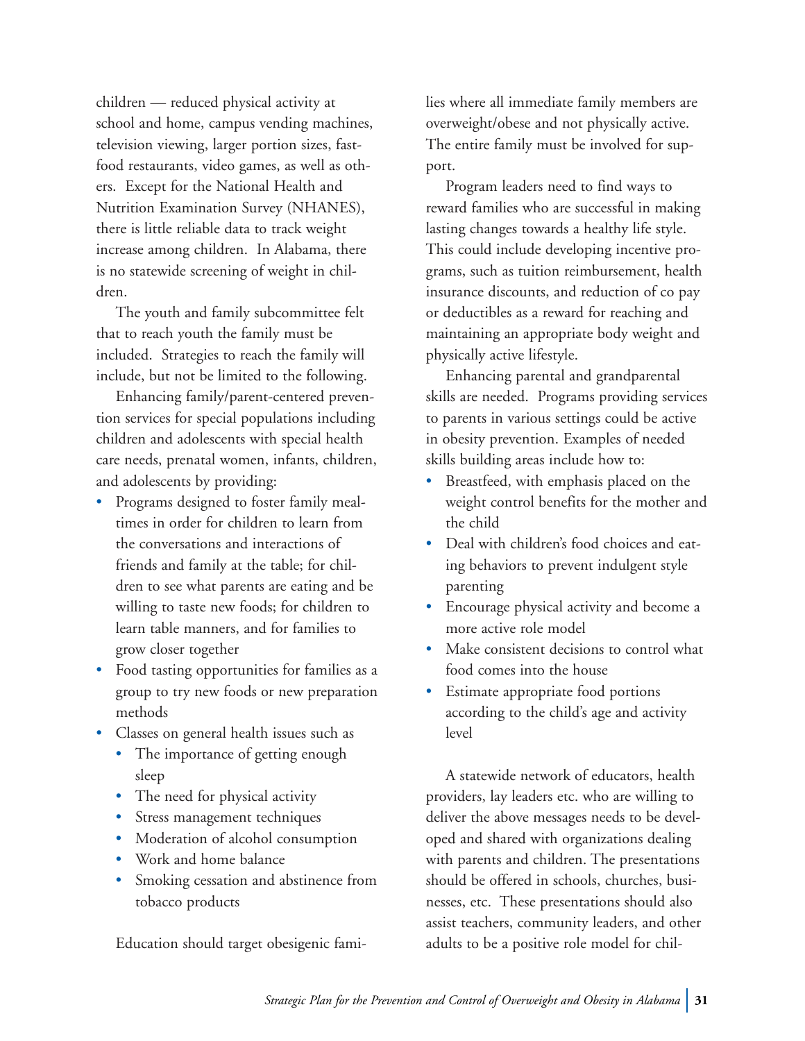children — reduced physical activity at school and home, campus vending machines, television viewing, larger portion sizes, fast-food restaurants, video games, as well as others. Except for the National Health and Nutrition Examination Survey (NHANES), there is little reliable data to track weight increase among children. In Alabama, there is no statewide screening of weight in children.

The youth and family subcommittee felt that to reach youth the family must be included. Strategies to reach the family will include, but not be limited to the following.

Enhancing family/parent-centered prevention services for special populations including children and adolescents with special health care needs, prenatal women, infants, children, and adolescents by providing:

- Programs designed to foster family mealtimes in order for children to learn from the conversations and interactions of friends and family at the table; for children to see what parents are eating and be willing to taste new foods; for children to learn table manners, and for families to grow closer together
- Food tasting opportunities for families as a group to try new foods or new preparation methods
- Classes on general health issues such as
  - The importance of getting enough sleep
  - The need for physical activity
  - Stress management techniques
  - Moderation of alcohol consumption
  - Work and home balance
  - Smoking cessation and abstinence from tobacco products

Education should target obesigenic families where all immediate family members are overweight/obese and not physically active. The entire family must be involved for support.

Program leaders need to find ways to reward families who are successful in making lasting changes towards a healthy life style. This could include developing incentive programs, such as tuition reimbursement, health insurance discounts, and reduction of co pay or deductibles as a reward for reaching and maintaining an appropriate body weight and physically active lifestyle.

Enhancing parental and grandparental skills are needed. Programs providing services to parents in various settings could be active in obesity prevention. Examples of needed skills building areas include how to:

- Breastfeed, with emphasis placed on the weight control benefits for the mother and the child
- Deal with children's food choices and eating behaviors to prevent indulgent style parenting
- Encourage physical activity and become a more active role model
- Make consistent decisions to control what food comes into the house
- Estimate appropriate food portions according to the child's age and activity level

A statewide network of educators, health providers, lay leaders etc. who are willing to deliver the above messages needs to be developed and shared with organizations dealing with parents and children. The presentations should be offered in schools, churches, businesses, etc. These presentations should also assist teachers, community leaders, and other adults to be a positive role model for chil-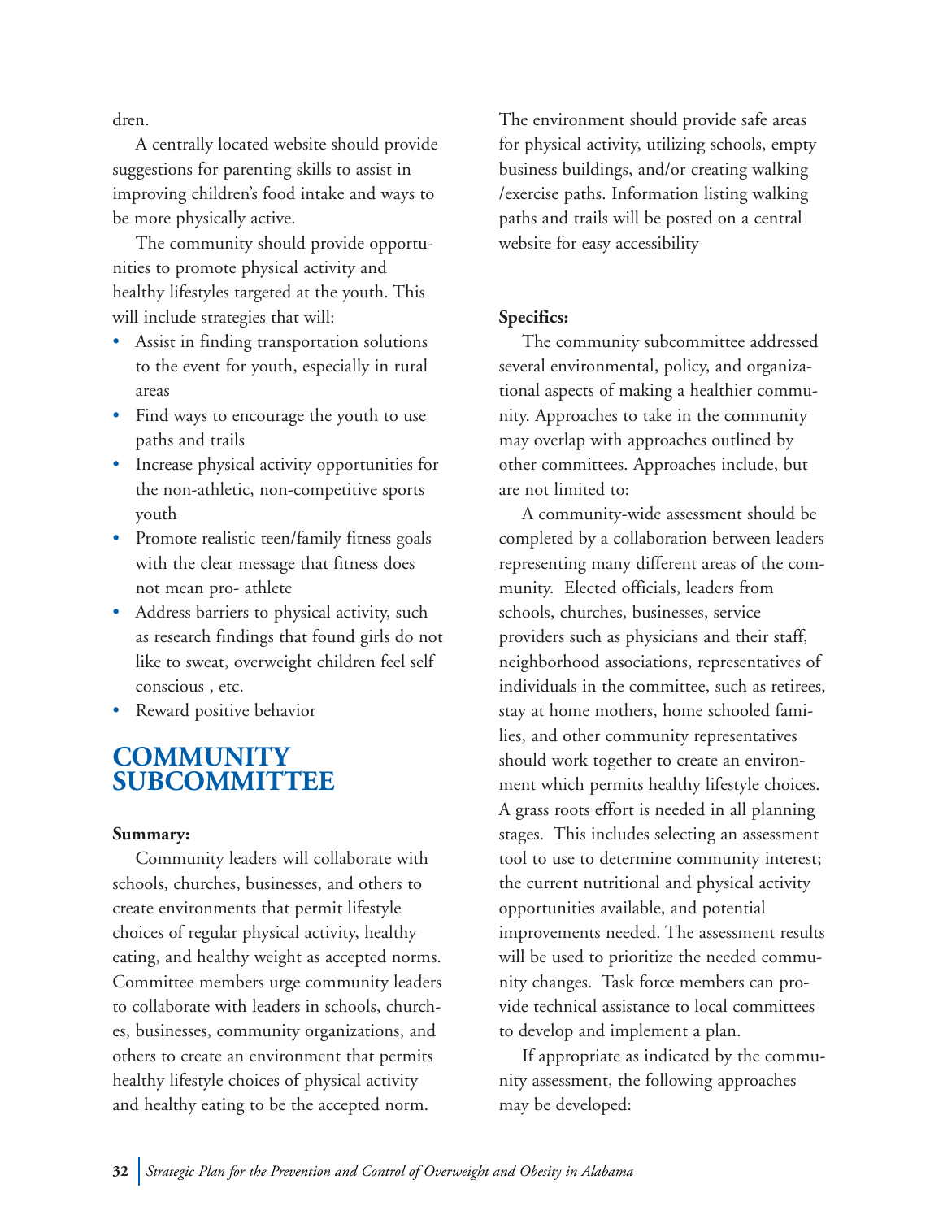dren.

A centrally located website should provide suggestions for parenting skills to assist in improving children's food intake and ways to be more physically active.

The community should provide opportunities to promote physical activity and healthy lifestyles targeted at the youth. This will include strategies that will:

- Assist in finding transportation solutions to the event for youth, especially in rural areas
- Find ways to encourage the youth to use paths and trails
- Increase physical activity opportunities for the non-athletic, non-competitive sports youth
- Promote realistic teen/family fitness goals with the clear message that fitness does not mean pro- athlete
- Address barriers to physical activity, such as research findings that found girls do not like to sweat, overweight children feel self conscious , etc.
- Reward positive behavior

## COMMUNITY SUBCOMMITTEE

**Summary:**

Community leaders will collaborate with schools, churches, businesses, and others to create environments that permit lifestyle choices of regular physical activity, healthy eating, and healthy weight as accepted norms. Committee members urge community leaders to collaborate with leaders in schools, churches, businesses, community organizations, and others to create an environment that permits healthy lifestyle choices of physical activity and healthy eating to be the accepted norm.

The environment should provide safe areas for physical activity, utilizing schools, empty business buildings, and/or creating walking /exercise paths. Information listing walking paths and trails will be posted on a central website for easy accessibility

**Specifics:**

The community subcommittee addressed several environmental, policy, and organizational aspects of making a healthier community. Approaches to take in the community may overlap with approaches outlined by other committees. Approaches include, but are not limited to:

A community-wide assessment should be completed by a collaboration between leaders representing many different areas of the community. Elected officials, leaders from schools, churches, businesses, service providers such as physicians and their staff, neighborhood associations, representatives of individuals in the committee, such as retirees, stay at home mothers, home schooled families, and other community representatives should work together to create an environment which permits healthy lifestyle choices. A grass roots effort is needed in all planning stages. This includes selecting an assessment tool to use to determine community interest; the current nutritional and physical activity opportunities available, and potential improvements needed. The assessment results will be used to prioritize the needed community changes. Task force members can provide technical assistance to local committees to develop and implement a plan.

If appropriate as indicated by the community assessment, the following approaches may be developed: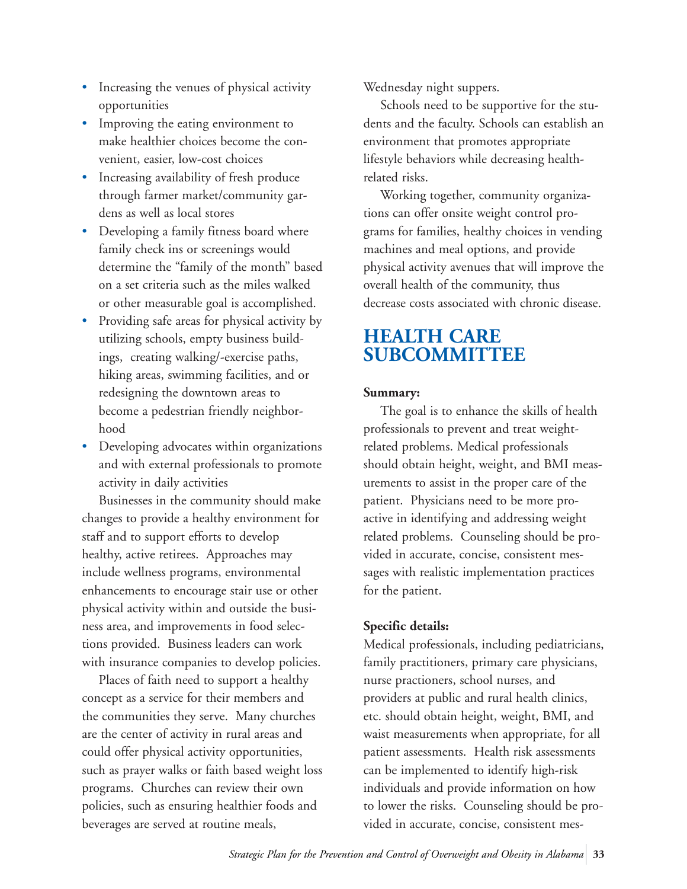- Increasing the venues of physical activity opportunities
- Improving the eating environment to make healthier choices become the convenient, easier, low-cost choices
- Increasing availability of fresh produce through farmer market/community gardens as well as local stores
- Developing a family fitness board where family check ins or screenings would determine the "family of the month" based on a set criteria such as the miles walked or other measurable goal is accomplished.
- Providing safe areas for physical activity by utilizing schools, empty business buildings, creating walking/-exercise paths, hiking areas, swimming facilities, and or redesigning the downtown areas to become a pedestrian friendly neighborhood
- Developing advocates within organizations and with external professionals to promote activity in daily activities

Businesses in the community should make changes to provide a healthy environment for staff and to support efforts to develop healthy, active retirees. Approaches may include wellness programs, environmental enhancements to encourage stair use or other physical activity within and outside the business area, and improvements in food selections provided. Business leaders can work with insurance companies to develop policies.

Places of faith need to support a healthy concept as a service for their members and the communities they serve. Many churches are the center of activity in rural areas and could offer physical activity opportunities, such as prayer walks or faith based weight loss programs. Churches can review their own policies, such as ensuring healthier foods and beverages are served at routine meals, Wednesday night suppers.

Schools need to be supportive for the students and the faculty. Schools can establish an environment that promotes appropriate lifestyle behaviors while decreasing health-related risks.

Working together, community organizations can offer onsite weight control programs for families, healthy choices in vending machines and meal options, and provide physical activity avenues that will improve the overall health of the community, thus decrease costs associated with chronic disease.

## HEALTH CARE SUBCOMMITTEE

**Summary:**

The goal is to enhance the skills of health professionals to prevent and treat weight-related problems. Medical professionals should obtain height, weight, and BMI measurements to assist in the proper care of the patient. Physicians need to be more proactive in identifying and addressing weight related problems. Counseling should be provided in accurate, concise, consistent messages with realistic implementation practices for the patient.

**Specific details:**

Medical professionals, including pediatricians, family practitioners, primary care physicians, nurse practioners, school nurses, and providers at public and rural health clinics, etc. should obtain height, weight, BMI, and waist measurements when appropriate, for all patient assessments. Health risk assessments can be implemented to identify high-risk individuals and provide information on how to lower the risks. Counseling should be provided in accurate, concise, consistent mes-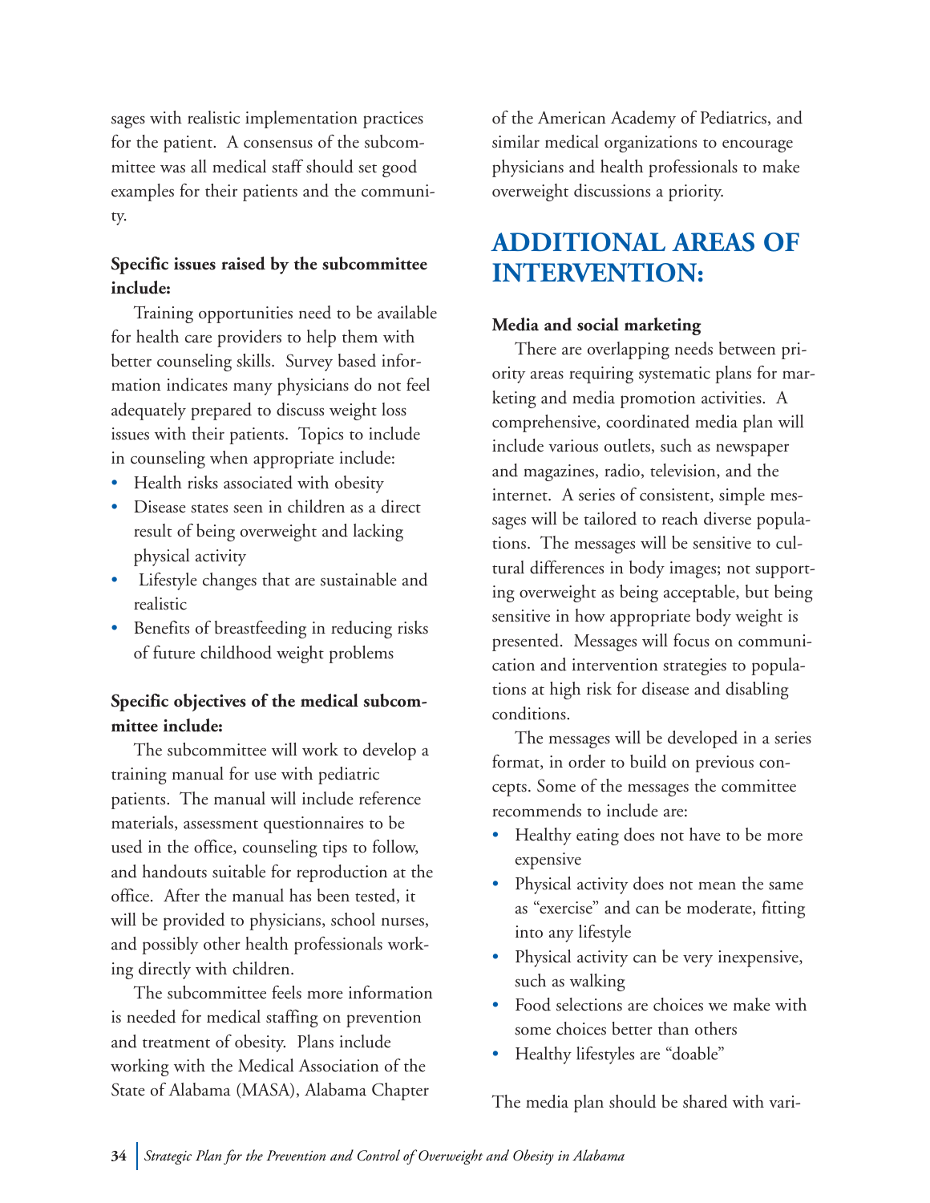sages with realistic implementation practices for the patient. A consensus of the subcommittee was all medical staff should set good examples for their patients and the community.

**Specific issues raised by the subcommittee include:**

Training opportunities need to be available for health care providers to help them with better counseling skills. Survey based information indicates many physicians do not feel adequately prepared to discuss weight loss issues with their patients. Topics to include in counseling when appropriate include:

- Health risks associated with obesity
- Disease states seen in children as a direct result of being overweight and lacking physical activity
- Lifestyle changes that are sustainable and realistic
- Benefits of breastfeeding in reducing risks of future childhood weight problems

**Specific objectives of the medical subcommittee include:**

The subcommittee will work to develop a training manual for use with pediatric patients. The manual will include reference materials, assessment questionnaires to be used in the office, counseling tips to follow, and handouts suitable for reproduction at the office. After the manual has been tested, it will be provided to physicians, school nurses, and possibly other health professionals working directly with children.

The subcommittee feels more information is needed for medical staffing on prevention and treatment of obesity. Plans include working with the Medical Association of the State of Alabama (MASA), Alabama Chapter of the American Academy of Pediatrics, and similar medical organizations to encourage physicians and health professionals to make overweight discussions a priority.

## ADDITIONAL AREAS OF INTERVENTION:

**Media and social marketing**

There are overlapping needs between priority areas requiring systematic plans for marketing and media promotion activities. A comprehensive, coordinated media plan will include various outlets, such as newspaper and magazines, radio, television, and the internet. A series of consistent, simple messages will be tailored to reach diverse populations. The messages will be sensitive to cultural differences in body images; not supporting overweight as being acceptable, but being sensitive in how appropriate body weight is presented. Messages will focus on communication and intervention strategies to populations at high risk for disease and disabling conditions.

The messages will be developed in a series format, in order to build on previous concepts. Some of the messages the committee recommends to include are:

- Healthy eating does not have to be more expensive
- Physical activity does not mean the same as "exercise" and can be moderate, fitting into any lifestyle
- Physical activity can be very inexpensive, such as walking
- Food selections are choices we make with some choices better than others
- Healthy lifestyles are "doable"

The media plan should be shared with vari-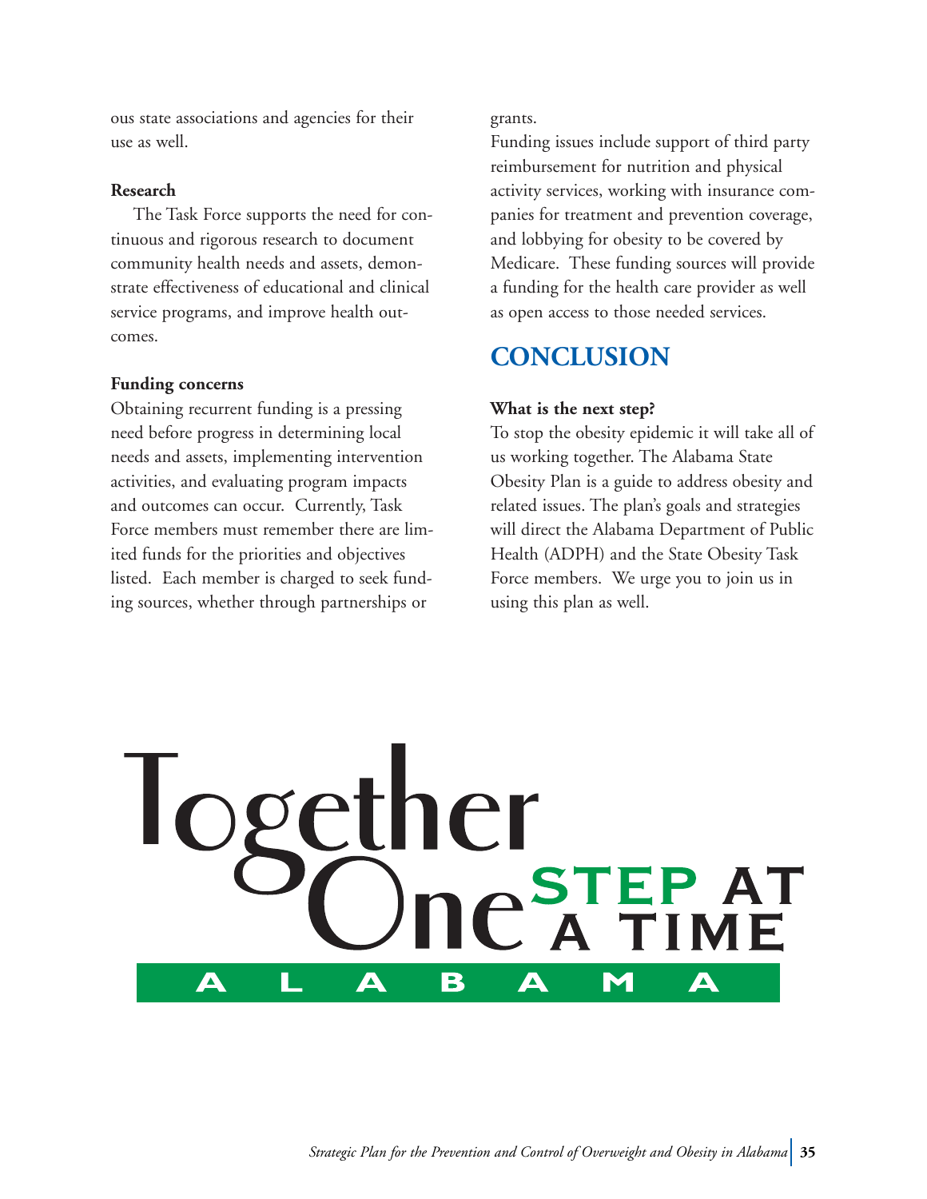ous state associations and agencies for their use as well.

**Research**

The Task Force supports the need for continuous and rigorous research to document community health needs and assets, demonstrate effectiveness of educational and clinical service programs, and improve health outcomes.

**Funding concerns**

Obtaining recurrent funding is a pressing need before progress in determining local needs and assets, implementing intervention activities, and evaluating program impacts and outcomes can occur. Currently, Task Force members must remember there are limited funds for the priorities and objectives listed. Each member is charged to seek funding sources, whether through partnerships or grants.

Funding issues include support of third party reimbursement for nutrition and physical activity services, working with insurance companies for treatment and prevention coverage, and lobbying for obesity to be covered by Medicare. These funding sources will provide a funding for the health care provider as well as open access to those needed services.

## CONCLUSION

**What is the next step?**

To stop the obesity epidemic it will take all of us working together. The Alabama State Obesity Plan is a guide to address obesity and related issues. The plan's goals and strategies will direct the Alabama Department of Public Health (ADPH) and the State Obesity Task Force members. We urge you to join us in using this plan as well.

Together One STEP AT A TIME

A L A B A M A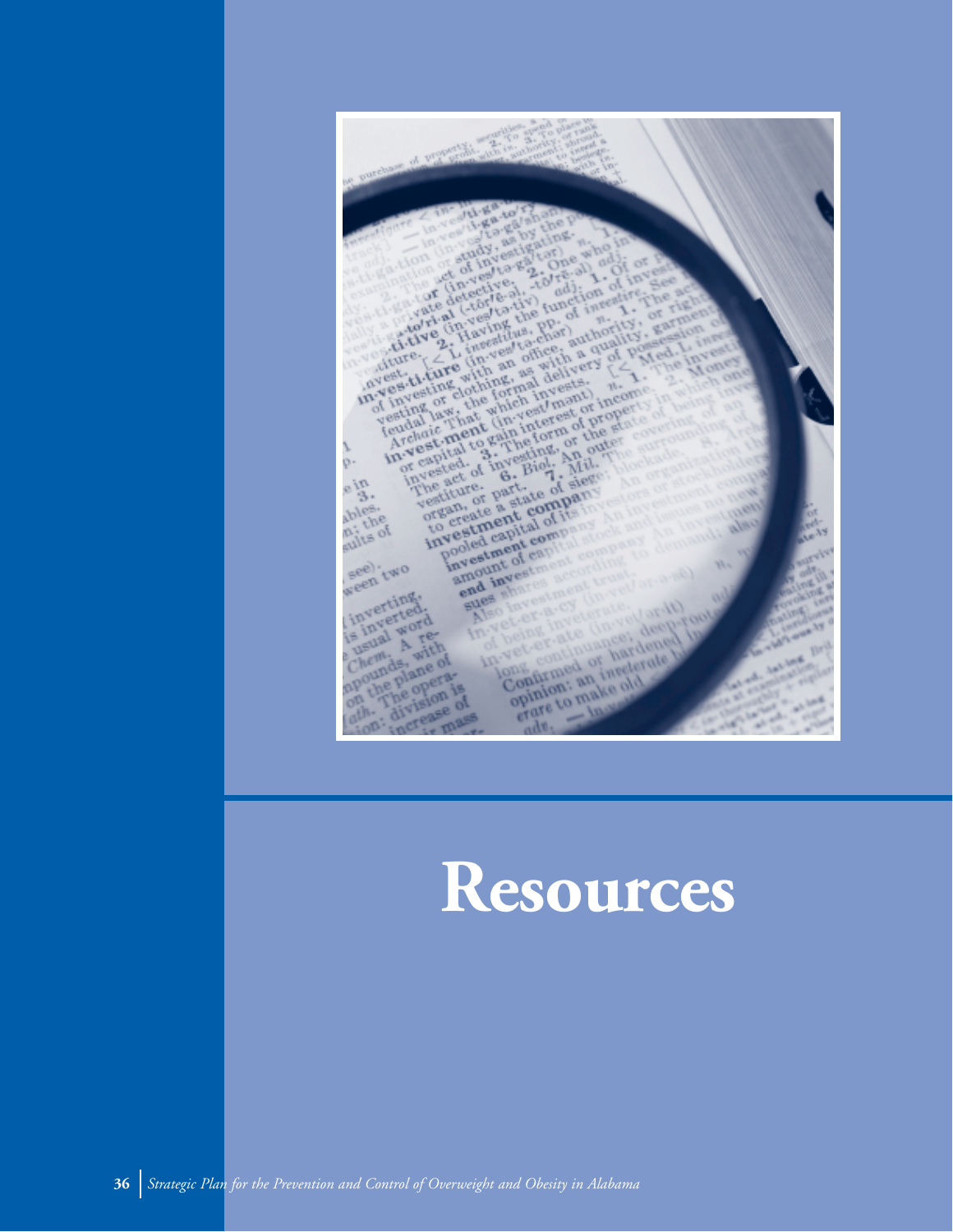# Resources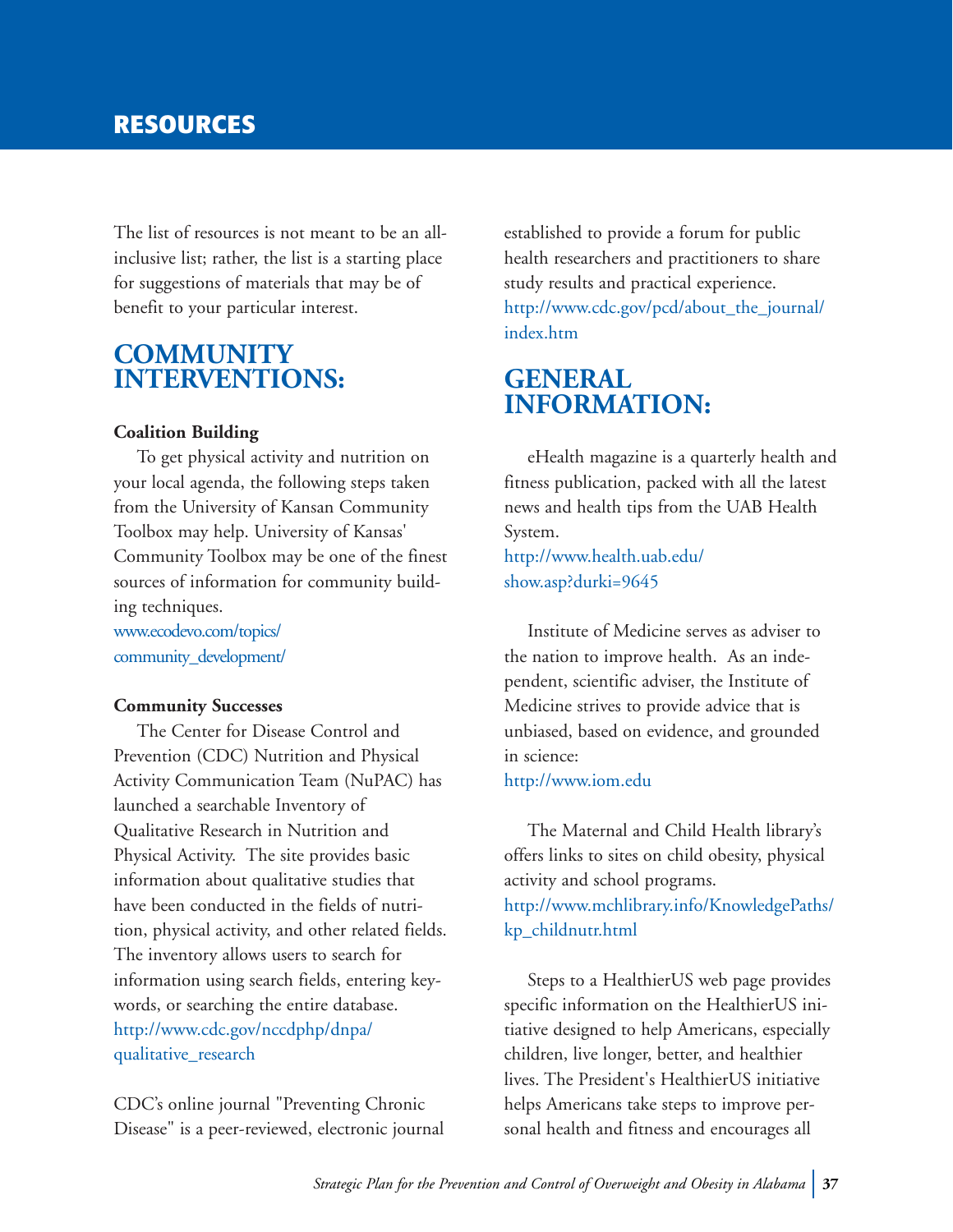# RESOURCES

The list of resources is not meant to be an all-inclusive list; rather, the list is a starting place for suggestions of materials that may be of benefit to your particular interest.

## COMMUNITY INTERVENTIONS:

**Coalition Building**

To get physical activity and nutrition on your local agenda, the following steps taken from the University of Kansan Community Toolbox may help. University of Kansas' Community Toolbox may be one of the finest sources of information for community building techniques.
www.ecodevo.com/topics/community_development/

**Community Successes**

The Center for Disease Control and Prevention (CDC) Nutrition and Physical Activity Communication Team (NuPAC) has launched a searchable Inventory of Qualitative Research in Nutrition and Physical Activity. The site provides basic information about qualitative studies that have been conducted in the fields of nutrition, physical activity, and other related fields. The inventory allows users to search for information using search fields, entering keywords, or searching the entire database.
http://www.cdc.gov/nccdphp/dnpa/qualitative_research

CDC's online journal "Preventing Chronic Disease" is a peer-reviewed, electronic journal established to provide a forum for public health researchers and practitioners to share study results and practical experience.
http://www.cdc.gov/pcd/about_the_journal/index.htm

## GENERAL INFORMATION:

eHealth magazine is a quarterly health and fitness publication, packed with all the latest news and health tips from the UAB Health System.
http://www.health.uab.edu/show.asp?durki=9645

Institute of Medicine serves as adviser to the nation to improve health. As an independent, scientific adviser, the Institute of Medicine strives to provide advice that is unbiased, based on evidence, and grounded in science:
http://www.iom.edu

The Maternal and Child Health library's offers links to sites on child obesity, physical activity and school programs.
http://www.mchlibrary.info/KnowledgePaths/kp_childnutr.html

Steps to a HealthierUS web page provides specific information on the HealthierUS initiative designed to help Americans, especially children, live longer, better, and healthier lives. The President's HealthierUS initiative helps Americans take steps to improve personal health and fitness and encourages all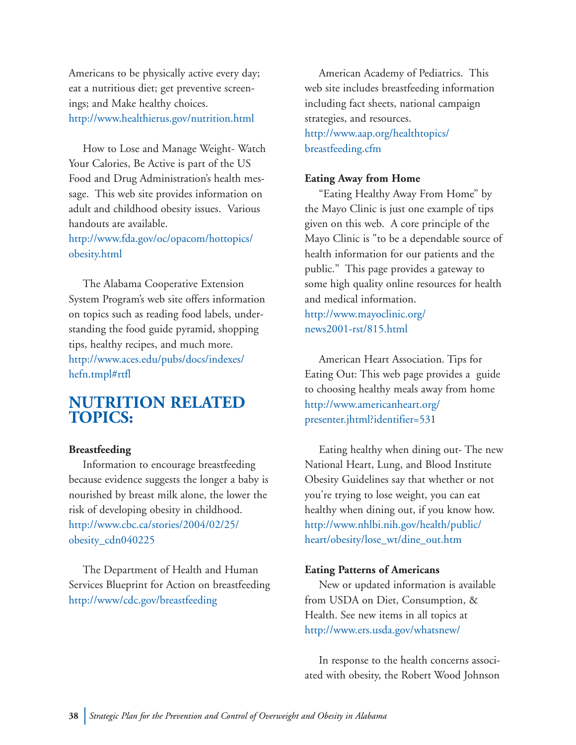Americans to be physically active every day; eat a nutritious diet; get preventive screenings; and Make healthy choices.
http://www.healthierus.gov/nutrition.html

How to Lose and Manage Weight- Watch Your Calories, Be Active is part of the US Food and Drug Administration's health message. This web site provides information on adult and childhood obesity issues. Various handouts are available.
http://www.fda.gov/oc/opacom/hottopics/obesity.html

The Alabama Cooperative Extension System Program's web site offers information on topics such as reading food labels, understanding the food guide pyramid, shopping tips, healthy recipes, and much more.
http://www.aces.edu/pubs/docs/indexes/hefn.tmpl#rtfl

## NUTRITION RELATED TOPICS:

**Breastfeeding**

Information to encourage breastfeeding because evidence suggests the longer a baby is nourished by breast milk alone, the lower the risk of developing obesity in childhood.
http://www.cbc.ca/stories/2004/02/25/obesity_cdn040225

The Department of Health and Human Services Blueprint for Action on breastfeeding
http://www/cdc.gov/breastfeeding

American Academy of Pediatrics. This web site includes breastfeeding information including fact sheets, national campaign strategies, and resources.
http://www.aap.org/healthtopics/breastfeeding.cfm

**Eating Away from Home**

"Eating Healthy Away From Home" by the Mayo Clinic is just one example of tips given on this web. A core principle of the Mayo Clinic is "to be a dependable source of health information for our patients and the public." This page provides a gateway to some high quality online resources for health and medical information.
http://www.mayoclinic.org/news2001-rst/815.html

American Heart Association. Tips for Eating Out: This web page provides a guide to choosing healthy meals away from home
http://www.americanheart.org/presenter.jhtml?identifier=531

Eating healthy when dining out- The new National Heart, Lung, and Blood Institute Obesity Guidelines say that whether or not you're trying to lose weight, you can eat healthy when dining out, if you know how.
http://www.nhlbi.nih.gov/health/public/heart/obesity/lose_wt/dine_out.htm

**Eating Patterns of Americans**

New or updated information is available from USDA on Diet, Consumption, & Health. See new items in all topics at
http://www.ers.usda.gov/whatsnew/

In response to the health concerns associated with obesity, the Robert Wood Johnson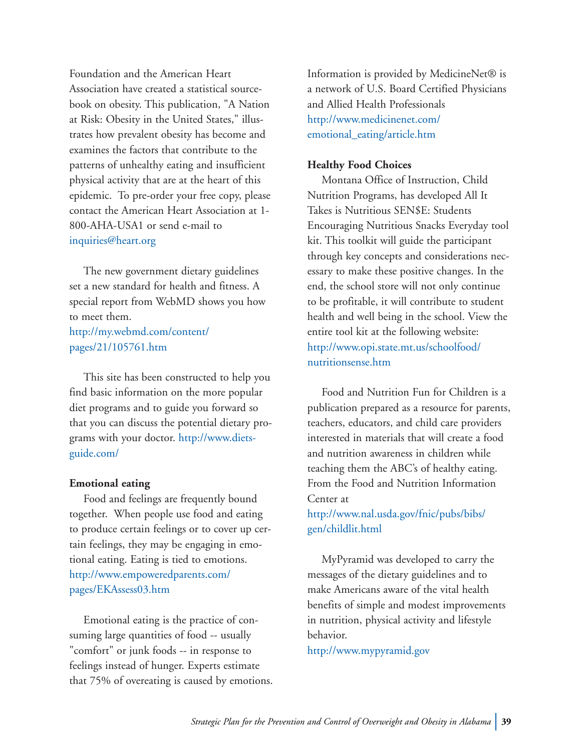Foundation and the American Heart Association have created a statistical sourcebook on obesity. This publication, "A Nation at Risk: Obesity in the United States," illustrates how prevalent obesity has become and examines the factors that contribute to the patterns of unhealthy eating and insufficient physical activity that are at the heart of this epidemic. To pre-order your free copy, please contact the American Heart Association at 1-800-AHA-USA1 or send e-mail to inquiries@heart.org

The new government dietary guidelines set a new standard for health and fitness. A special report from WebMD shows you how to meet them. http://my.webmd.com/content/pages/21/105761.htm

This site has been constructed to help you find basic information on the more popular diet programs and to guide you forward so that you can discuss the potential dietary programs with your doctor. http://www.diets-guide.com/

**Emotional eating**

Food and feelings are frequently bound together. When people use food and eating to produce certain feelings or to cover up certain feelings, they may be engaging in emotional eating. Eating is tied to emotions. http://www.empoweredparents.com/pages/EKAssess03.htm

Emotional eating is the practice of consuming large quantities of food -- usually "comfort" or junk foods -- in response to feelings instead of hunger. Experts estimate that 75% of overeating is caused by emotions. Information is provided by MedicineNet® is a network of U.S. Board Certified Physicians and Allied Health Professionals http://www.medicinenet.com/emotional_eating/article.htm

**Healthy Food Choices**

Montana Office of Instruction, Child Nutrition Programs, has developed All It Takes is Nutritious SEN$E: Students Encouraging Nutritious Snacks Everyday tool kit. This toolkit will guide the participant through key concepts and considerations necessary to make these positive changes. In the end, the school store will not only continue to be profitable, it will contribute to student health and well being in the school. View the entire tool kit at the following website: http://www.opi.state.mt.us/schoolfood/nutritionsense.htm

Food and Nutrition Fun for Children is a publication prepared as a resource for parents, teachers, educators, and child care providers interested in materials that will create a food and nutrition awareness in children while teaching them the ABC's of healthy eating. From the Food and Nutrition Information Center at http://www.nal.usda.gov/fnic/pubs/bibs/gen/childlit.html

MyPyramid was developed to carry the messages of the dietary guidelines and to make Americans aware of the vital health benefits of simple and modest improvements in nutrition, physical activity and lifestyle behavior. http://www.mypyramid.gov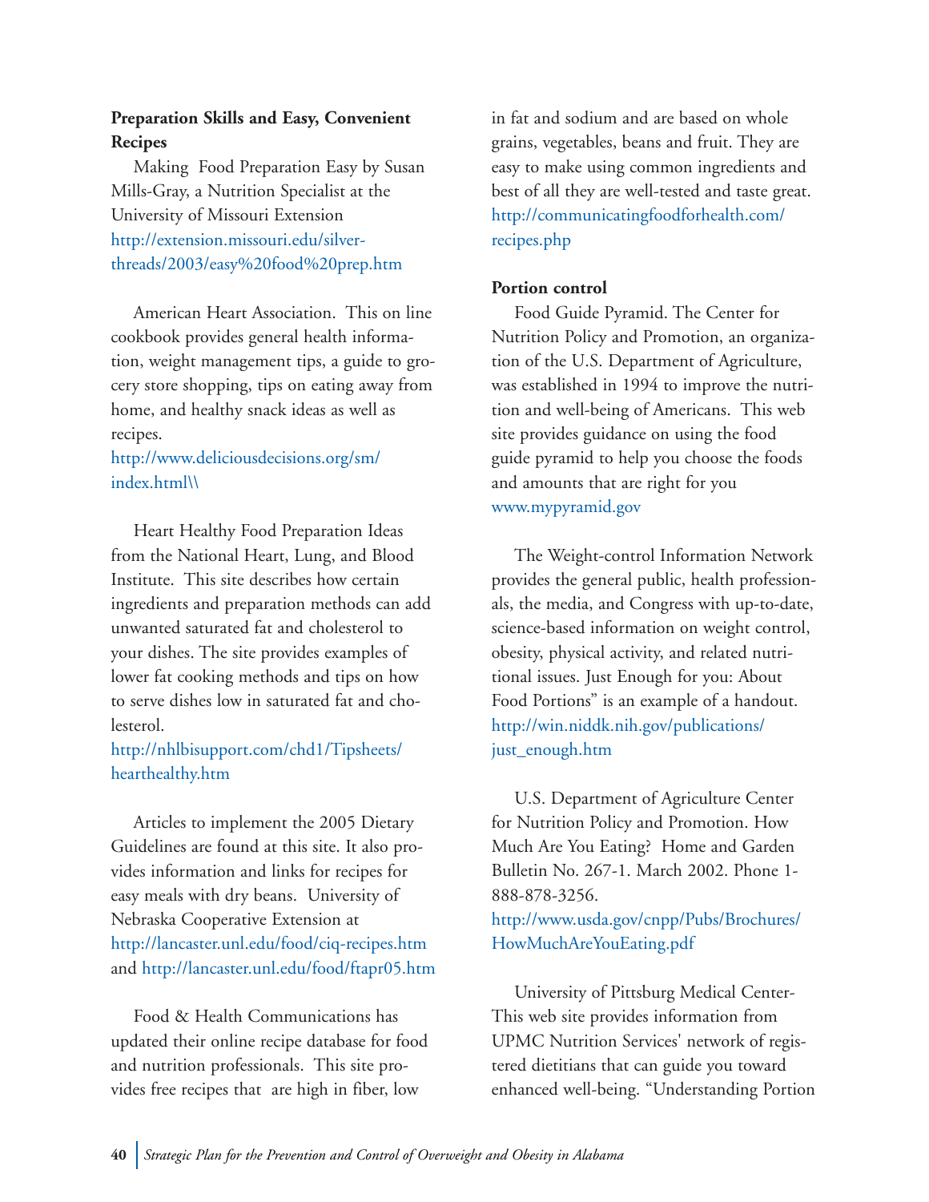**Preparation Skills and Easy, Convenient Recipes**

Making  Food Preparation Easy by Susan Mills-Gray, a Nutrition Specialist at the University of Missouri Extension
http://extension.missouri.edu/silver-threads/2003/easy%20food%20prep.htm

American Heart Association.  This on line cookbook provides general health information, weight management tips, a guide to grocery store shopping, tips on eating away from home, and healthy snack ideas as well as recipes.
http://www.deliciousdecisions.org/sm/index.html\\

Heart Healthy Food Preparation Ideas from the National Heart, Lung, and Blood Institute.  This site describes how certain ingredients and preparation methods can add unwanted saturated fat and cholesterol to your dishes. The site provides examples of lower fat cooking methods and tips on how to serve dishes low in saturated fat and cholesterol.
http://nhlbisupport.com/chd1/Tipsheets/hearthealthy.htm

Articles to implement the 2005 Dietary Guidelines are found at this site. It also provides information and links for recipes for easy meals with dry beans.  University of Nebraska Cooperative Extension at http://lancaster.unl.edu/food/ciq-recipes.htm and http://lancaster.unl.edu/food/ftapr05.htm

Food & Health Communications has updated their online recipe database for food and nutrition professionals.  This site provides free recipes that  are high in fiber, low in fat and sodium and are based on whole grains, vegetables, beans and fruit. They are easy to make using common ingredients and best of all they are well-tested and taste great.
http://communicatingfoodforhealth.com/recipes.php

**Portion control**

Food Guide Pyramid. The Center for Nutrition Policy and Promotion, an organization of the U.S. Department of Agriculture, was established in 1994 to improve the nutrition and well-being of Americans.  This web site provides guidance on using the food guide pyramid to help you choose the foods and amounts that are right for you
www.mypyramid.gov

The Weight-control Information Network provides the general public, health professionals, the media, and Congress with up-to-date, science-based information on weight control, obesity, physical activity, and related nutritional issues. Just Enough for you: About Food Portions" is an example of a handout.
http://win.niddk.nih.gov/publications/just_enough.htm

U.S. Department of Agriculture Center for Nutrition Policy and Promotion. How Much Are You Eating?  Home and Garden Bulletin No. 267-1. March 2002. Phone 1-888-878-3256.
http://www.usda.gov/cnpp/Pubs/Brochures/HowMuchAreYouEating.pdf

University of Pittsburg Medical Center- This web site provides information from UPMC Nutrition Services' network of registered dietitians that can guide you toward enhanced well-being. "Understanding Portion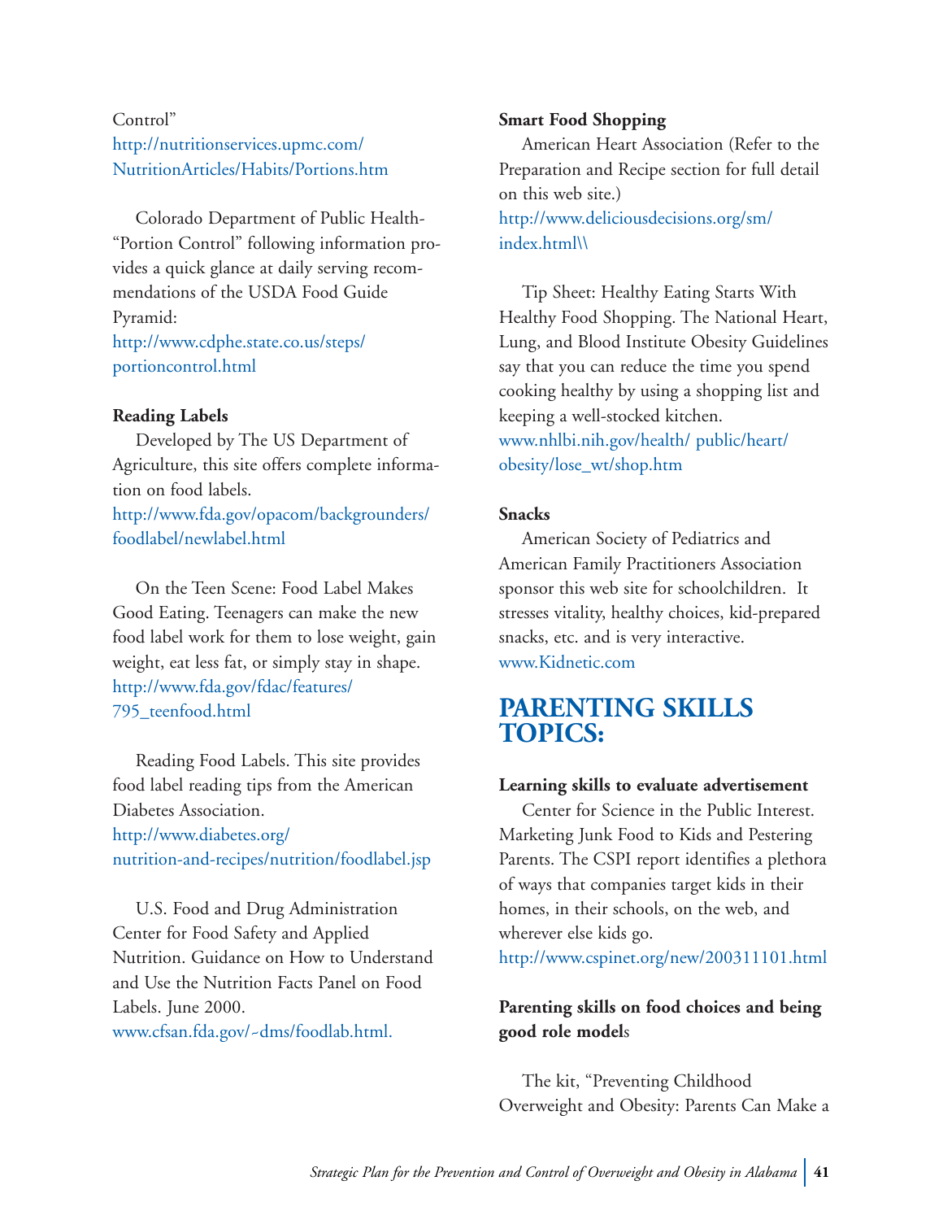Control"
http://nutritionservices.upmc.com/NutritionArticles/Habits/Portions.htm

Colorado Department of Public Health- "Portion Control" following information provides a quick glance at daily serving recommendations of the USDA Food Guide Pyramid:
http://www.cdphe.state.co.us/steps/portioncontrol.html

**Reading Labels**

Developed by The US Department of Agriculture, this site offers complete information on food labels.
http://www.fda.gov/opacom/backgrounders/foodlabel/newlabel.html

On the Teen Scene: Food Label Makes Good Eating. Teenagers can make the new food label work for them to lose weight, gain weight, eat less fat, or simply stay in shape.
http://www.fda.gov/fdac/features/795_teenfood.html

Reading Food Labels. This site provides food label reading tips from the American Diabetes Association.
http://www.diabetes.org/nutrition-and-recipes/nutrition/foodlabel.jsp

U.S. Food and Drug Administration Center for Food Safety and Applied Nutrition. Guidance on How to Understand and Use the Nutrition Facts Panel on Food Labels. June 2000.
www.cfsan.fda.gov/~dms/foodlab.html.

**Smart Food Shopping**

American Heart Association (Refer to the Preparation and Recipe section for full detail on this web site.)
http://www.deliciousdecisions.org/sm/index.html\\

Tip Sheet: Healthy Eating Starts With Healthy Food Shopping. The National Heart, Lung, and Blood Institute Obesity Guidelines say that you can reduce the time you spend cooking healthy by using a shopping list and keeping a well-stocked kitchen.
www.nhlbi.nih.gov/health/ public/heart/obesity/lose_wt/shop.htm

**Snacks**

American Society of Pediatrics and American Family Practitioners Association sponsor this web site for schoolchildren. It stresses vitality, healthy choices, kid-prepared snacks, etc. and is very interactive.
www.Kidnetic.com

## PARENTING SKILLS TOPICS:

**Learning skills to evaluate advertisement**

Center for Science in the Public Interest. Marketing Junk Food to Kids and Pestering Parents. The CSPI report identifies a plethora of ways that companies target kids in their homes, in their schools, on the web, and wherever else kids go.
http://www.cspinet.org/new/200311101.html

**Parenting skills on food choices and being good role models**

The kit, "Preventing Childhood Overweight and Obesity: Parents Can Make a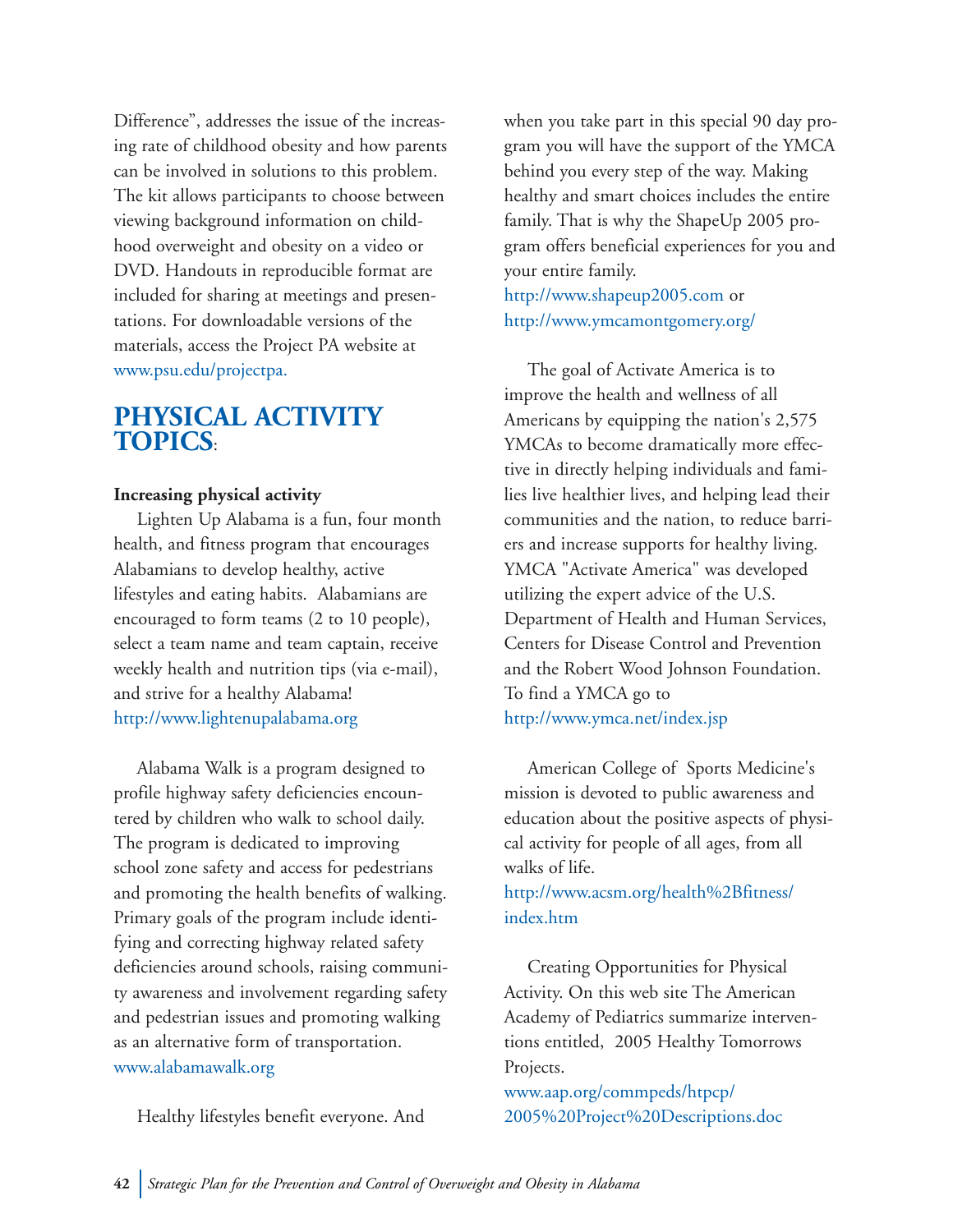Difference", addresses the issue of the increasing rate of childhood obesity and how parents can be involved in solutions to this problem. The kit allows participants to choose between viewing background information on childhood overweight and obesity on a video or DVD. Handouts in reproducible format are included for sharing at meetings and presentations. For downloadable versions of the materials, access the Project PA website at www.psu.edu/projectpa.

## PHYSICAL ACTIVITY TOPICS:

**Increasing physical activity**

Lighten Up Alabama is a fun, four month health, and fitness program that encourages Alabamians to develop healthy, active lifestyles and eating habits. Alabamians are encouraged to form teams (2 to 10 people), select a team name and team captain, receive weekly health and nutrition tips (via e-mail), and strive for a healthy Alabama!
http://www.lightenupalabama.org

Alabama Walk is a program designed to profile highway safety deficiencies encountered by children who walk to school daily. The program is dedicated to improving school zone safety and access for pedestrians and promoting the health benefits of walking. Primary goals of the program include identifying and correcting highway related safety deficiencies around schools, raising community awareness and involvement regarding safety and pedestrian issues and promoting walking as an alternative form of transportation.
www.alabamawalk.org

Healthy lifestyles benefit everyone. And when you take part in this special 90 day program you will have the support of the YMCA behind you every step of the way. Making healthy and smart choices includes the entire family. That is why the ShapeUp 2005 program offers beneficial experiences for you and your entire family.
http://www.shapeup2005.com or
http://www.ymcamontgomery.org/

The goal of Activate America is to improve the health and wellness of all Americans by equipping the nation's 2,575 YMCAs to become dramatically more effective in directly helping individuals and families live healthier lives, and helping lead their communities and the nation, to reduce barriers and increase supports for healthy living. YMCA "Activate America" was developed utilizing the expert advice of the U.S. Department of Health and Human Services, Centers for Disease Control and Prevention and the Robert Wood Johnson Foundation. To find a YMCA go to
http://www.ymca.net/index.jsp

American College of Sports Medicine's mission is devoted to public awareness and education about the positive aspects of physical activity for people of all ages, from all walks of life.
http://www.acsm.org/health%2Bfitness/index.htm

Creating Opportunities for Physical Activity. On this web site The American Academy of Pediatrics summarize interventions entitled, 2005 Healthy Tomorrows Projects.
www.aap.org/commpeds/htpcp/2005%20Project%20Descriptions.doc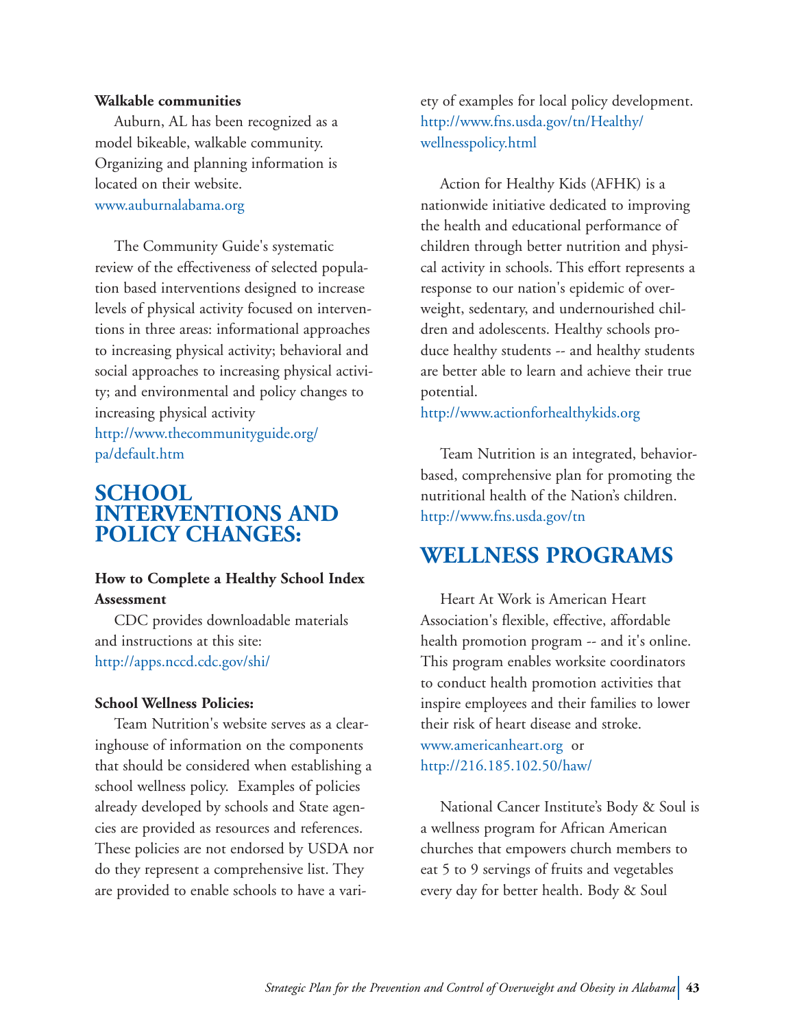**Walkable communities**

Auburn, AL has been recognized as a model bikeable, walkable community. Organizing and planning information is located on their website.
www.auburnalabama.org

The Community Guide's systematic review of the effectiveness of selected population based interventions designed to increase levels of physical activity focused on interventions in three areas: informational approaches to increasing physical activity; behavioral and social approaches to increasing physical activity; and environmental and policy changes to increasing physical activity
http://www.thecommunityguide.org/pa/default.htm

## SCHOOL INTERVENTIONS AND POLICY CHANGES:

**How to Complete a Healthy School Index Assessment**

CDC provides downloadable materials and instructions at this site:
http://apps.nccd.cdc.gov/shi/

**School Wellness Policies:**

Team Nutrition's website serves as a clearinghouse of information on the components that should be considered when establishing a school wellness policy. Examples of policies already developed by schools and State agencies are provided as resources and references. These policies are not endorsed by USDA nor do they represent a comprehensive list. They are provided to enable schools to have a variety of examples for local policy development.
http://www.fns.usda.gov/tn/Healthy/wellnesspolicy.html

Action for Healthy Kids (AFHK) is a nationwide initiative dedicated to improving the health and educational performance of children through better nutrition and physical activity in schools. This effort represents a response to our nation's epidemic of overweight, sedentary, and undernourished children and adolescents. Healthy schools produce healthy students -- and healthy students are better able to learn and achieve their true potential.
http://www.actionforhealthykids.org

Team Nutrition is an integrated, behavior-based, comprehensive plan for promoting the nutritional health of the Nation's children.
http://www.fns.usda.gov/tn

## WELLNESS PROGRAMS

Heart At Work is American Heart Association's flexible, effective, affordable health promotion program -- and it's online. This program enables worksite coordinators to conduct health promotion activities that inspire employees and their families to lower their risk of heart disease and stroke.
www.americanheart.org or
http://216.185.102.50/haw/

National Cancer Institute's Body & Soul is a wellness program for African American churches that empowers church members to eat 5 to 9 servings of fruits and vegetables every day for better health. Body & Soul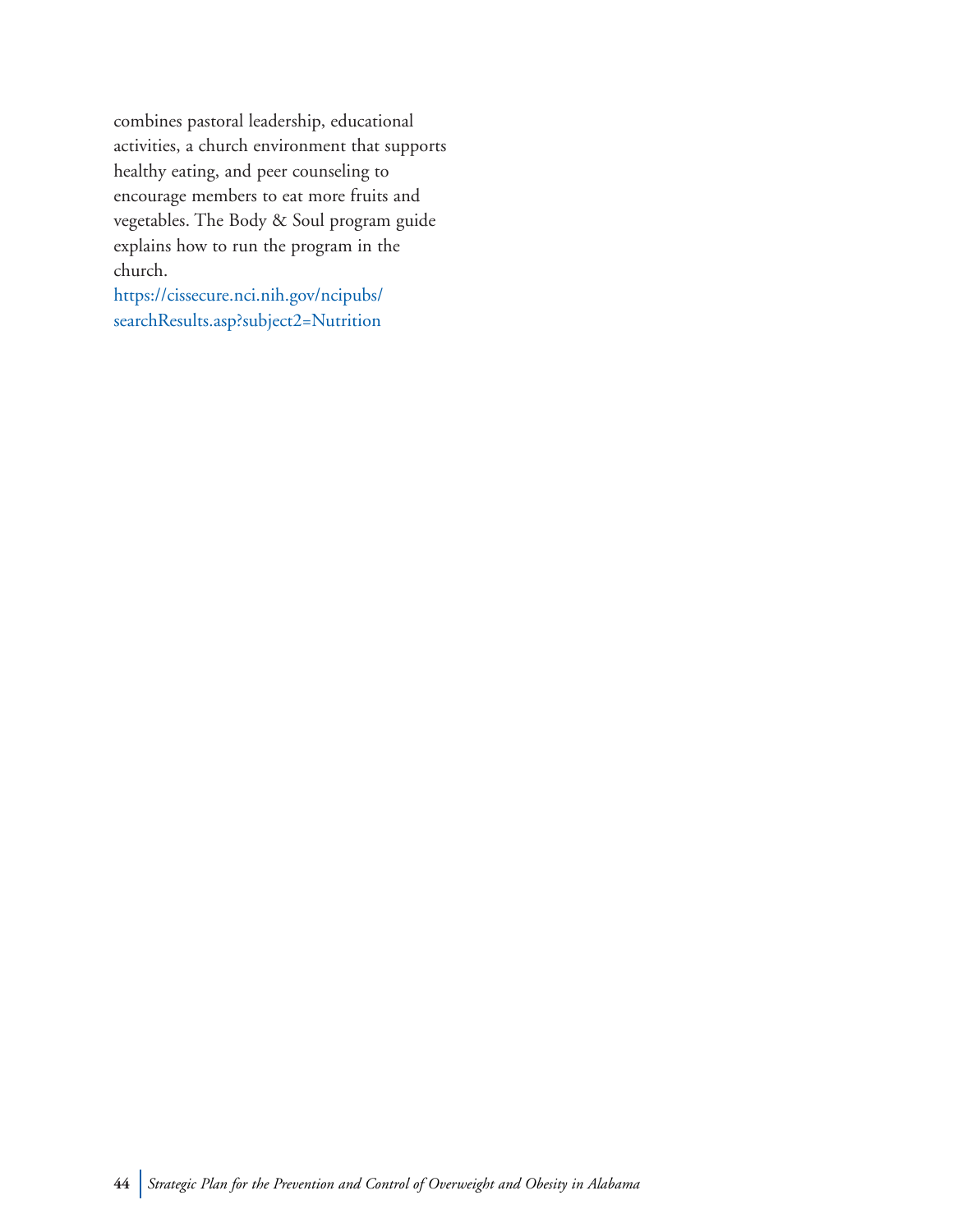combines pastoral leadership, educational activities, a church environment that supports healthy eating, and peer counseling to encourage members to eat more fruits and vegetables. The Body & Soul program guide explains how to run the program in the church.
https://cissecure.nci.nih.gov/ncipubs/searchResults.asp?subject2=Nutrition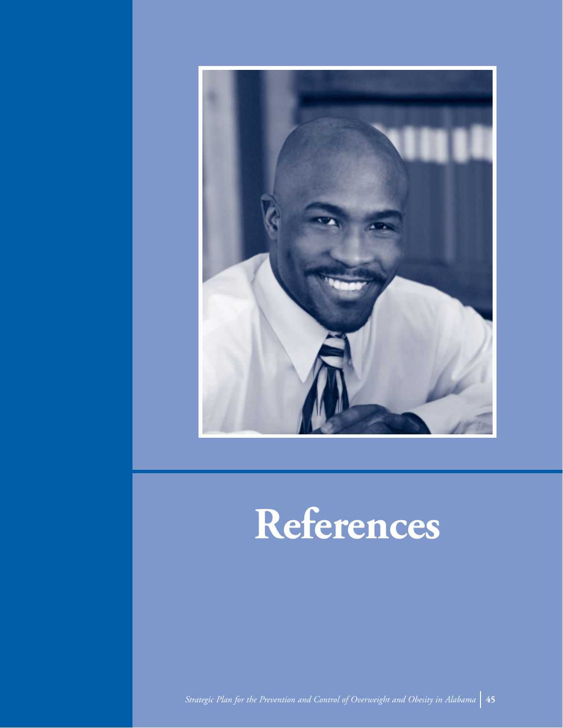# References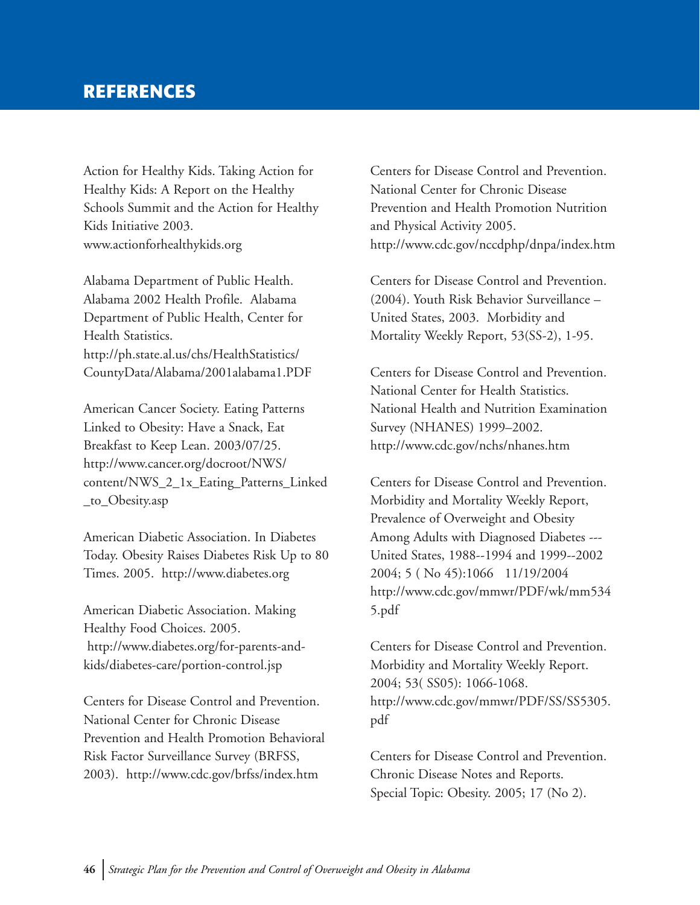# REFERENCES

Action for Healthy Kids. Taking Action for Healthy Kids: A Report on the Healthy Schools Summit and the Action for Healthy Kids Initiative 2003. www.actionforhealthykids.org

Alabama Department of Public Health. Alabama 2002 Health Profile. Alabama Department of Public Health, Center for Health Statistics. http://ph.state.al.us/chs/HealthStatistics/CountyData/Alabama/2001alabama1.PDF

American Cancer Society. Eating Patterns Linked to Obesity: Have a Snack, Eat Breakfast to Keep Lean. 2003/07/25. http://www.cancer.org/docroot/NWS/content/NWS_2_1x_Eating_Patterns_Linked_to_Obesity.asp

American Diabetic Association. In Diabetes Today. Obesity Raises Diabetes Risk Up to 80 Times. 2005. http://www.diabetes.org

American Diabetic Association. Making Healthy Food Choices. 2005. http://www.diabetes.org/for-parents-and-kids/diabetes-care/portion-control.jsp

Centers for Disease Control and Prevention. National Center for Chronic Disease Prevention and Health Promotion Behavioral Risk Factor Surveillance Survey (BRFSS, 2003). http://www.cdc.gov/brfss/index.htm

Centers for Disease Control and Prevention. National Center for Chronic Disease Prevention and Health Promotion Nutrition and Physical Activity 2005. http://www.cdc.gov/nccdphp/dnpa/index.htm

Centers for Disease Control and Prevention. (2004). Youth Risk Behavior Surveillance – United States, 2003. Morbidity and Mortality Weekly Report, 53(SS-2), 1-95.

Centers for Disease Control and Prevention. National Center for Health Statistics. National Health and Nutrition Examination Survey (NHANES) 1999–2002. http://www.cdc.gov/nchs/nhanes.htm

Centers for Disease Control and Prevention. Morbidity and Mortality Weekly Report, Prevalence of Overweight and Obesity Among Adults with Diagnosed Diabetes --- United States, 1988--1994 and 1999--2002 2004; 5 ( No 45):1066 11/19/2004 http://www.cdc.gov/mmwr/PDF/wk/mm5345.pdf

Centers for Disease Control and Prevention. Morbidity and Mortality Weekly Report. 2004; 53( SS05): 1066-1068. http://www.cdc.gov/mmwr/PDF/SS/SS5305.pdf

Centers for Disease Control and Prevention. Chronic Disease Notes and Reports. Special Topic: Obesity. 2005; 17 (No 2).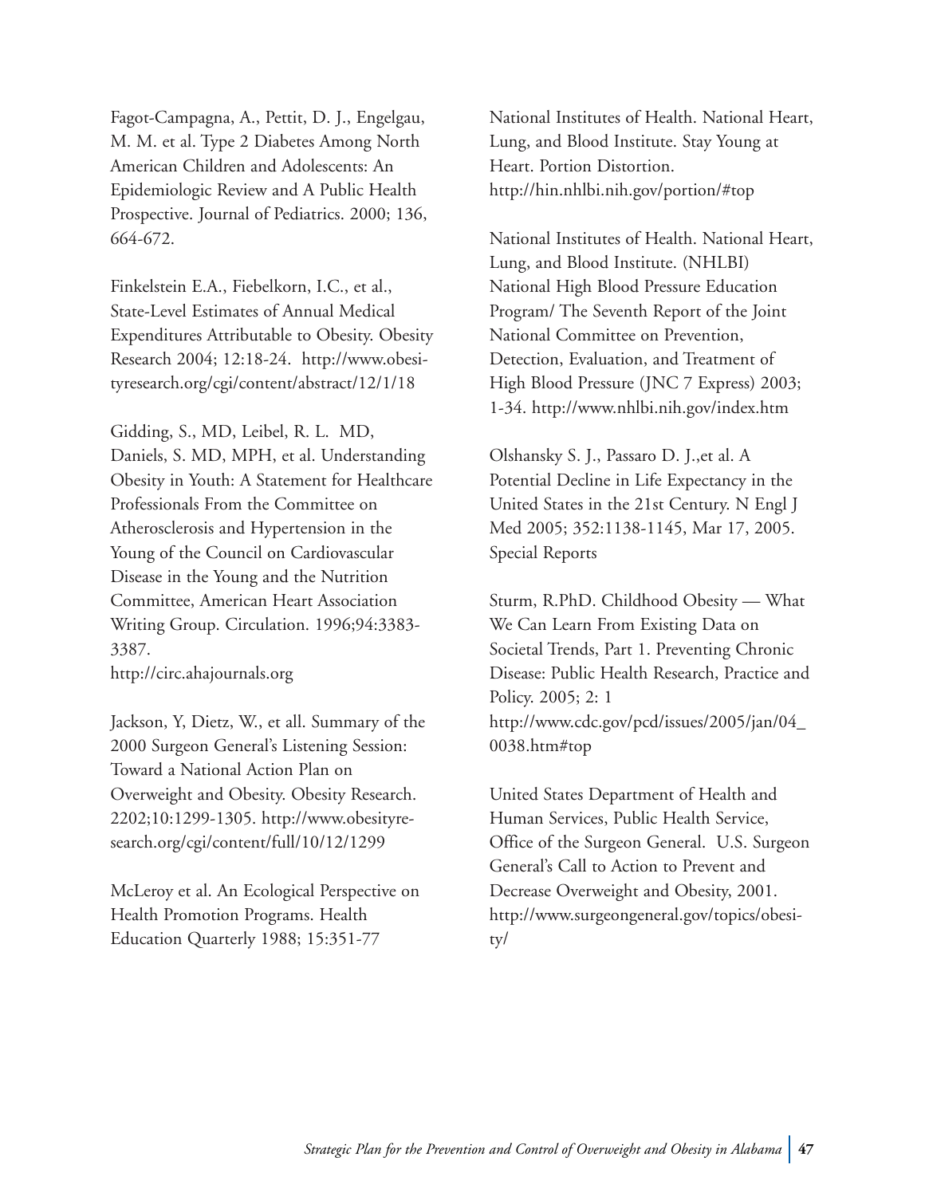Fagot-Campagna, A., Pettit, D. J., Engelgau, M. M. et al. Type 2 Diabetes Among North American Children and Adolescents: An Epidemiologic Review and A Public Health Prospective. Journal of Pediatrics. 2000; 136, 664-672.

Finkelstein E.A., Fiebelkorn, I.C., et al., State-Level Estimates of Annual Medical Expenditures Attributable to Obesity. Obesity Research 2004; 12:18-24. http://www.obesityresearch.org/cgi/content/abstract/12/1/18

Gidding, S., MD, Leibel, R. L. MD, Daniels, S. MD, MPH, et al. Understanding Obesity in Youth: A Statement for Healthcare Professionals From the Committee on Atherosclerosis and Hypertension in the Young of the Council on Cardiovascular Disease in the Young and the Nutrition Committee, American Heart Association Writing Group. Circulation. 1996;94:3383-3387.
http://circ.ahajournals.org

Jackson, Y, Dietz, W., et all. Summary of the 2000 Surgeon General's Listening Session: Toward a National Action Plan on Overweight and Obesity. Obesity Research. 2202;10:1299-1305. http://www.obesityresearch.org/cgi/content/full/10/12/1299

McLeroy et al. An Ecological Perspective on Health Promotion Programs. Health Education Quarterly 1988; 15:351-77

National Institutes of Health. National Heart, Lung, and Blood Institute. Stay Young at Heart. Portion Distortion.
http://hin.nhlbi.nih.gov/portion/#top

National Institutes of Health. National Heart, Lung, and Blood Institute. (NHLBI) National High Blood Pressure Education Program/ The Seventh Report of the Joint National Committee on Prevention, Detection, Evaluation, and Treatment of High Blood Pressure (JNC 7 Express) 2003; 1-34. http://www.nhlbi.nih.gov/index.htm

Olshansky S. J., Passaro D. J.,et al. A Potential Decline in Life Expectancy in the United States in the 21st Century. N Engl J Med 2005; 352:1138-1145, Mar 17, 2005. Special Reports

Sturm, R.PhD. Childhood Obesity — What We Can Learn From Existing Data on Societal Trends, Part 1. Preventing Chronic Disease: Public Health Research, Practice and Policy. 2005; 2: 1
http://www.cdc.gov/pcd/issues/2005/jan/04_0038.htm#top

United States Department of Health and Human Services, Public Health Service, Office of the Surgeon General. U.S. Surgeon General's Call to Action to Prevent and Decrease Overweight and Obesity, 2001.
http://www.surgeongeneral.gov/topics/obesity/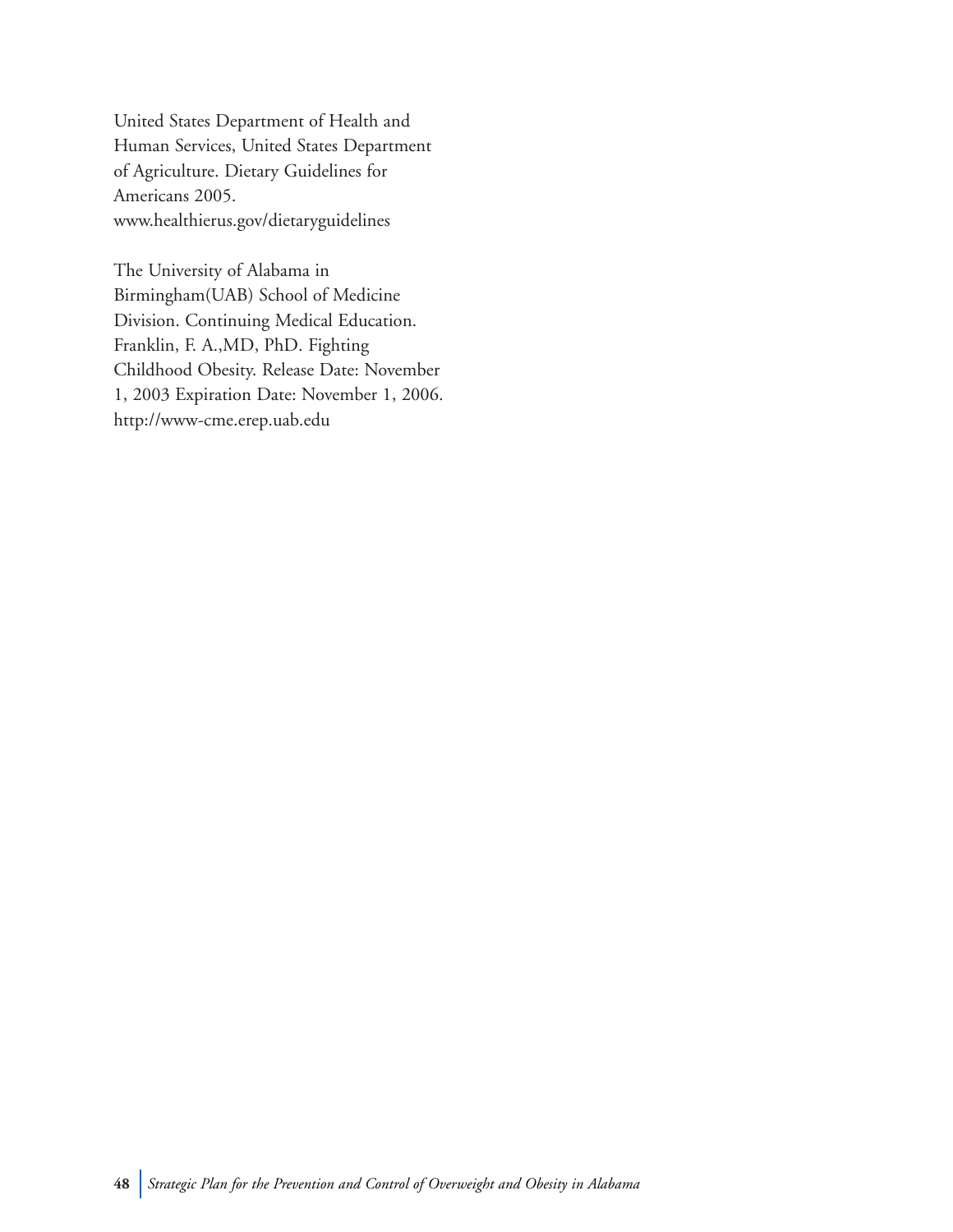United States Department of Health and Human Services, United States Department of Agriculture. Dietary Guidelines for Americans 2005. www.healthierus.gov/dietaryguidelines

The University of Alabama in Birmingham(UAB) School of Medicine Division. Continuing Medical Education. Franklin, F. A.,MD, PhD. Fighting Childhood Obesity. Release Date: November 1, 2003 Expiration Date: November 1, 2006. http://www-cme.erep.uab.edu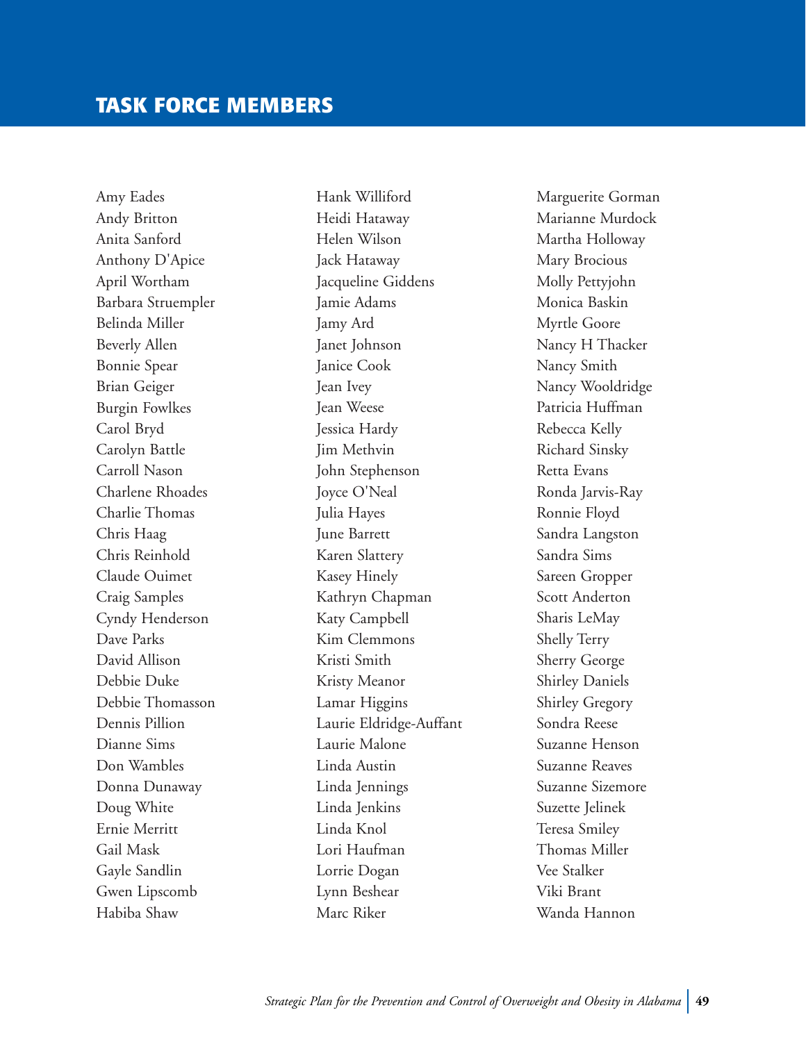# TASK FORCE MEMBERS

Amy Eades
Andy Britton
Anita Sanford
Anthony D'Apice
April Wortham
Barbara Struempler
Belinda Miller
Beverly Allen
Bonnie Spear
Brian Geiger
Burgin Fowlkes
Carol Bryd
Carolyn Battle
Carroll Nason
Charlene Rhoades
Charlie Thomas
Chris Haag
Chris Reinhold
Claude Ouimet
Craig Samples
Cyndy Henderson
Dave Parks
David Allison
Debbie Duke
Debbie Thomasson
Dennis Pillion
Dianne Sims
Don Wambles
Donna Dunaway
Doug White
Ernie Merritt
Gail Mask
Gayle Sandlin
Gwen Lipscomb
Habiba Shaw
Hank Williford
Heidi Hataway
Helen Wilson
Jack Hataway
Jacqueline Giddens
Jamie Adams
Jamy Ard
Janet Johnson
Janice Cook
Jean Ivey
Jean Weese
Jessica Hardy
Jim Methvin
John Stephenson
Joyce O'Neal
Julia Hayes
June Barrett
Karen Slattery
Kasey Hinely
Kathryn Chapman
Katy Campbell
Kim Clemmons
Kristi Smith
Kristy Meanor
Lamar Higgins
Laurie Eldridge-Auffant
Laurie Malone
Linda Austin
Linda Jennings
Linda Jenkins
Linda Knol
Lori Haufman
Lorrie Dogan
Lynn Beshear
Marc Riker
Marguerite Gorman
Marianne Murdock
Martha Holloway
Mary Brocious
Molly Pettyjohn
Monica Baskin
Myrtle Goore
Nancy H Thacker
Nancy Smith
Nancy Wooldridge
Patricia Huffman
Rebecca Kelly
Richard Sinsky
Retta Evans
Ronda Jarvis-Ray
Ronnie Floyd
Sandra Langston
Sandra Sims
Sareen Gropper
Scott Anderton
Sharis LeMay
Shelly Terry
Sherry George
Shirley Daniels
Shirley Gregory
Sondra Reese
Suzanne Henson
Suzanne Reaves
Suzanne Sizemore
Suzette Jelinek
Teresa Smiley
Thomas Miller
Vee Stalker
Viki Brant
Wanda Hannon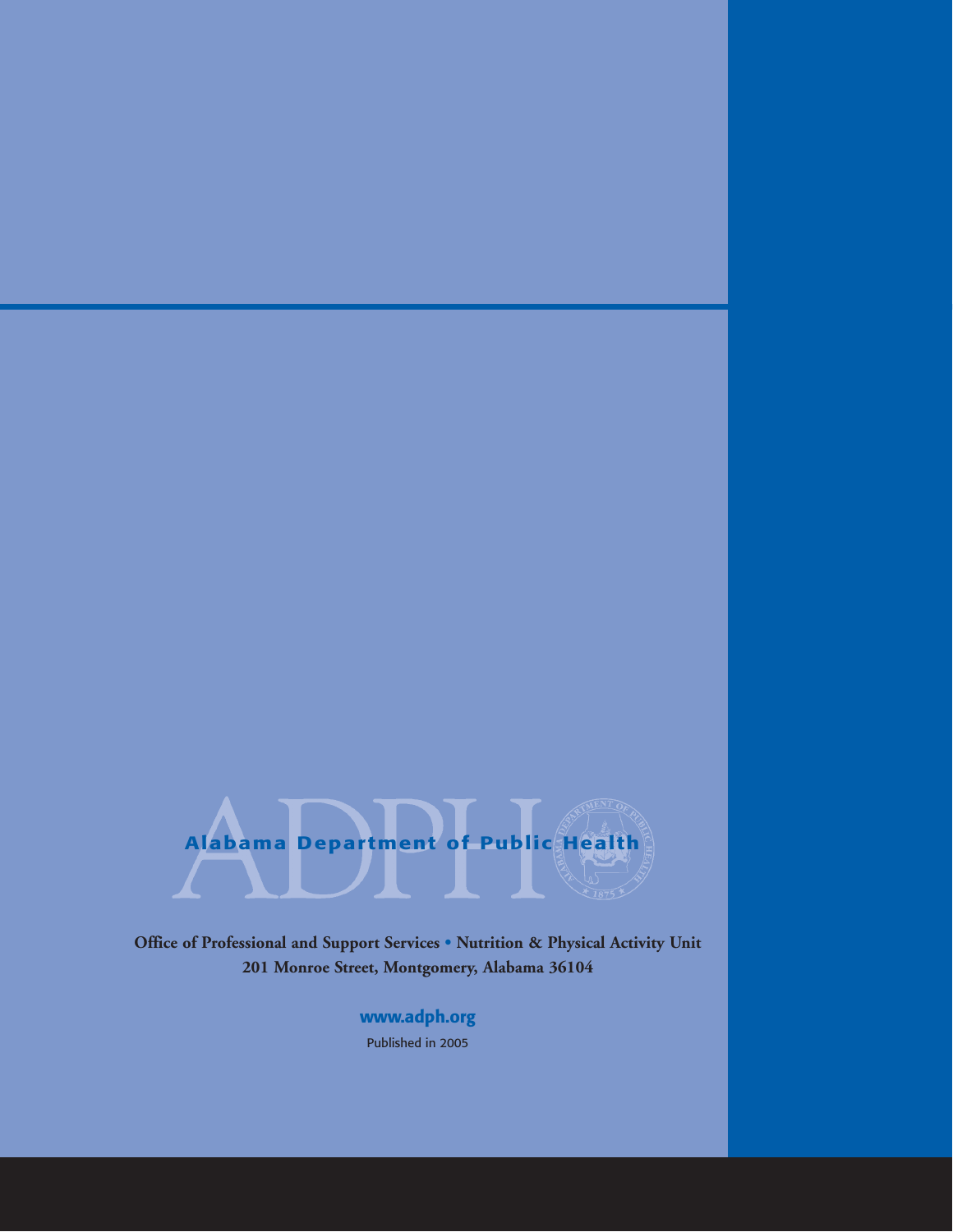Alabama Department of Public Health

**Office of Professional and Support Services • Nutrition & Physical Activity Unit**
**201 Monroe Street, Montgomery, Alabama 36104**

**www.adph.org**

Published in 2005